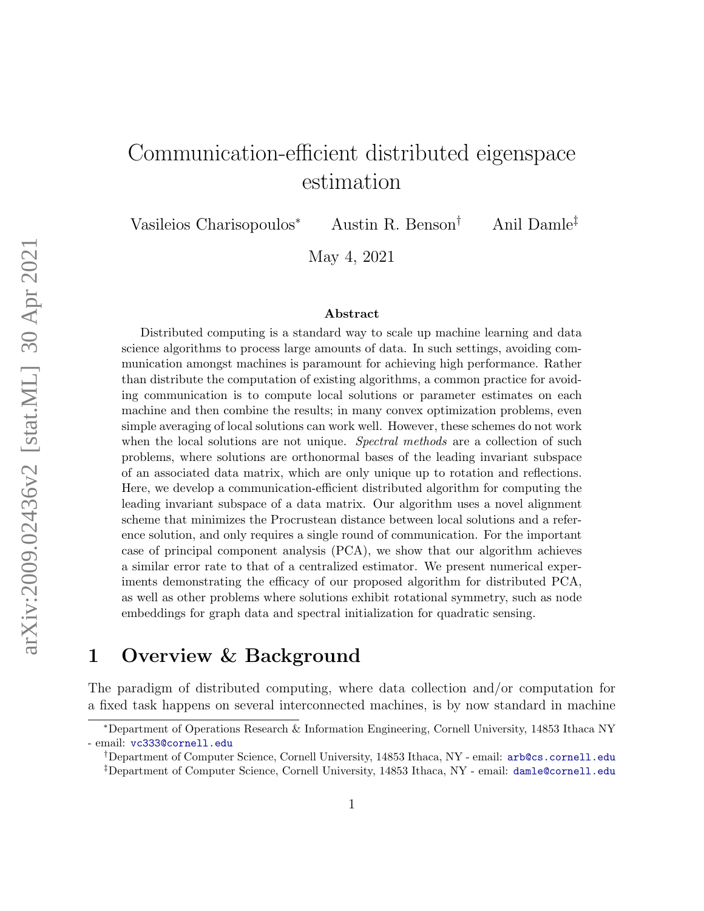# Communication-efficient distributed eigenspace estimation

Vasileios Charisopoulos[*] Austin R. Benson[†] Anil Damle[‡]

May 4, 2021

## Abstract

Distributed computing is a standard way to scale up machine learning and data science algorithms to process large amounts of data. In such settings, avoiding communication amongst machines is paramount for achieving high performance. Rather than distribute the computation of existing algorithms, a common practice for avoiding communication is to compute local solutions or parameter estimates on each machine and then combine the results; in many convex optimization problems, even simple averaging of local solutions can work well. However, these schemes do not work when the local solutions are not unique. *Spectral methods* are a collection of such problems, where solutions are orthonormal bases of the leading invariant subspace of an associated data matrix, which are only unique up to rotation and reflections. Here, we develop a communication-efficient distributed algorithm for computing the leading invariant subspace of a data matrix. Our algorithm uses a novel alignment scheme that minimizes the Procrustean distance between local solutions and a reference solution, and only requires a single round of communication. For the important case of principal component analysis (PCA), we show that our algorithm achieves a similar error rate to that of a centralized estimator. We present numerical experiments demonstrating the efficacy of our proposed algorithm for distributed PCA, as well as other problems where solutions exhibit rotational symmetry, such as node embeddings for graph data and spectral initialization for quadratic sensing.

## 1 Overview & Background

The paradigm of distributed computing, where data collection and/or computation for a fixed task happens on several interconnected machines, is by now standard in machine

[*]Department of Operations Research & Information Engineering, Cornell University, 14853 Ithaca NY - email: vc333@cornell.edu

[†]Department of Computer Science, Cornell University, 14853 Ithaca, NY - email: arb@cs.cornell.edu

[‡]Department of Computer Science, Cornell University, 14853 Ithaca, NY - email: damle@cornell.edu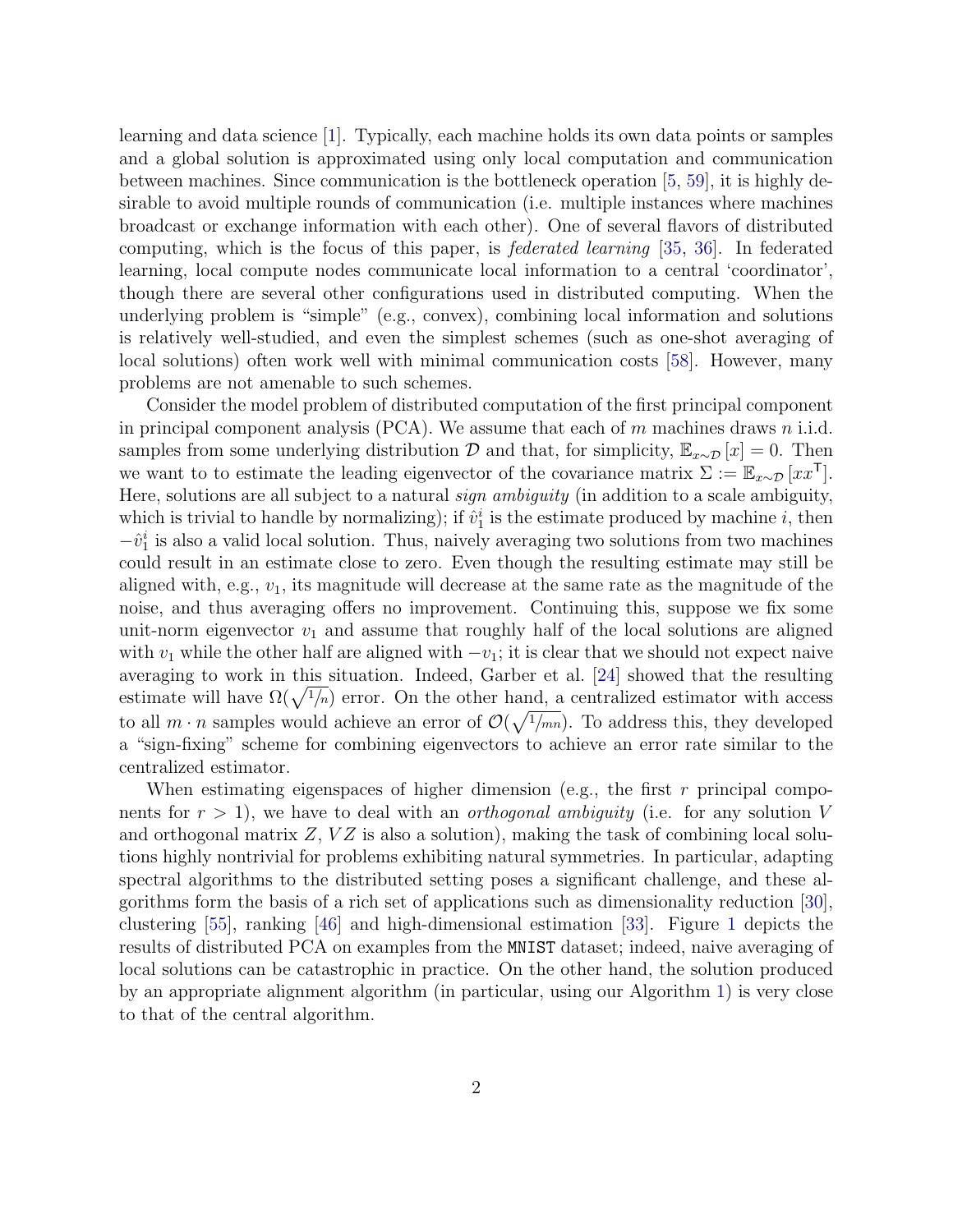learning and data science [1]. Typically, each machine holds its own data points or samples and a global solution is approximated using only local computation and communication between machines. Since communication is the bottleneck operation [5, 59], it is highly desirable to avoid multiple rounds of communication (i.e. multiple instances where machines broadcast or exchange information with each other). One of several flavors of distributed computing, which is the focus of this paper, is *federated learning* [35, 36]. In federated learning, local compute nodes communicate local information to a central 'coordinator', though there are several other configurations used in distributed computing. When the underlying problem is "simple" (e.g., convex), combining local information and solutions is relatively well-studied, and even the simplest schemes (such as one-shot averaging of local solutions) often work well with minimal communication costs [58]. However, many problems are not amenable to such schemes.

Consider the model problem of distributed computation of the first principal component in principal component analysis (PCA). We assume that each of $m$ machines draws $n$ i.i.d. samples from some underlying distribution $\mathcal{D}$ and that, for simplicity, $\mathbb{E}_{x\sim\mathcal{D}}[x] = 0$. Then we want to to estimate the leading eigenvector of the covariance matrix $\Sigma := \mathbb{E}_{x\sim\mathcal{D}}[xx^{\mathsf{T}}]$. Here, solutions are all subject to a natural *sign ambiguity* (in addition to a scale ambiguity, which is trivial to handle by normalizing); if $\hat{v}_1^i$ is the estimate produced by machine $i$, then $-\hat{v}_1^i$ is also a valid local solution. Thus, naively averaging two solutions from two machines could result in an estimate close to zero. Even though the resulting estimate may still be aligned with, e.g., $v_1$, its magnitude will decrease at the same rate as the magnitude of the noise, and thus averaging offers no improvement. Continuing this, suppose we fix some unit-norm eigenvector $v_1$ and assume that roughly half of the local solutions are aligned with $v_1$ while the other half are aligned with $-v_1$; it is clear that we should not expect naive averaging to work in this situation. Indeed, Garber et al. [24] showed that the resulting estimate will have $\Omega(\sqrt{1/n})$ error. On the other hand, a centralized estimator with access to all $m \cdot n$ samples would achieve an error of $\mathcal{O}(\sqrt{1/mn})$. To address this, they developed a "sign-fixing" scheme for combining eigenvectors to achieve an error rate similar to the centralized estimator.

When estimating eigenspaces of higher dimension (e.g., the first $r$ principal components for $r > 1$), we have to deal with an *orthogonal ambiguity* (i.e. for any solution $V$ and orthogonal matrix $Z$, $VZ$ is also a solution), making the task of combining local solutions highly nontrivial for problems exhibiting natural symmetries. In particular, adapting spectral algorithms to the distributed setting poses a significant challenge, and these algorithms form the basis of a rich set of applications such as dimensionality reduction [30], clustering [55], ranking [46] and high-dimensional estimation [33]. Figure 1 depicts the results of distributed PCA on examples from the `MNIST` dataset; indeed, naive averaging of local solutions can be catastrophic in practice. On the other hand, the solution produced by an appropriate alignment algorithm (in particular, using our Algorithm 1) is very close to that of the central algorithm.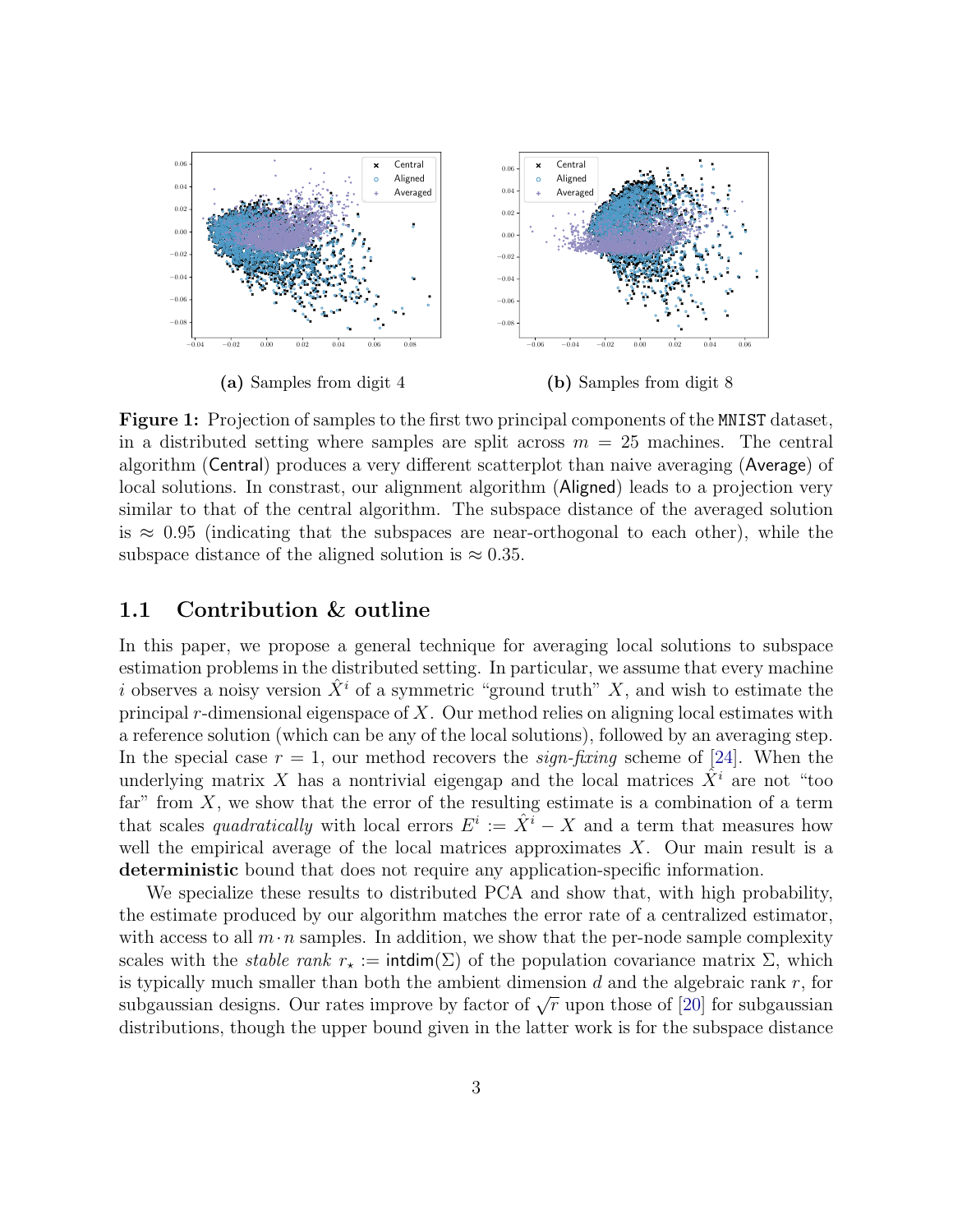(a) Samples from digit 4

(b) Samples from digit 8

**Figure 1:** Projection of samples to the first two principal components of the MNIST dataset, in a distributed setting where samples are split across $m = 25$ machines. The central algorithm (Central) produces a very different scatterplot than naive averaging (Average) of local solutions. In constrast, our alignment algorithm (Aligned) leads to a projection very similar to that of the central algorithm. The subspace distance of the averaged solution is $\approx 0.95$ (indicating that the subspaces are near-orthogonal to each other), while the subspace distance of the aligned solution is $\approx 0.35$.

## 1.1 Contribution & outline

In this paper, we propose a general technique for averaging local solutions to subspace estimation problems in the distributed setting. In particular, we assume that every machine $i$ observes a noisy version $\hat{X}^i$ of a symmetric "ground truth" $X$, and wish to estimate the principal $r$-dimensional eigenspace of $X$. Our method relies on aligning local estimates with a reference solution (which can be any of the local solutions), followed by an averaging step. In the special case $r = 1$, our method recovers the *sign-fixing* scheme of [24]. When the underlying matrix $X$ has a nontrivial eigengap and the local matrices $\hat{X}^i$ are not "too far" from $X$, we show that the error of the resulting estimate is a combination of a term that scales *quadratically* with local errors $E^i := \hat{X}^i - X$ and a term that measures how well the empirical average of the local matrices approximates $X$. Our main result is a **deterministic** bound that does not require any application-specific information.

We specialize these results to distributed PCA and show that, with high probability, the estimate produced by our algorithm matches the error rate of a centralized estimator, with access to all $m \cdot n$ samples. In addition, we show that the per-node sample complexity scales with the *stable rank* $r_\star := \mathsf{intdim}(\Sigma)$ of the population covariance matrix $\Sigma$, which is typically much smaller than both the ambient dimension $d$ and the algebraic rank $r$, for subgaussian designs. Our rates improve by factor of $\sqrt{r}$ upon those of [20] for subgaussian distributions, though the upper bound given in the latter work is for the subspace distance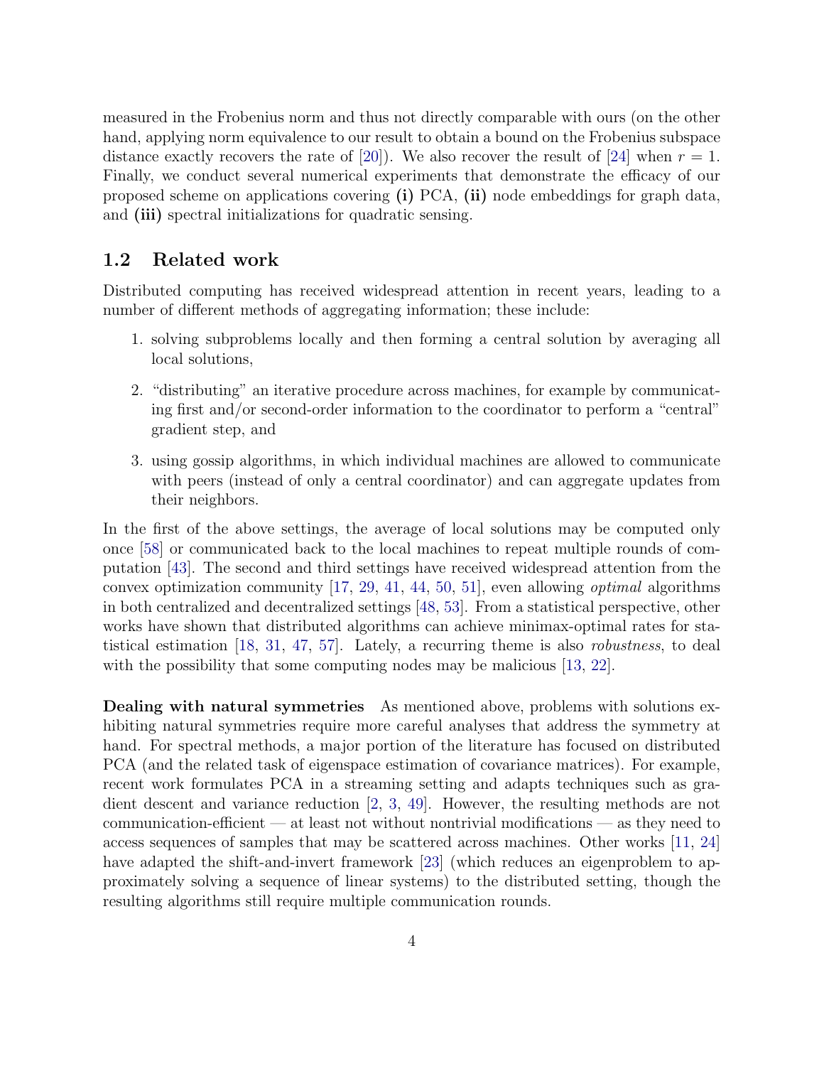measured in the Frobenius norm and thus not directly comparable with ours (on the other hand, applying norm equivalence to our result to obtain a bound on the Frobenius subspace distance exactly recovers the rate of [20]). We also recover the result of [24] when $r = 1$. Finally, we conduct several numerical experiments that demonstrate the efficacy of our proposed scheme on applications covering **(i)** PCA, **(ii)** node embeddings for graph data, and **(iii)** spectral initializations for quadratic sensing.

## 1.2 Related work

Distributed computing has received widespread attention in recent years, leading to a number of different methods of aggregating information; these include:

1. solving subproblems locally and then forming a central solution by averaging all local solutions,
2. "distributing" an iterative procedure across machines, for example by communicating first and/or second-order information to the coordinator to perform a "central" gradient step, and
3. using gossip algorithms, in which individual machines are allowed to communicate with peers (instead of only a central coordinator) and can aggregate updates from their neighbors.

In the first of the above settings, the average of local solutions may be computed only once [58] or communicated back to the local machines to repeat multiple rounds of computation [43]. The second and third settings have received widespread attention from the convex optimization community [17, 29, 41, 44, 50, 51], even allowing *optimal* algorithms in both centralized and decentralized settings [48, 53]. From a statistical perspective, other works have shown that distributed algorithms can achieve minimax-optimal rates for statistical estimation [18, 31, 47, 57]. Lately, a recurring theme is also *robustness*, to deal with the possibility that some computing nodes may be malicious [13, 22].

**Dealing with natural symmetries** As mentioned above, problems with solutions exhibiting natural symmetries require more careful analyses that address the symmetry at hand. For spectral methods, a major portion of the literature has focused on distributed PCA (and the related task of eigenspace estimation of covariance matrices). For example, recent work formulates PCA in a streaming setting and adapts techniques such as gradient descent and variance reduction [2, 3, 49]. However, the resulting methods are not communication-efficient — at least not without nontrivial modifications — as they need to access sequences of samples that may be scattered across machines. Other works [11, 24] have adapted the shift-and-invert framework [23] (which reduces an eigenproblem to approximately solving a sequence of linear systems) to the distributed setting, though the resulting algorithms still require multiple communication rounds.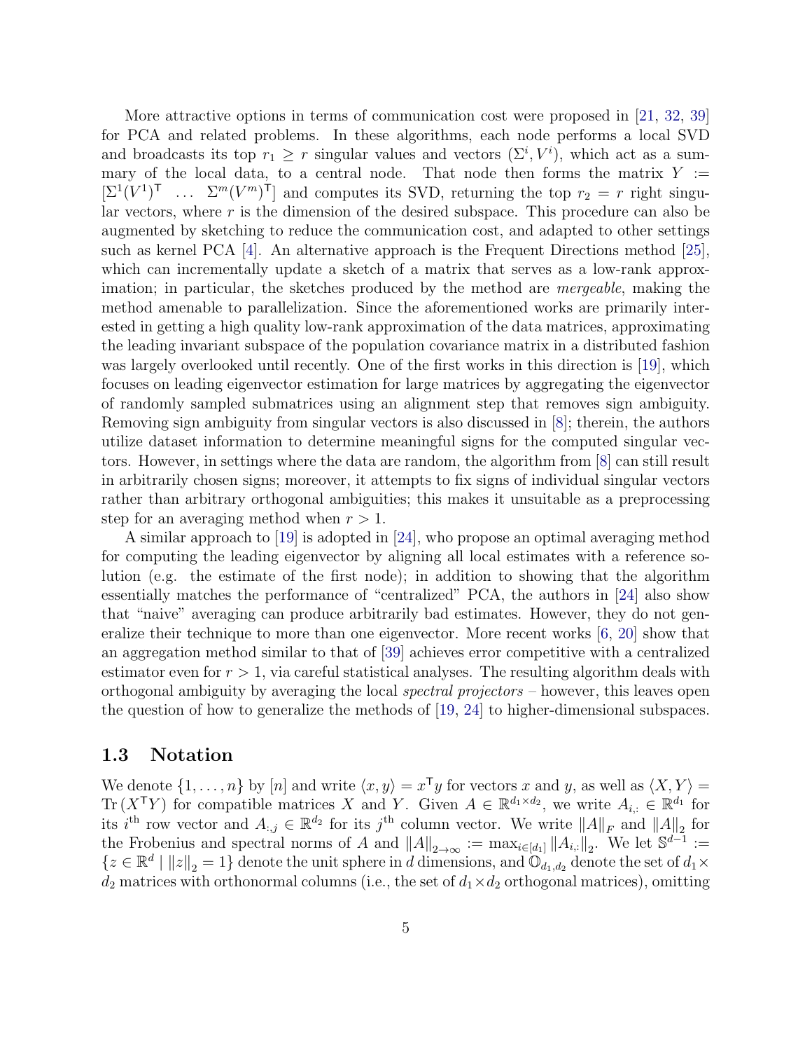More attractive options in terms of communication cost were proposed in [21, 32, 39] for PCA and related problems. In these algorithms, each node performs a local SVD and broadcasts its top $r_1 \geq r$ singular values and vectors $(\Sigma^i, V^i)$, which act as a summary of the local data, to a central node. That node then forms the matrix $Y := [\Sigma^1 (V^1)^\mathsf{T} \quad \dots \quad \Sigma^m (V^m)^\mathsf{T}]$ and computes its SVD, returning the top $r_2 = r$ right singular vectors, where $r$ is the dimension of the desired subspace. This procedure can also be augmented by sketching to reduce the communication cost, and adapted to other settings such as kernel PCA [4]. An alternative approach is the Frequent Directions method [25], which can incrementally update a sketch of a matrix that serves as a low-rank approximation; in particular, the sketches produced by the method are *mergeable*, making the method amenable to parallelization. Since the aforementioned works are primarily interested in getting a high quality low-rank approximation of the data matrices, approximating the leading invariant subspace of the population covariance matrix in a distributed fashion was largely overlooked until recently. One of the first works in this direction is [19], which focuses on leading eigenvector estimation for large matrices by aggregating the eigenvector of randomly sampled submatrices using an alignment step that removes sign ambiguity. Removing sign ambiguity from singular vectors is also discussed in [8]; therein, the authors utilize dataset information to determine meaningful signs for the computed singular vectors. However, in settings where the data are random, the algorithm from [8] can still result in arbitrarily chosen signs; moreover, it attempts to fix signs of individual singular vectors rather than arbitrary orthogonal ambiguities; this makes it unsuitable as a preprocessing step for an averaging method when $r > 1$.

A similar approach to [19] is adopted in [24], who propose an optimal averaging method for computing the leading eigenvector by aligning all local estimates with a reference solution (e.g. the estimate of the first node); in addition to showing that the algorithm essentially matches the performance of "centralized" PCA, the authors in [24] also show that "naive" averaging can produce arbitrarily bad estimates. However, they do not generalize their technique to more than one eigenvector. More recent works [6, 20] show that an aggregation method similar to that of [39] achieves error competitive with a centralized estimator even for $r > 1$, via careful statistical analyses. The resulting algorithm deals with orthogonal ambiguity by averaging the local *spectral projectors* – however, this leaves open the question of how to generalize the methods of [19, 24] to higher-dimensional subspaces.

### 1.3 Notation

We denote $\{1, \dots, n\}$ by $[n]$ and write $\langle x, y \rangle = x^\mathsf{T} y$ for vectors $x$ and $y$, as well as $\langle X, Y \rangle = \mathrm{Tr}\left(X^\mathsf{T} Y\right)$ for compatible matrices $X$ and $Y$. Given $A \in \mathbb{R}^{d_1 \times d_2}$, we write $A_{i,:} \in \mathbb{R}^{d_1}$ for its $i^{\text{th}}$ row vector and $A_{:,j} \in \mathbb{R}^{d_2}$ for its $j^{\text{th}}$ column vector. We write $\|A\|_F$ and $\|A\|_2$ for the Frobenius and spectral norms of $A$ and $\|A\|_{2 \to \infty} := \max_{i \in [d_1]} \|A_{i,:}\|_2$. We let $\mathbb{S}^{d-1} := \{z \in \mathbb{R}^d \mid \|z\|_2 = 1\}$ denote the unit sphere in $d$ dimensions, and $\mathbb{O}_{d_1,d_2}$ denote the set of $d_1 \times d_2$ matrices with orthonormal columns (i.e., the set of $d_1 \times d_2$ orthogonal matrices), omitting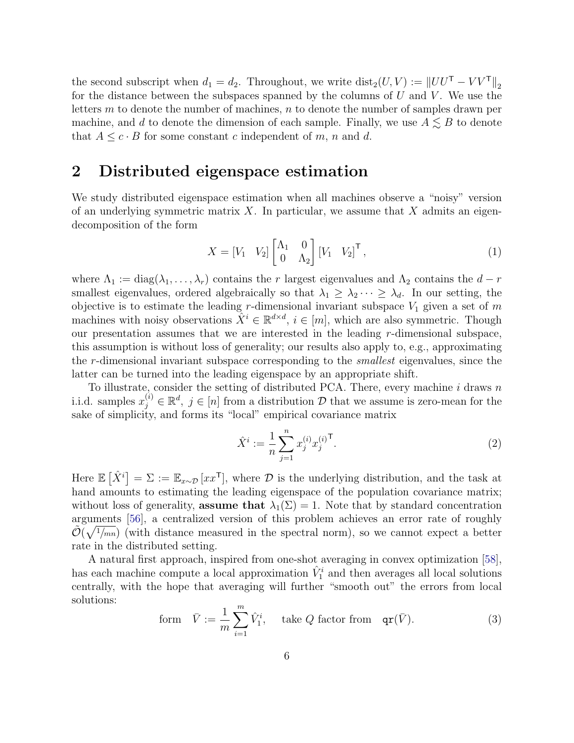the second subscript when $d_1 = d_2$. Throughout, we write $\mathrm{dist}_2(U, V) := \|UU^\mathsf{T} - VV^\mathsf{T}\|_2$ for the distance between the subspaces spanned by the columns of $U$ and $V$. We use the letters $m$ to denote the number of machines, $n$ to denote the number of samples drawn per machine, and $d$ to denote the dimension of each sample. Finally, we use $A \lesssim B$ to denote that $A \leq c \cdot B$ for some constant $c$ independent of $m$, $n$ and $d$.

## 2 Distributed eigenspace estimation

We study distributed eigenspace estimation when all machines observe a "noisy" version of an underlying symmetric matrix $X$. In particular, we assume that $X$ admits an eigendecomposition of the form

$$X = \begin{bmatrix} V_1 & V_2 \end{bmatrix} \begin{bmatrix} \Lambda_1 & 0 \\ 0 & \Lambda_2 \end{bmatrix} \begin{bmatrix} V_1 & V_2 \end{bmatrix}^\mathsf{T}, \tag{1}$$

where $\Lambda_1 := \mathrm{diag}(\lambda_1, \dots, \lambda_r)$ contains the $r$ largest eigenvalues and $\Lambda_2$ contains the $d - r$ smallest eigenvalues, ordered algebraically so that $\lambda_1 \geq \lambda_2 \cdots \geq \lambda_d$. In our setting, the objective is to estimate the leading $r$-dimensional invariant subspace $V_1$ given a set of $m$ machines with noisy observations $\hat{X}^i \in \mathbb{R}^{d \times d}$, $i \in [m]$, which are also symmetric. Though our presentation assumes that we are interested in the leading $r$-dimensional subspace, this assumption is without loss of generality; our results also apply to, e.g., approximating the $r$-dimensional invariant subspace corresponding to the *smallest* eigenvalues, since the latter can be turned into the leading eigenspace by an appropriate shift.

To illustrate, consider the setting of distributed PCA. There, every machine $i$ draws $n$ i.i.d. samples $x_j^{(i)} \in \mathbb{R}^d$, $j \in [n]$ from a distribution $\mathcal{D}$ that we assume is zero-mean for the sake of simplicity, and forms its "local" empirical covariance matrix

$$\hat{X}^i := \frac{1}{n} \sum_{j=1}^{n} x_j^{(i)} {x_j^{(i)}}^\mathsf{T}. \tag{2}$$

Here $\mathbb{E}\left[\hat{X}^i\right] = \Sigma := \mathbb{E}_{x \sim \mathcal{D}}\left[xx^\mathsf{T}\right]$, where $\mathcal{D}$ is the underlying distribution, and the task at hand amounts to estimating the leading eigenspace of the population covariance matrix; without loss of generality, **assume that** $\lambda_1(\Sigma) = 1$. Note that by standard concentration arguments [56], a centralized version of this problem achieves an error rate of roughly $\tilde{\mathcal{O}}(\sqrt{1/mn})$ (with distance measured in the spectral norm), so we cannot expect a better rate in the distributed setting.

A natural first approach, inspired from one-shot averaging in convex optimization [58], has each machine compute a local approximation $\hat{V}_1^i$ and then averages all local solutions centrally, with the hope that averaging will further "smooth out" the errors from local solutions:

$$\text{form} \quad \bar{V} := \frac{1}{m} \sum_{i=1}^{m} \hat{V}_1^i, \quad \text{take } Q \text{ factor from} \quad \mathtt{qr}(\bar{V}). \tag{3}$$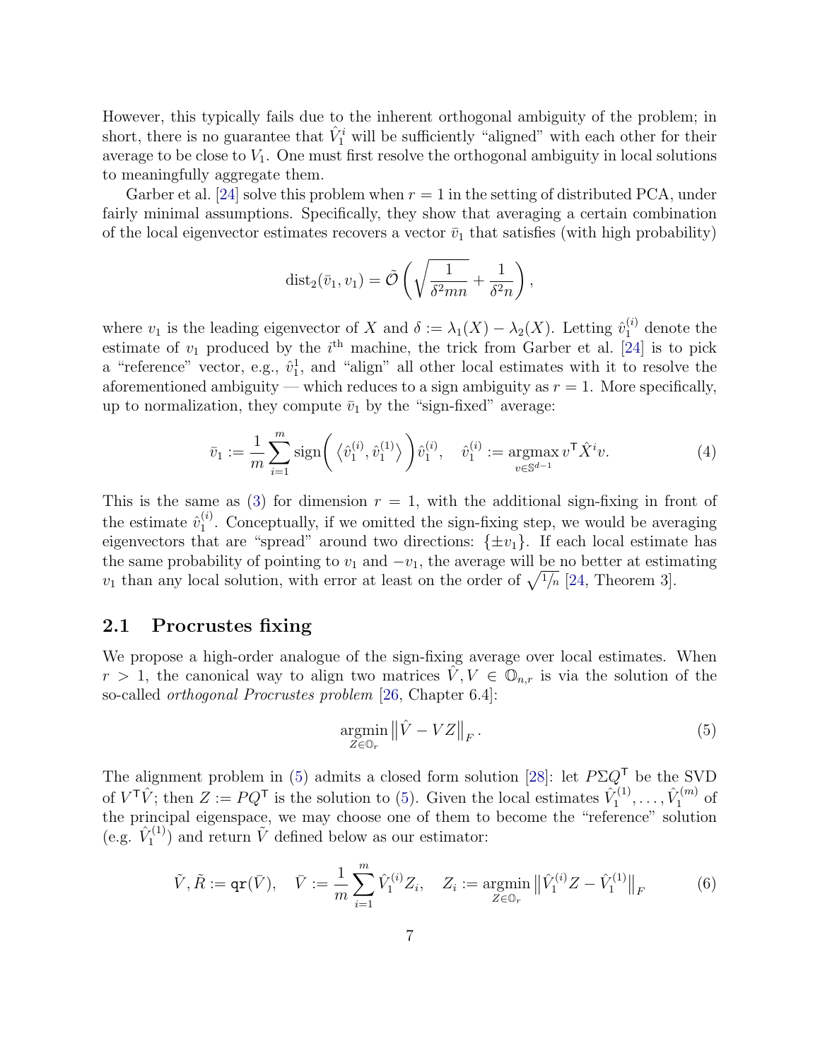However, this typically fails due to the inherent orthogonal ambiguity of the problem; in short, there is no guarantee that $\hat{V}_1^i$ will be sufficiently "aligned" with each other for their average to be close to $V_1$. One must first resolve the orthogonal ambiguity in local solutions to meaningfully aggregate them.

Garber et al. [24] solve this problem when $r = 1$ in the setting of distributed PCA, under fairly minimal assumptions. Specifically, they show that averaging a certain combination of the local eigenvector estimates recovers a vector $\bar{v}_1$ that satisfies (with high probability)

$$\mathrm{dist}_2(\bar{v}_1, v_1) = \tilde{\mathcal{O}}\left(\sqrt{\frac{1}{\delta^2 mn}} + \frac{1}{\delta^2 n}\right),$$

where $v_1$ is the leading eigenvector of $X$ and $\delta := \lambda_1(X) - \lambda_2(X)$. Letting $\hat{v}_1^{(i)}$ denote the estimate of $v_1$ produced by the $i^{\text{th}}$ machine, the trick from Garber et al. [24] is to pick a "reference" vector, e.g., $\hat{v}_1^1$, and "align" all other local estimates with it to resolve the aforementioned ambiguity — which reduces to a sign ambiguity as $r = 1$. More specifically, up to normalization, they compute $\bar{v}_1$ by the "sign-fixed" average:

$$\bar{v}_1 := \frac{1}{m} \sum_{i=1}^{m} \mathrm{sign}\left( \left\langle \hat{v}_1^{(i)}, \hat{v}_1^{(1)} \right\rangle \right) \hat{v}_1^{(i)}, \quad \hat{v}_1^{(i)} := \operatorname*{argmax}_{v \in \mathbb{S}^{d-1}} v^{\mathsf{T}} \hat{X}^i v. \tag{4}$$

This is the same as (3) for dimension $r = 1$, with the additional sign-fixing in front of the estimate $\hat{v}_1^{(i)}$. Conceptually, if we omitted the sign-fixing step, we would be averaging eigenvectors that are "spread" around two directions: $\{\pm v_1\}$. If each local estimate has the same probability of pointing to $v_1$ and $-v_1$, the average will be no better at estimating $v_1$ than any local solution, with error at least on the order of $\sqrt{1/n}$ [24, Theorem 3].

## 2.1 Procrustes fixing

We propose a high-order analogue of the sign-fixing average over local estimates. When $r > 1$, the canonical way to align two matrices $\hat{V}, V \in \mathbb{O}_{n,r}$ is via the solution of the so-called *orthogonal Procrustes problem* [26, Chapter 6.4]:

$$\operatorname*{argmin}_{Z \in \mathbb{O}_r} \left\| \hat{V} - VZ \right\|_F. \tag{5}$$

The alignment problem in (5) admits a closed form solution [28]: let $P \Sigma Q^{\mathsf{T}}$ be the SVD of $V^{\mathsf{T}} \hat{V}$; then $Z := PQ^{\mathsf{T}}$ is the solution to (5). Given the local estimates $\hat{V}_1^{(1)}, \dots, \hat{V}_1^{(m)}$ of the principal eigenspace, we may choose one of them to become the "reference" solution (e.g. $\hat{V}_1^{(1)}$) and return $\tilde{V}$ defined below as our estimator:

$$\tilde{V}, \tilde{R} := \mathtt{qr}(\bar{V}), \quad \bar{V} := \frac{1}{m} \sum_{i=1}^{m} \hat{V}_1^{(i)} Z_i, \quad Z_i := \operatorname*{argmin}_{Z \in \mathbb{O}_r} \left\| \hat{V}_1^{(i)} Z - \hat{V}_1^{(1)} \right\|_F \tag{6}$$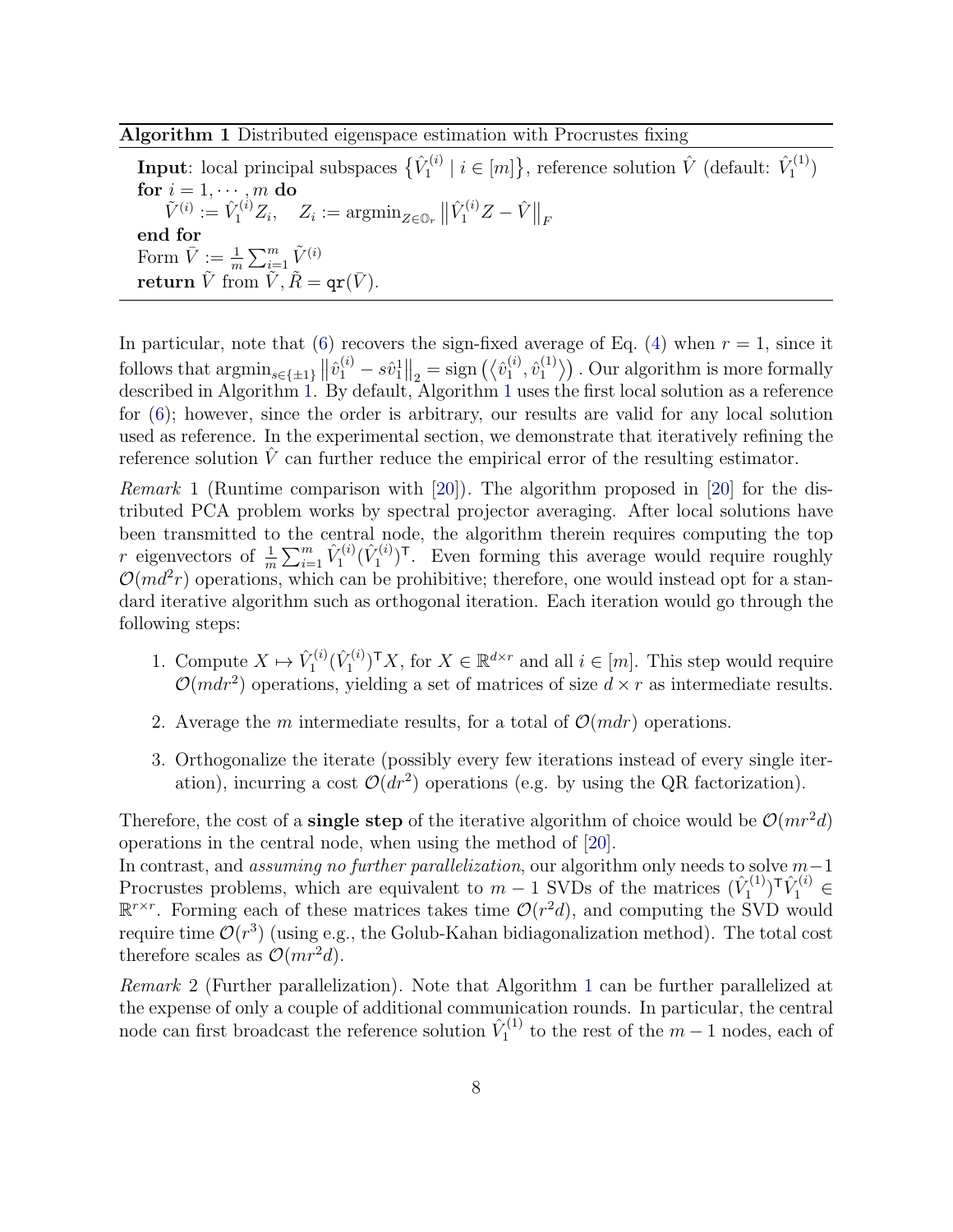**Algorithm 1** Distributed eigenspace estimation with Procrustes fixing

**Input**: local principal subspaces $\{\hat{V}_1^{(i)} \mid i \in [m]\}$, reference solution $\hat{V}$ (default: $\hat{V}_1^{(1)}$)
**for** $i = 1, \cdots, m$ **do**
  $\tilde{V}^{(i)} := \hat{V}_1^{(i)} Z_i, \quad Z_i := \mathrm{argmin}_{Z \in \mathbb{O}_r} \left\| \hat{V}_1^{(i)} Z - \hat{V} \right\|_F$
**end for**
Form $\bar{V} := \frac{1}{m} \sum_{i=1}^{m} \tilde{V}^{(i)}$
**return** $\tilde{V}$ from $\tilde{V}, \tilde{R} = \mathtt{qr}(\bar{V})$.

In particular, note that (6) recovers the sign-fixed average of Eq. (4) when $r = 1$, since it follows that $\mathrm{argmin}_{s \in \{\pm 1\}} \left\| \hat{v}_1^{(i)} - s \hat{v}_1^1 \right\|_2 = \mathrm{sign}\left( \langle \hat{v}_1^{(i)}, \hat{v}_1^{(1)} \rangle \right)$. Our algorithm is more formally described in Algorithm 1. By default, Algorithm 1 uses the first local solution as a reference for (6); however, since the order is arbitrary, our results are valid for any local solution used as reference. In the experimental section, we demonstrate that iteratively refining the reference solution $\hat{V}$ can further reduce the empirical error of the resulting estimator.

*Remark* 1 (Runtime comparison with [20]). The algorithm proposed in [20] for the distributed PCA problem works by spectral projector averaging. After local solutions have been transmitted to the central node, the algorithm therein requires computing the top $r$ eigenvectors of $\frac{1}{m} \sum_{i=1}^{m} \hat{V}_1^{(i)} (\hat{V}_1^{(i)})^{\mathsf{T}}$. Even forming this average would require roughly $\mathcal{O}(md^2 r)$ operations, which can be prohibitive; therefore, one would instead opt for a standard iterative algorithm such as orthogonal iteration. Each iteration would go through the following steps:

1. Compute $X \mapsto \hat{V}_1^{(i)} (\hat{V}_1^{(i)})^{\mathsf{T}} X$, for $X \in \mathbb{R}^{d \times r}$ and all $i \in [m]$. This step would require $\mathcal{O}(mdr^2)$ operations, yielding a set of matrices of size $d \times r$ as intermediate results.
2. Average the $m$ intermediate results, for a total of $\mathcal{O}(mdr)$ operations.
3. Orthogonalize the iterate (possibly every few iterations instead of every single iteration), incurring a cost $\mathcal{O}(dr^2)$ operations (e.g. by using the QR factorization).

Therefore, the cost of a **single step** of the iterative algorithm of choice would be $\mathcal{O}(mr^2 d)$ operations in the central node, when using the method of [20].
In contrast, and *assuming no further parallelization*, our algorithm only needs to solve $m-1$ Procrustes problems, which are equivalent to $m-1$ SVDs of the matrices $(\hat{V}_1^{(1)})^{\mathsf{T}} \hat{V}_1^{(i)} \in \mathbb{R}^{r \times r}$. Forming each of these matrices takes time $\mathcal{O}(r^2 d)$, and computing the SVD would require time $\mathcal{O}(r^3)$ (using e.g., the Golub-Kahan bidiagonalization method). The total cost therefore scales as $\mathcal{O}(mr^2 d)$.

*Remark* 2 (Further parallelization). Note that Algorithm 1 can be further parallelized at the expense of only a couple of additional communication rounds. In particular, the central node can first broadcast the reference solution $\hat{V}_1^{(1)}$ to the rest of the $m-1$ nodes, each of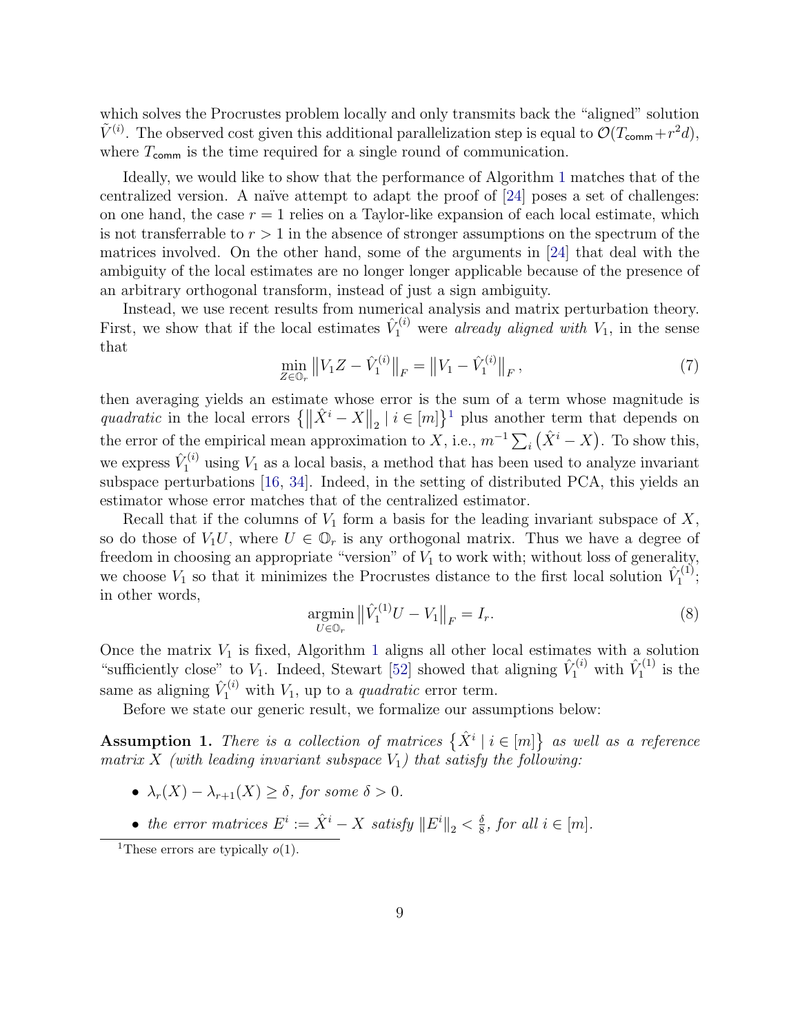which solves the Procrustes problem locally and only transmits back the "aligned" solution $\tilde{V}^{(i)}$. The observed cost given this additional parallelization step is equal to $\mathcal{O}(T_{\mathsf{comm}} + r^2 d)$, where $T_{\mathsf{comm}}$ is the time required for a single round of communication.

Ideally, we would like to show that the performance of Algorithm 1 matches that of the centralized version. A naïve attempt to adapt the proof of [24] poses a set of challenges: on one hand, the case $r = 1$ relies on a Taylor-like expansion of each local estimate, which is not transferrable to $r > 1$ in the absence of stronger assumptions on the spectrum of the matrices involved. On the other hand, some of the arguments in [24] that deal with the ambiguity of the local estimates are no longer longer applicable because of the presence of an arbitrary orthogonal transform, instead of just a sign ambiguity.

Instead, we use recent results from numerical analysis and matrix perturbation theory. First, we show that if the local estimates $\hat{V}_1^{(i)}$ were *already aligned with* $V_1$, in the sense that

$$\min_{Z \in \mathbb{O}_r} \left\| V_1 Z - \hat{V}_1^{(i)} \right\|_F = \left\| V_1 - \hat{V}_1^{(i)} \right\|_F, \tag{7}$$

then averaging yields an estimate whose error is the sum of a term whose magnitude is *quadratic* in the local errors $\left\{ \left\| \hat{X}^i - X \right\|_2 \mid i \in [m] \right\}$[1] plus another term that depends on the error of the empirical mean approximation to $X$, i.e., $m^{-1} \sum_i \left( \hat{X}^i - X \right)$. To show this, we express $\hat{V}_1^{(i)}$ using $V_1$ as a local basis, a method that has been used to analyze invariant subspace perturbations [16, 34]. Indeed, in the setting of distributed PCA, this yields an estimator whose error matches that of the centralized estimator.

Recall that if the columns of $V_1$ form a basis for the leading invariant subspace of $X$, so do those of $V_1 U$, where $U \in \mathbb{O}_r$ is any orthogonal matrix. Thus we have a degree of freedom in choosing an appropriate "version" of $V_1$ to work with; without loss of generality, we choose $V_1$ so that it minimizes the Procrustes distance to the first local solution $\hat{V}_1^{(1)}$; in other words,

$$\operatorname*{argmin}_{U \in \mathbb{O}_r} \left\| \hat{V}_1^{(1)} U - V_1 \right\|_F = I_r. \tag{8}$$

Once the matrix $V_1$ is fixed, Algorithm 1 aligns all other local estimates with a solution "sufficiently close" to $V_1$. Indeed, Stewart [52] showed that aligning $\hat{V}_1^{(i)}$ with $\hat{V}_1^{(1)}$ is the same as aligning $\hat{V}_1^{(i)}$ with $V_1$, up to a *quadratic* error term.

Before we state our generic result, we formalize our assumptions below:

**Assumption 1.** *There is a collection of matrices $\left\{ \hat{X}^i \mid i \in [m] \right\}$ as well as a reference matrix $X$ (with leading invariant subspace $V_1$) that satisfy the following:*

- $\lambda_r(X) - \lambda_{r+1}(X) \geq \delta$, *for some $\delta > 0$.*
- *the error matrices $E^i := \hat{X}^i - X$ satisfy $\|E^i\|_2 < \frac{\delta}{8}$, for all $i \in [m]$.*

[1] These errors are typically $o(1)$.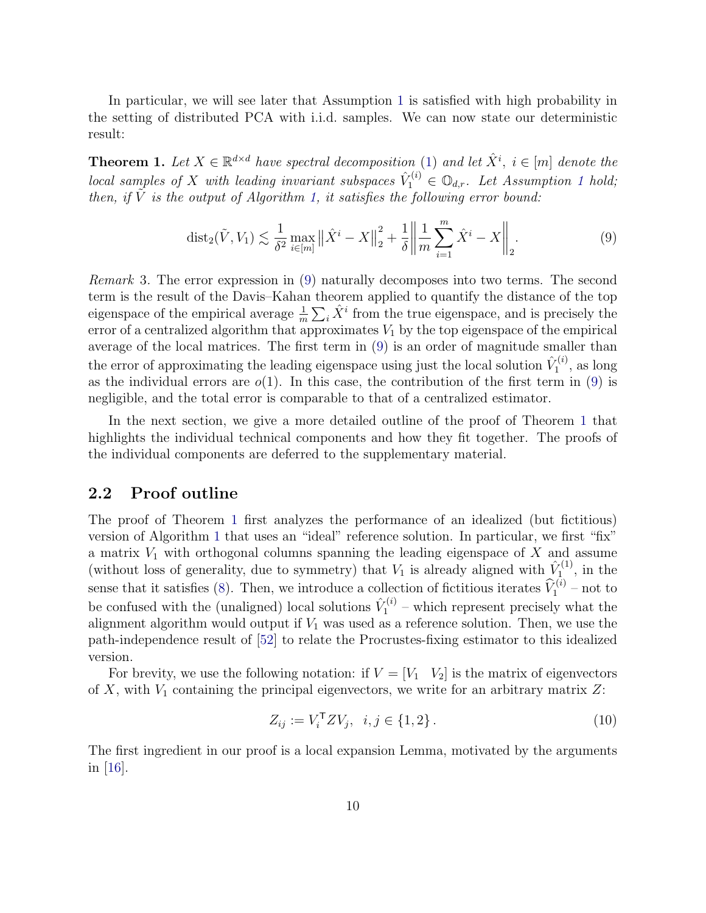In particular, we will see later that Assumption 1 is satisfied with high probability in the setting of distributed PCA with i.i.d. samples. We can now state our deterministic result:

**Theorem 1.** *Let $X \in \mathbb{R}^{d \times d}$ have spectral decomposition (1) and let $\hat{X}^i$, $i \in [m]$ denote the local samples of $X$ with leading invariant subspaces $\hat{V}_1^{(i)} \in \mathbb{O}_{d,r}$. Let Assumption 1 hold; then, if $\tilde{V}$ is the output of Algorithm 1, it satisfies the following error bound:*

$$\operatorname{dist}_2(\tilde{V}, V_1) \lesssim \frac{1}{\delta^2} \max_{i \in [m]} \left\| \hat{X}^i - X \right\|_2^2 + \frac{1}{\delta} \left\| \frac{1}{m} \sum_{i=1}^{m} \hat{X}^i - X \right\|_2. \tag{9}$$

*Remark* 3. The error expression in (9) naturally decomposes into two terms. The second term is the result of the Davis–Kahan theorem applied to quantify the distance of the top eigenspace of the empirical average $\frac{1}{m} \sum_i \hat{X}^i$ from the true eigenspace, and is precisely the error of a centralized algorithm that approximates $V_1$ by the top eigenspace of the empirical average of the local matrices. The first term in (9) is an order of magnitude smaller than the error of approximating the leading eigenspace using just the local solution $\hat{V}_1^{(i)}$, as long as the individual errors are $o(1)$. In this case, the contribution of the first term in (9) is negligible, and the total error is comparable to that of a centralized estimator.

In the next section, we give a more detailed outline of the proof of Theorem 1 that highlights the individual technical components and how they fit together. The proofs of the individual components are deferred to the supplementary material.

## 2.2 Proof outline

The proof of Theorem 1 first analyzes the performance of an idealized (but fictitious) version of Algorithm 1 that uses an "ideal" reference solution. In particular, we first "fix" a matrix $V_1$ with orthogonal columns spanning the leading eigenspace of $X$ and assume (without loss of generality, due to symmetry) that $V_1$ is already aligned with $\hat{V}_1^{(1)}$, in the sense that it satisfies (8). Then, we introduce a collection of fictitious iterates $\widehat{V}_1^{(i)}$ – not to be confused with the (unaligned) local solutions $\hat{V}_1^{(i)}$ – which represent precisely what the alignment algorithm would output if $V_1$ was used as a reference solution. Then, we use the path-independence result of [52] to relate the Procrustes-fixing estimator to this idealized version.

For brevity, we use the following notation: if $V = \begin{bmatrix} V_1 & V_2 \end{bmatrix}$ is the matrix of eigenvectors of $X$, with $V_1$ containing the principal eigenvectors, we write for an arbitrary matrix $Z$:

$$Z_{ij} := V_i^{\mathsf{T}} Z V_j, \quad i, j \in \{1, 2\}. \tag{10}$$

The first ingredient in our proof is a local expansion Lemma, motivated by the arguments in [16].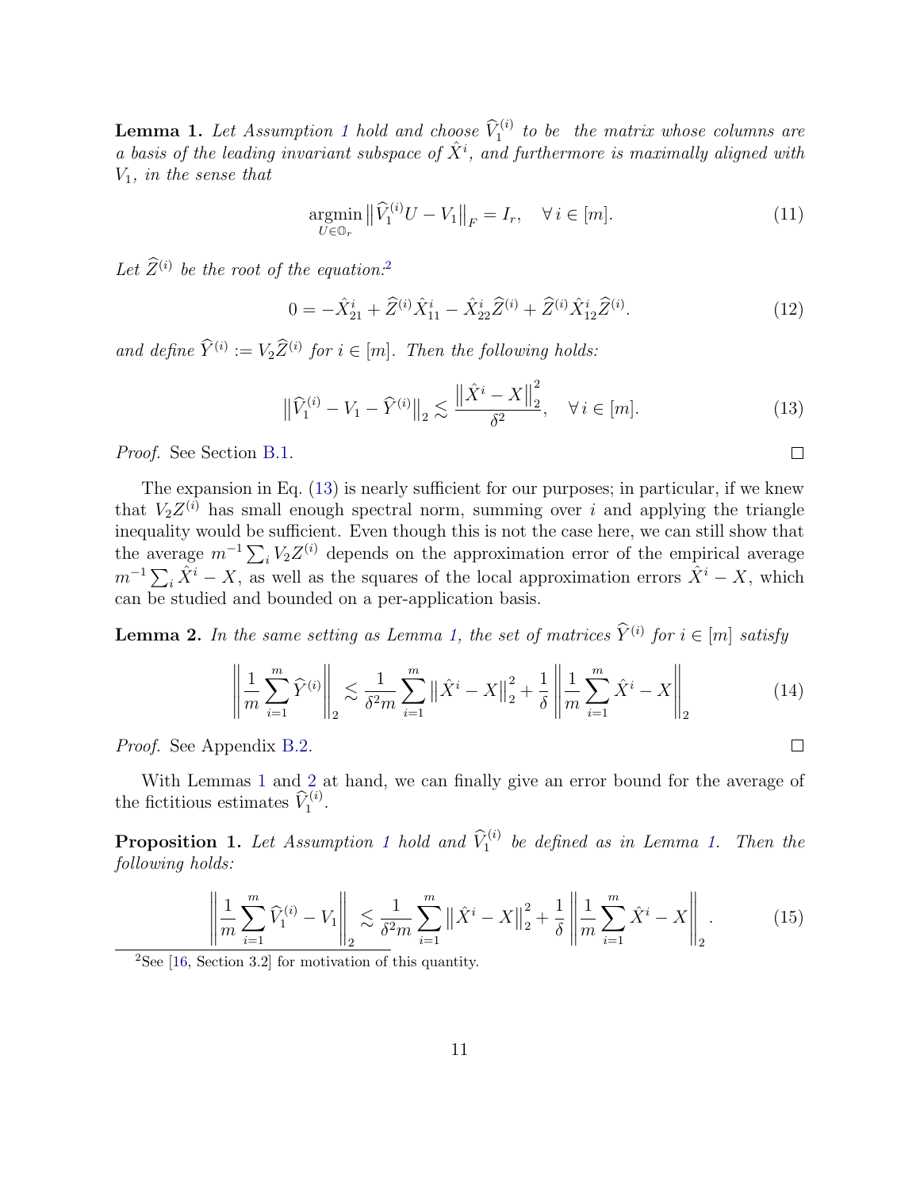**Lemma 1.** *Let Assumption 1 hold and choose $\widehat{V}_1^{(i)}$ to be the matrix whose columns are a basis of the leading invariant subspace of $\hat{X}^i$, and furthermore is maximally aligned with $V_1$, in the sense that*

$$\operatorname*{argmin}_{U \in \mathbb{O}_r} \left\| \widehat{V}_1^{(i)} U - V_1 \right\|_F = I_r, \quad \forall\, i \in [m]. \tag{11}$$

*Let $\widehat{Z}^{(i)}$ be the root of the equation:*[2]

$$0 = -\hat{X}_{21}^i + \widehat{Z}^{(i)} \hat{X}_{11}^i - \hat{X}_{22}^i \widehat{Z}^{(i)} + \widehat{Z}^{(i)} \hat{X}_{12}^i \widehat{Z}^{(i)}. \tag{12}$$

*and define $\widehat{Y}^{(i)} := V_2 \widehat{Z}^{(i)}$ for $i \in [m]$. Then the following holds:*

$$\left\| \widehat{V}_1^{(i)} - V_1 - \widehat{Y}^{(i)} \right\|_2 \lesssim \frac{\left\| \hat{X}^i - X \right\|_2^2}{\delta^2}, \quad \forall\, i \in [m]. \tag{13}$$

*Proof.* See Section B.1. □

The expansion in Eq. (13) is nearly sufficient for our purposes; in particular, if we knew that $V_2 Z^{(i)}$ has small enough spectral norm, summing over $i$ and applying the triangle inequality would be sufficient. Even though this is not the case here, we can still show that the average $m^{-1} \sum_i V_2 Z^{(i)}$ depends on the approximation error of the empirical average $m^{-1} \sum_i \hat{X}^i - X$, as well as the squares of the local approximation errors $\hat{X}^i - X$, which can be studied and bounded on a per-application basis.

**Lemma 2.** *In the same setting as Lemma 1, the set of matrices $\widehat{Y}^{(i)}$ for $i \in [m]$ satisfy*

$$\left\| \frac{1}{m} \sum_{i=1}^m \widehat{Y}^{(i)} \right\|_2 \lesssim \frac{1}{\delta^2 m} \sum_{i=1}^m \left\| \hat{X}^i - X \right\|_2^2 + \frac{1}{\delta} \left\| \frac{1}{m} \sum_{i=1}^m \hat{X}^i - X \right\|_2 \tag{14}$$

*Proof.* See Appendix B.2. □

With Lemmas 1 and 2 at hand, we can finally give an error bound for the average of the fictitious estimates $\widehat{V}_1^{(i)}$.

**Proposition 1.** *Let Assumption 1 hold and $\widehat{V}_1^{(i)}$ be defined as in Lemma 1. Then the following holds:*

$$\left\| \frac{1}{m} \sum_{i=1}^m \widehat{V}_1^{(i)} - V_1 \right\|_2 \lesssim \frac{1}{\delta^2 m} \sum_{i=1}^m \left\| \hat{X}^i - X \right\|_2^2 + \frac{1}{\delta} \left\| \frac{1}{m} \sum_{i=1}^m \hat{X}^i - X \right\|_2. \tag{15}$$

[2] See [16, Section 3.2] for motivation of this quantity.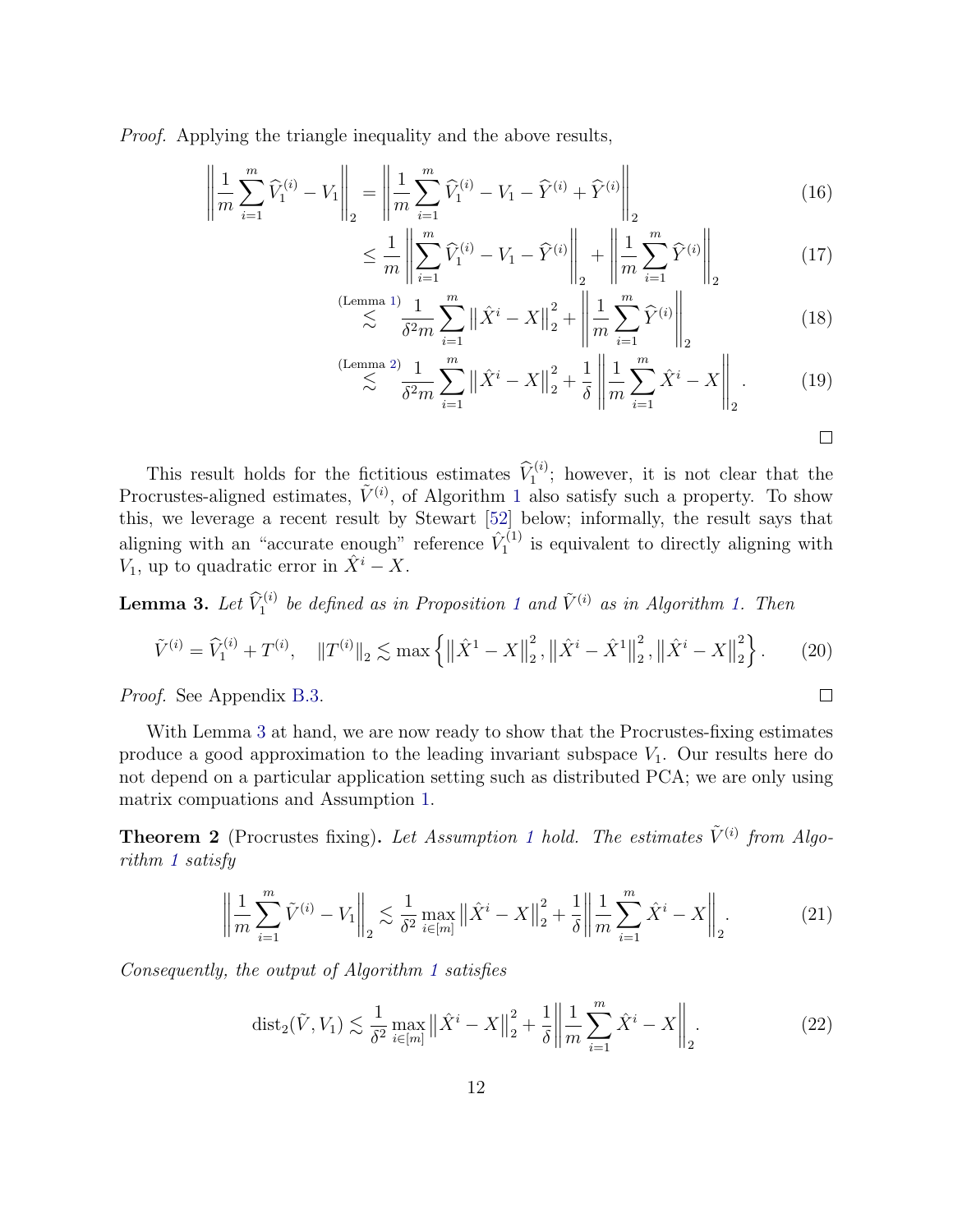*Proof.* Applying the triangle inequality and the above results,

$$
\begin{aligned}
\left\| \frac{1}{m} \sum_{i=1}^{m} \widehat{V}_1^{(i)} - V_1 \right\|_2 &= \left\| \frac{1}{m} \sum_{i=1}^{m} \widehat{V}_1^{(i)} - V_1 - \widehat{Y}^{(i)} + \widehat{Y}^{(i)} \right\|_2 && (16) \\
&\leq \frac{1}{m} \left\| \sum_{i=1}^{m} \widehat{V}_1^{(i)} - V_1 - \widehat{Y}^{(i)} \right\|_2 + \left\| \frac{1}{m} \sum_{i=1}^{m} \widehat{Y}^{(i)} \right\|_2 && (17) \\
&\overset{\text{(Lemma 1)}}{\lesssim} \frac{1}{\delta^2 m} \sum_{i=1}^{m} \left\| \hat{X}^i - X \right\|_2^2 + \left\| \frac{1}{m} \sum_{i=1}^{m} \widehat{Y}^{(i)} \right\|_2 && (18) \\
&\overset{\text{(Lemma 2)}}{\lesssim} \frac{1}{\delta^2 m} \sum_{i=1}^{m} \left\| \hat{X}^i - X \right\|_2^2 + \frac{1}{\delta} \left\| \frac{1}{m} \sum_{i=1}^{m} \hat{X}^i - X \right\|_2 . && (19)
\end{aligned}
$$

□

This result holds for the fictitious estimates $\widehat{V}_1^{(i)}$; however, it is not clear that the Procrustes-aligned estimates, $\tilde{V}^{(i)}$, of Algorithm 1 also satisfy such a property. To show this, we leverage a recent result by Stewart [52] below; informally, the result says that aligning with an "accurate enough" reference $\hat{V}_1^{(1)}$ is equivalent to directly aligning with $V_1$, up to quadratic error in $\hat{X}^i - X$.

**Lemma 3.** *Let $\widehat{V}_1^{(i)}$ be defined as in Proposition 1 and $\tilde{V}^{(i)}$ as in Algorithm 1. Then*

$$
\tilde{V}^{(i)} = \widehat{V}_1^{(i)} + T^{(i)}, \quad \|T^{(i)}\|_2 \lesssim \max\left\{ \left\| \hat{X}^1 - X \right\|_2^2, \left\| \hat{X}^i - \hat{X}^1 \right\|_2^2, \left\| \hat{X}^i - X \right\|_2^2 \right\}. \quad (20)
$$

*Proof.* See Appendix B.3. □

With Lemma 3 at hand, we are now ready to show that the Procrustes-fixing estimates produce a good approximation to the leading invariant subspace $V_1$. Our results here do not depend on a particular application setting such as distributed PCA; we are only using matrix compuations and Assumption 1.

**Theorem 2** (Procrustes fixing)**.** *Let Assumption 1 hold. The estimates $\tilde{V}^{(i)}$ from Algorithm 1 satisfy*

$$
\left\| \frac{1}{m} \sum_{i=1}^{m} \tilde{V}^{(i)} - V_1 \right\|_2 \lesssim \frac{1}{\delta^2} \max_{i \in [m]} \left\| \hat{X}^i - X \right\|_2^2 + \frac{1}{\delta} \left\| \frac{1}{m} \sum_{i=1}^{m} \hat{X}^i - X \right\|_2 . \quad (21)
$$

*Consequently, the output of Algorithm 1 satisfies*

$$
\operatorname{dist}_2(\tilde{V}, V_1) \lesssim \frac{1}{\delta^2} \max_{i \in [m]} \left\| \hat{X}^i - X \right\|_2^2 + \frac{1}{\delta} \left\| \frac{1}{m} \sum_{i=1}^{m} \hat{X}^i - X \right\|_2 . \quad (22)
$$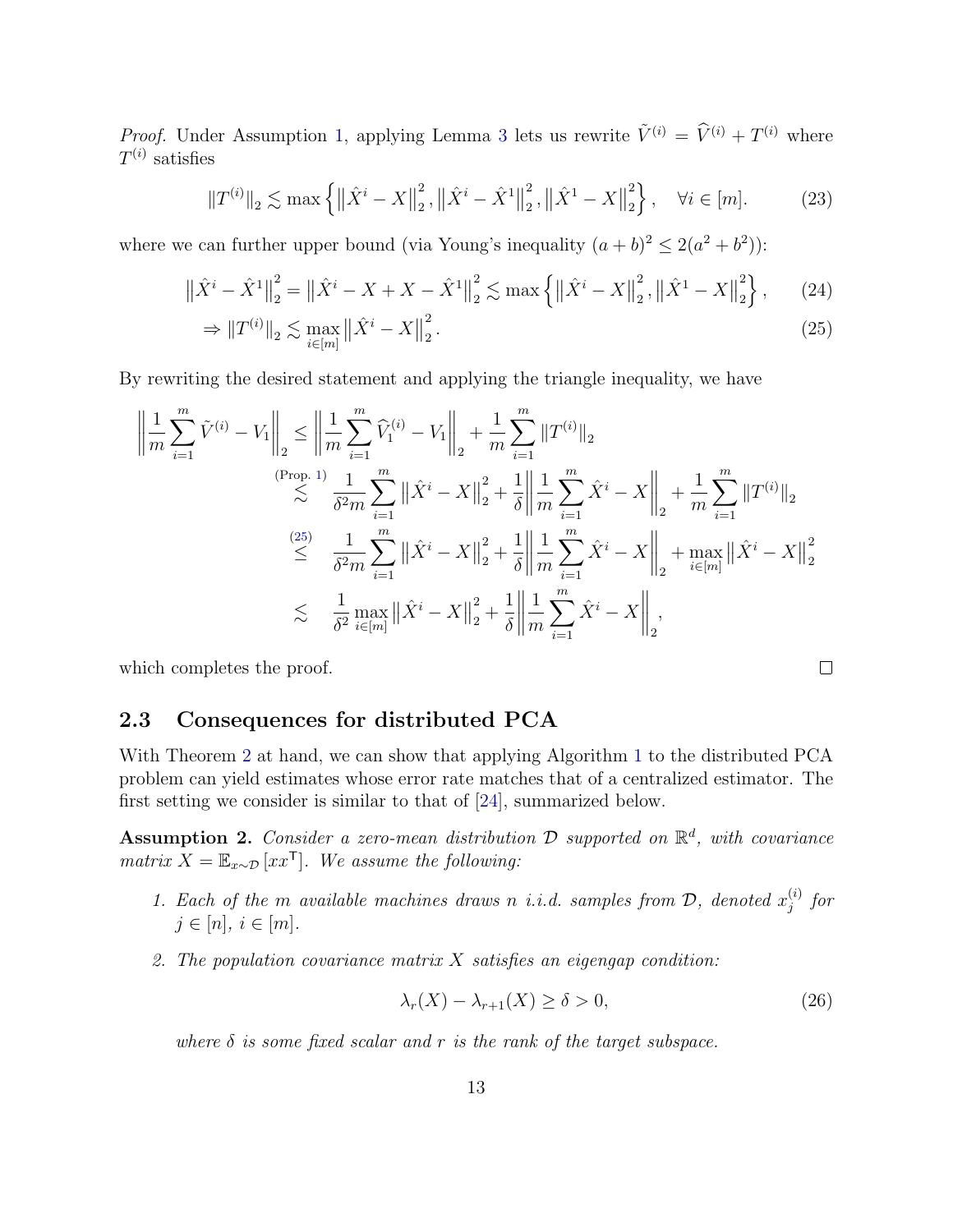*Proof.* Under Assumption 1, applying Lemma 3 lets us rewrite $\tilde{V}^{(i)} = \widehat{V}^{(i)} + T^{(i)}$ where $T^{(i)}$ satisfies

$$\|T^{(i)}\|_2 \lesssim \max\left\{\left\|\hat{X}^i - X\right\|_2^2, \left\|\hat{X}^i - \hat{X}^1\right\|_2^2, \left\|\hat{X}^1 - X\right\|_2^2\right\}, \quad \forall i \in [m]. \tag{23}$$

where we can further upper bound (via Young's inequality $(a+b)^2 \leq 2(a^2 + b^2)$):

$$\left\|\hat{X}^i - \hat{X}^1\right\|_2^2 = \left\|\hat{X}^i - X + X - \hat{X}^1\right\|_2^2 \lesssim \max\left\{\left\|\hat{X}^i - X\right\|_2^2, \left\|\hat{X}^1 - X\right\|_2^2\right\}, \tag{24}$$

$$\Rightarrow \|T^{(i)}\|_2 \lesssim \max_{i \in [m]} \left\|\hat{X}^i - X\right\|_2^2. \tag{25}$$

By rewriting the desired statement and applying the triangle inequality, we have

$$\begin{aligned}
\left\|\frac{1}{m}\sum_{i=1}^m \tilde{V}^{(i)} - V_1\right\|_2 &\leq \left\|\frac{1}{m}\sum_{i=1}^m \widehat{V}_1^{(i)} - V_1\right\|_2 + \frac{1}{m}\sum_{i=1}^m \|T^{(i)}\|_2 \\
&\overset{\text{(Prop. 1)}}{\lesssim} \frac{1}{\delta^2 m}\sum_{i=1}^m \left\|\hat{X}^i - X\right\|_2^2 + \frac{1}{\delta}\left\|\frac{1}{m}\sum_{i=1}^m \hat{X}^i - X\right\|_2 + \frac{1}{m}\sum_{i=1}^m \|T^{(i)}\|_2 \\
&\overset{(25)}{\leq} \frac{1}{\delta^2 m}\sum_{i=1}^m \left\|\hat{X}^i - X\right\|_2^2 + \frac{1}{\delta}\left\|\frac{1}{m}\sum_{i=1}^m \hat{X}^i - X\right\|_2 + \max_{i \in [m]}\left\|\hat{X}^i - X\right\|_2^2 \\
&\lesssim \frac{1}{\delta^2}\max_{i \in [m]}\left\|\hat{X}^i - X\right\|_2^2 + \frac{1}{\delta}\left\|\frac{1}{m}\sum_{i=1}^m \hat{X}^i - X\right\|_2,
\end{aligned}$$

which completes the proof. ∎

## 2.3 Consequences for distributed PCA

With Theorem 2 at hand, we can show that applying Algorithm 1 to the distributed PCA problem can yield estimates whose error rate matches that of a centralized estimator. The first setting we consider is similar to that of [24], summarized below.

**Assumption 2.** *Consider a zero-mean distribution $\mathcal{D}$ supported on $\mathbb{R}^d$, with covariance matrix $X = \mathbb{E}_{x \sim \mathcal{D}}[xx^{\mathsf{T}}]$. We assume the following:*

1. *Each of the $m$ available machines draws $n$ i.i.d. samples from $\mathcal{D}$, denoted $x_j^{(i)}$ for $j \in [n]$, $i \in [m]$.*
2. *The population covariance matrix $X$ satisfies an eigengap condition:*

$$\lambda_r(X) - \lambda_{r+1}(X) \geq \delta > 0, \tag{26}$$

*where $\delta$ is some fixed scalar and $r$ is the rank of the target subspace.*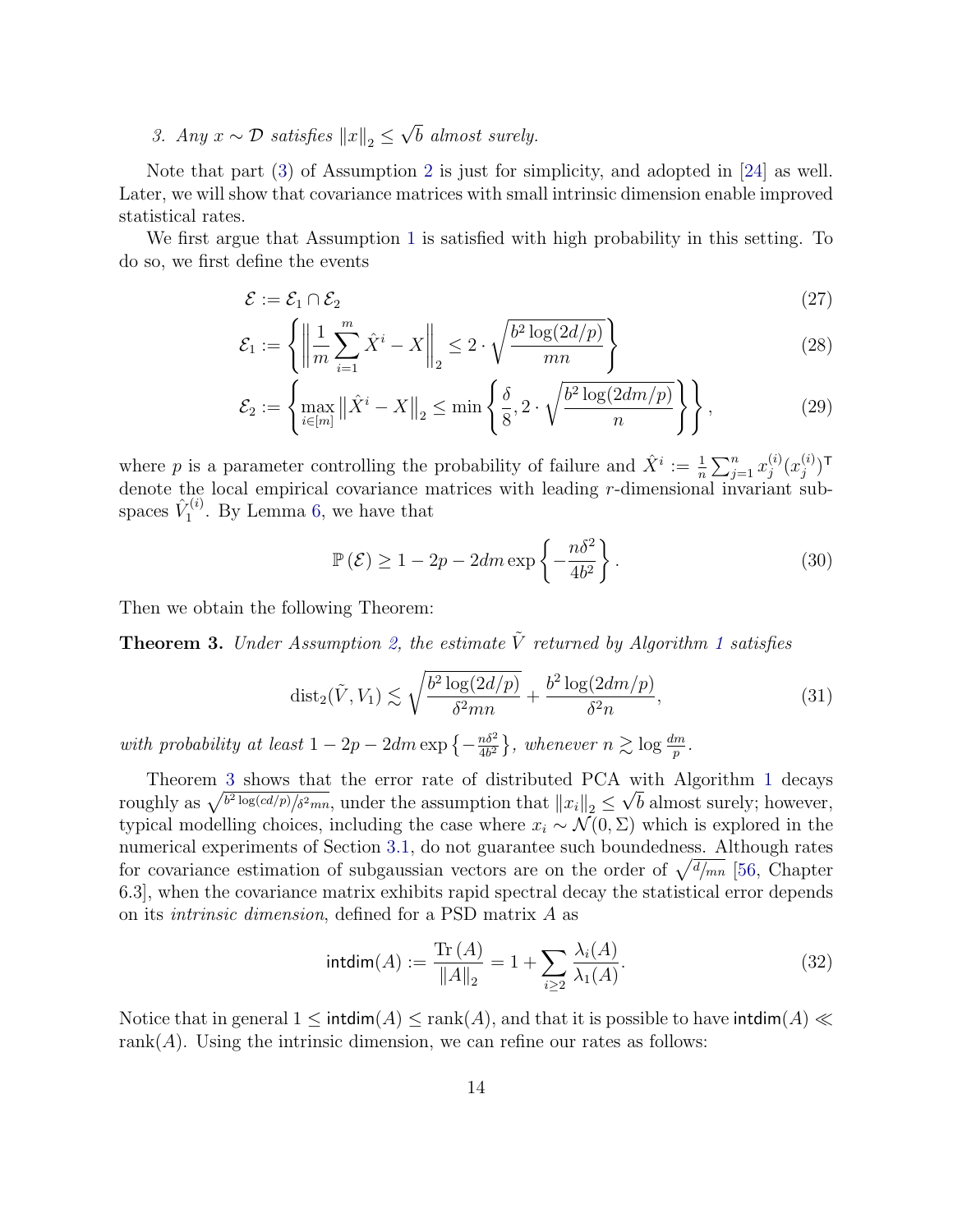3. *Any $x \sim \mathcal{D}$ satisfies $\|x\|_2 \leq \sqrt{b}$ almost surely.*

Note that part (3) of Assumption 2 is just for simplicity, and adopted in [24] as well. Later, we will show that covariance matrices with small intrinsic dimension enable improved statistical rates.

We first argue that Assumption 1 is satisfied with high probability in this setting. To do so, we first define the events

$$\mathcal{E} := \mathcal{E}_1 \cap \mathcal{E}_2 \tag{27}$$

$$\mathcal{E}_1 := \left\{ \left\| \frac{1}{m} \sum_{i=1}^{m} \hat{X}^i - X \right\|_2 \leq 2 \cdot \sqrt{\frac{b^2 \log(2d/p)}{mn}} \right\} \tag{28}$$

$$\mathcal{E}_2 := \left\{ \max_{i \in [m]} \left\| \hat{X}^i - X \right\|_2 \leq \min \left\{ \frac{\delta}{8}, 2 \cdot \sqrt{\frac{b^2 \log(2dm/p)}{n}} \right\} \right\}, \tag{29}$$

where $p$ is a parameter controlling the probability of failure and $\hat{X}^i := \frac{1}{n} \sum_{j=1}^{n} x_j^{(i)} (x_j^{(i)})^{\mathsf{T}}$ denote the local empirical covariance matrices with leading $r$-dimensional invariant subspaces $\hat{V}_1^{(i)}$. By Lemma 6, we have that

$$\mathbb{P}(\mathcal{E}) \geq 1 - 2p - 2dm \exp\left\{ -\frac{n\delta^2}{4b^2} \right\}. \tag{30}$$

Then we obtain the following Theorem:

**Theorem 3.** *Under Assumption 2, the estimate $\tilde{V}$ returned by Algorithm 1 satisfies*

$$\mathrm{dist}_2(\tilde{V}, V_1) \lesssim \sqrt{\frac{b^2 \log(2d/p)}{\delta^2 mn}} + \frac{b^2 \log(2dm/p)}{\delta^2 n}, \tag{31}$$

*with probability at least $1 - 2p - 2dm \exp\left\{-\frac{n\delta^2}{4b^2}\right\}$, whenever $n \gtrsim \log \frac{dm}{p}$.*

Theorem 3 shows that the error rate of distributed PCA with Algorithm 1 decays roughly as $\sqrt{b^2 \log(cd/p) / \delta^2 mn}$, under the assumption that $\|x_i\|_2 \leq \sqrt{b}$ almost surely; however, typical modelling choices, including the case where $x_i \sim \mathcal{N}(0, \Sigma)$ which is explored in the numerical experiments of Section 3.1, do not guarantee such boundedness. Although rates for covariance estimation of subgaussian vectors are on the order of $\sqrt{d/mn}$ [56, Chapter 6.3], when the covariance matrix exhibits rapid spectral decay the statistical error depends on its *intrinsic dimension*, defined for a PSD matrix $A$ as

$$\mathsf{intdim}(A) := \frac{\mathrm{Tr}(A)}{\|A\|_2} = 1 + \sum_{i \geq 2} \frac{\lambda_i(A)}{\lambda_1(A)}. \tag{32}$$

Notice that in general $1 \leq \mathsf{intdim}(A) \leq \mathrm{rank}(A)$, and that it is possible to have $\mathsf{intdim}(A) \ll \mathrm{rank}(A)$. Using the intrinsic dimension, we can refine our rates as follows: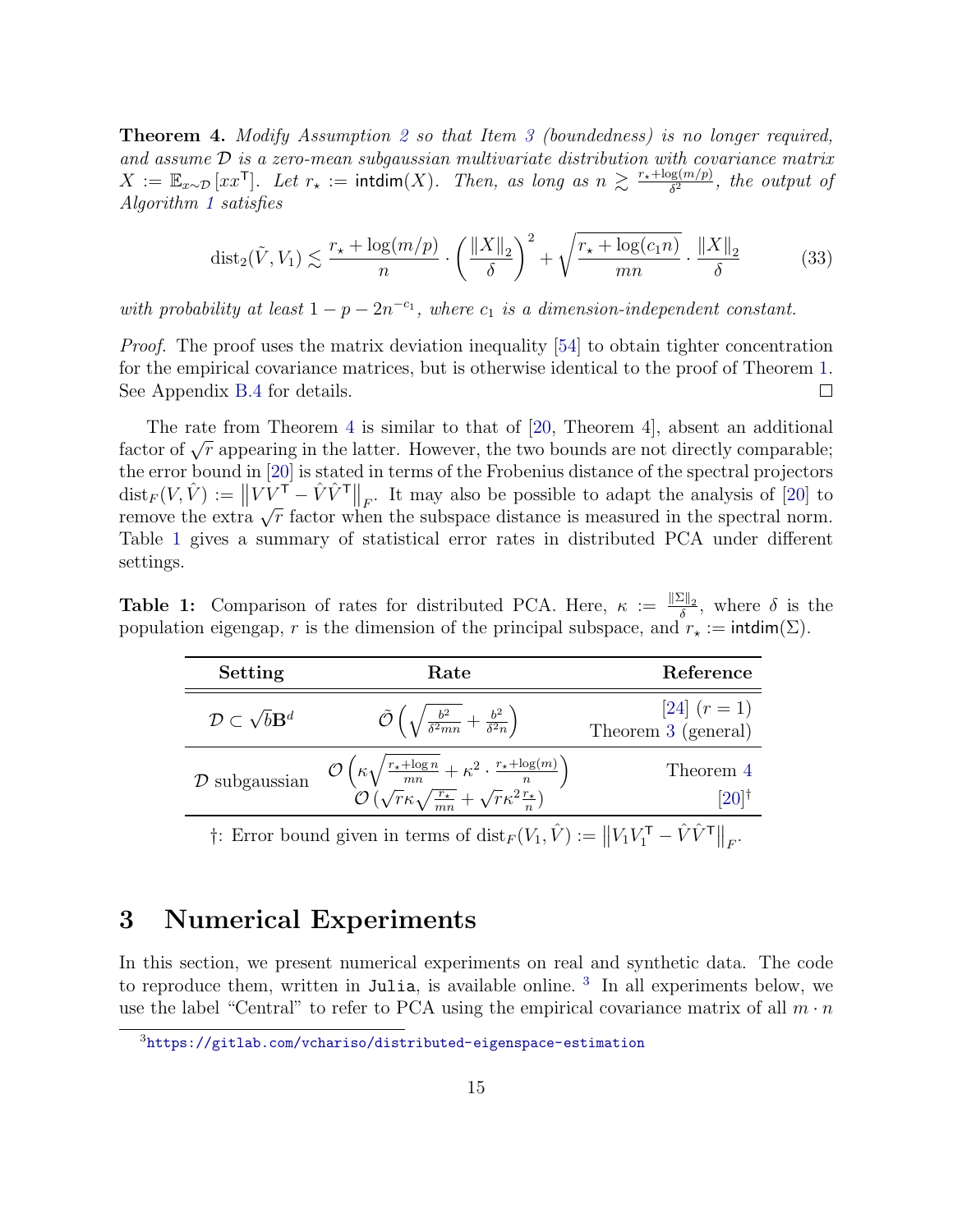**Theorem 4.** *Modify Assumption 2 so that Item 3 (boundedness) is no longer required, and assume $\mathcal{D}$ is a zero-mean subgaussian multivariate distribution with covariance matrix $X := \mathbb{E}_{x \sim \mathcal{D}}[xx^{\mathsf{T}}]$. Let $r_\star := \mathsf{intdim}(X)$. Then, as long as $n \gtrsim \frac{r_\star + \log(m/p)}{\delta^2}$, the output of Algorithm 1 satisfies*

$$\mathrm{dist}_2(\tilde{V}, V_1) \lesssim \frac{r_\star + \log(m/p)}{n} \cdot \left(\frac{\|X\|_2}{\delta}\right)^2 + \sqrt{\frac{r_\star + \log(c_1 n)}{mn}} \cdot \frac{\|X\|_2}{\delta} \tag{33}$$

*with probability at least $1 - p - 2n^{-c_1}$, where $c_1$ is a dimension-independent constant.*

*Proof.* The proof uses the matrix deviation inequality [54] to obtain tighter concentration for the empirical covariance matrices, but is otherwise identical to the proof of Theorem 1. See Appendix B.4 for details. □

The rate from Theorem 4 is similar to that of [20, Theorem 4], absent an additional factor of $\sqrt{r}$ appearing in the latter. However, the two bounds are not directly comparable; the error bound in [20] is stated in terms of the Frobenius distance of the spectral projectors $\mathrm{dist}_F(V, \hat{V}) := \left\|VV^{\mathsf{T}} - \hat{V}\hat{V}^{\mathsf{T}}\right\|_F$. It may also be possible to adapt the analysis of [20] to remove the extra $\sqrt{r}$ factor when the subspace distance is measured in the spectral norm. Table 1 gives a summary of statistical error rates in distributed PCA under different settings.

**Table 1:** Comparison of rates for distributed PCA. Here, $\kappa := \frac{\|\Sigma\|_2}{\delta}$, where $\delta$ is the population eigengap, $r$ is the dimension of the principal subspace, and $r_\star := \mathsf{intdim}(\Sigma)$.

| Setting | Rate | Reference |
|---|---|---|
| $\mathcal{D} \subset \sqrt{b}\mathbf{B}^d$ | $\tilde{\mathcal{O}}\left(\sqrt{\frac{b^2}{\delta^2 mn}} + \frac{b^2}{\delta^2 n}\right)$ | [24] ($r = 1$)<br>Theorem 3 (general) |
| $\mathcal{D}$ subgaussian | $\mathcal{O}\left(\kappa\sqrt{\frac{r_\star + \log n}{mn}} + \kappa^2 \cdot \frac{r_\star + \log(m)}{n}\right)$ | Theorem 4 |
| | $\mathcal{O}\left(\sqrt{r}\kappa\sqrt{\frac{r_\star}{mn}} + \sqrt{r}\kappa^2\frac{r_\star}{n}\right)$ | [20]† |

†: Error bound given in terms of $\mathrm{dist}_F(V_1, \hat{V}) := \left\|V_1V_1^{\mathsf{T}} - \hat{V}\hat{V}^{\mathsf{T}}\right\|_F$.

# 3 Numerical Experiments

In this section, we present numerical experiments on real and synthetic data. The code to reproduce them, written in `Julia`, is available online. [3] In all experiments below, we use the label "Central" to refer to PCA using the empirical covariance matrix of all $m \cdot n$

[3] https://gitlab.com/vcharisο/distributed-eigenspace-estimation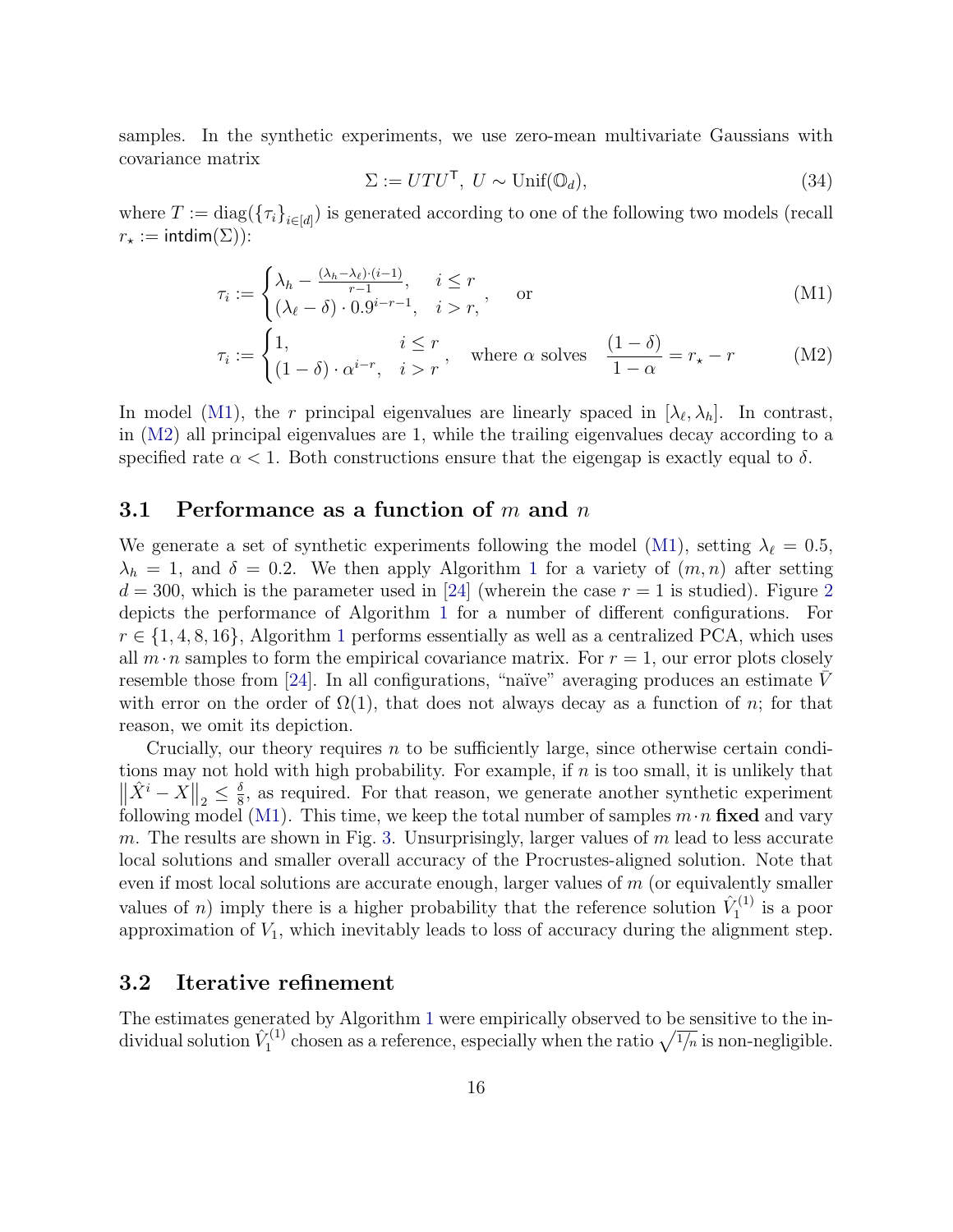samples. In the synthetic experiments, we use zero-mean multivariate Gaussians with covariance matrix

$$\Sigma := UTU^{\mathsf{T}},\ U \sim \mathrm{Unif}(\mathbb{O}_d), \tag{34}$$

where $T := \mathrm{diag}(\{\tau_i\}_{i \in [d]})$ is generated according to one of the following two models (recall $r_\star := \mathsf{intdim}(\Sigma)$):

$$\tau_i := \begin{cases} \lambda_h - \frac{(\lambda_h - \lambda_\ell)\cdot(i-1)}{r-1}, & i \le r \\ (\lambda_\ell - \delta)\cdot 0.9^{i-r-1}, & i > r, \end{cases}, \quad \text{or} \tag{M1}$$

$$\tau_i := \begin{cases} 1, & i \le r \\ (1-\delta)\cdot \alpha^{i-r}, & i > r \end{cases}, \quad \text{where } \alpha \text{ solves} \quad \frac{(1-\delta)}{1-\alpha} = r_\star - r \tag{M2}$$

In model (M1), the $r$ principal eigenvalues are linearly spaced in $[\lambda_\ell, \lambda_h]$. In contrast, in (M2) all principal eigenvalues are 1, while the trailing eigenvalues decay according to a specified rate $\alpha < 1$. Both constructions ensure that the eigengap is exactly equal to $\delta$.

## 3.1 Performance as a function of $m$ and $n$

We generate a set of synthetic experiments following the model (M1), setting $\lambda_\ell = 0.5$, $\lambda_h = 1$, and $\delta = 0.2$. We then apply Algorithm 1 for a variety of $(m, n)$ after setting $d = 300$, which is the parameter used in [24] (wherein the case $r = 1$ is studied). Figure 2 depicts the performance of Algorithm 1 for a number of different configurations. For $r \in \{1, 4, 8, 16\}$, Algorithm 1 performs essentially as well as a centralized PCA, which uses all $m \cdot n$ samples to form the empirical covariance matrix. For $r = 1$, our error plots closely resemble those from [24]. In all configurations, "naïve" averaging produces an estimate $\bar{V}$ with error on the order of $\Omega(1)$, that does not always decay as a function of $n$; for that reason, we omit its depiction.

Crucially, our theory requires $n$ to be sufficiently large, since otherwise certain conditions may not hold with high probability. For example, if $n$ is too small, it is unlikely that $\left\|\hat{X}^i - X\right\|_2 \le \frac{\delta}{8}$, as required. For that reason, we generate another synthetic experiment following model (M1). This time, we keep the total number of samples $m \cdot n$ **fixed** and vary $m$. The results are shown in Fig. 3. Unsurprisingly, larger values of $m$ lead to less accurate local solutions and smaller overall accuracy of the Procrustes-aligned solution. Note that even if most local solutions are accurate enough, larger values of $m$ (or equivalently smaller values of $n$) imply there is a higher probability that the reference solution $\hat{V}_1^{(1)}$ is a poor approximation of $V_1$, which inevitably leads to loss of accuracy during the alignment step.

## 3.2 Iterative refinement

The estimates generated by Algorithm 1 were empirically observed to be sensitive to the individual solution $\hat{V}_1^{(1)}$ chosen as a reference, especially when the ratio $\sqrt{1/n}$ is non-negligible.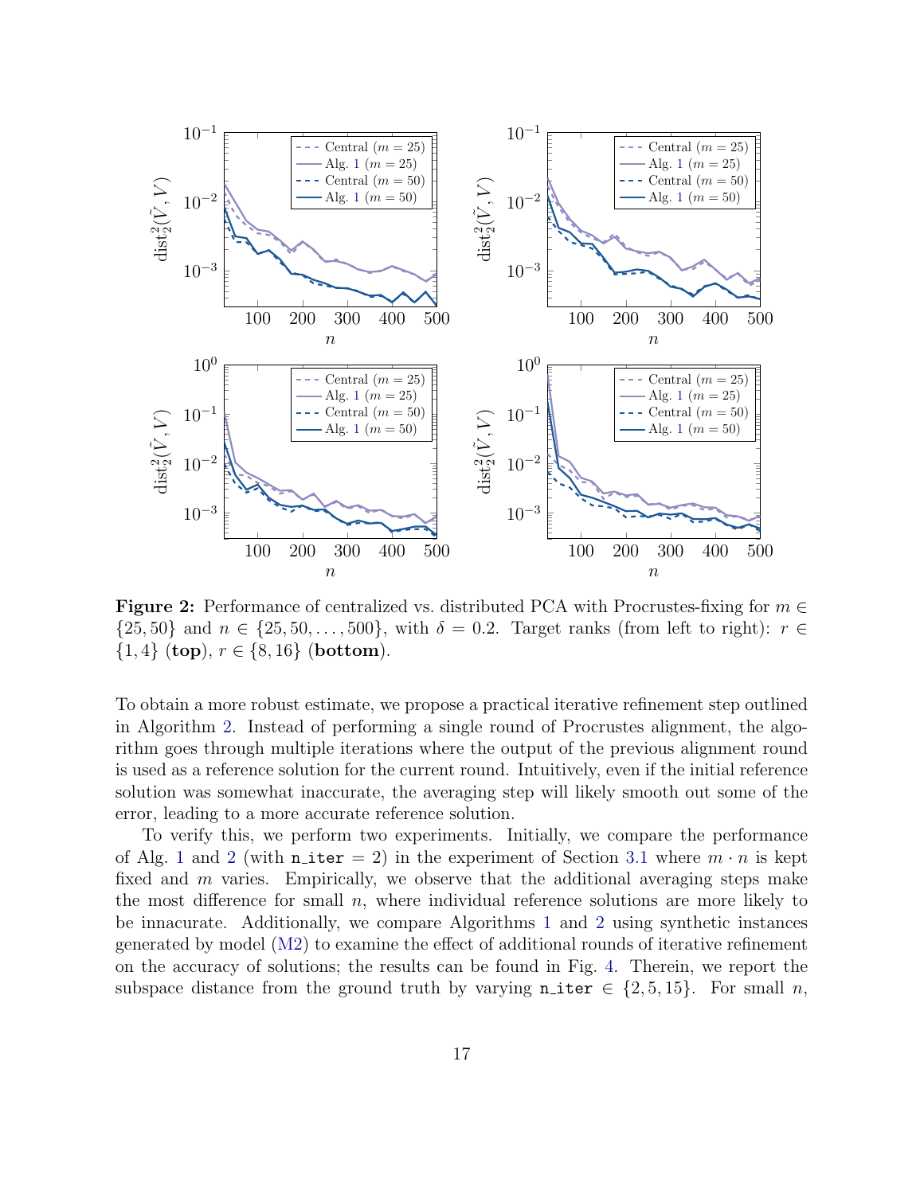**Figure 2:** Performance of centralized vs. distributed PCA with Procrustes-fixing for $m \in \{25, 50\}$ and $n \in \{25, 50, \dots, 500\}$, with $\delta = 0.2$. Target ranks (from left to right): $r \in \{1, 4\}$ (**top**), $r \in \{8, 16\}$ (**bottom**).

To obtain a more robust estimate, we propose a practical iterative refinement step outlined in Algorithm 2. Instead of performing a single round of Procrustes alignment, the algorithm goes through multiple iterations where the output of the previous alignment round is used as a reference solution for the current round. Intuitively, even if the initial reference solution was somewhat inaccurate, the averaging step will likely smooth out some of the error, leading to a more accurate reference solution.

To verify this, we perform two experiments. Initially, we compare the performance of Alg. 1 and 2 (with `n_iter` = 2) in the experiment of Section 3.1 where $m \cdot n$ is kept fixed and $m$ varies. Empirically, we observe that the additional averaging steps make the most difference for small $n$, where individual reference solutions are more likely to be innacurate. Additionally, we compare Algorithms 1 and 2 using synthetic instances generated by model (M2) to examine the effect of additional rounds of iterative refinement on the accuracy of solutions; the results can be found in Fig. 4. Therein, we report the subspace distance from the ground truth by varying `n_iter` $\in \{2, 5, 15\}$. For small $n$,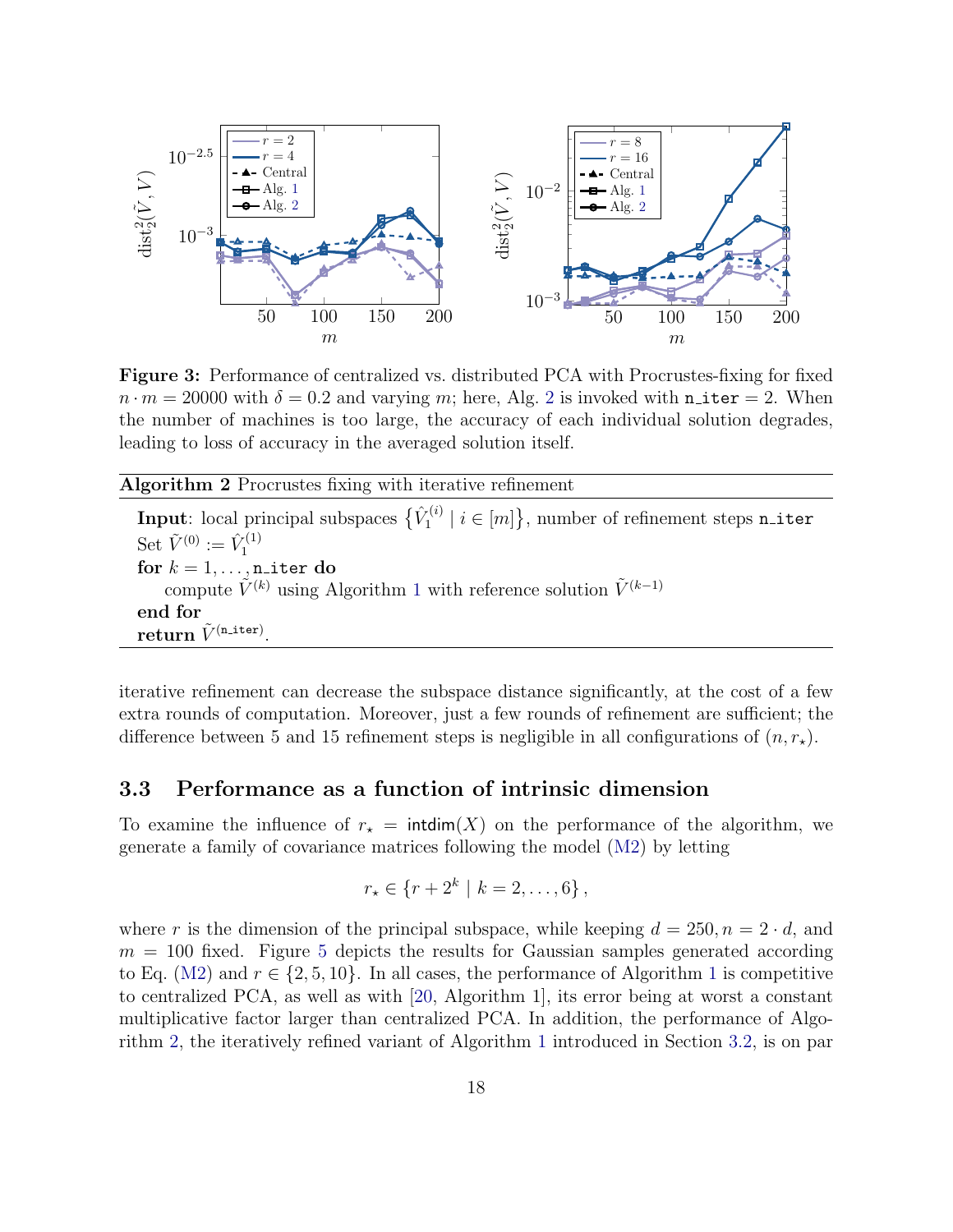**Figure 3:** Performance of centralized vs. distributed PCA with Procrustes-fixing for fixed $n \cdot m = 20000$ with $\delta = 0.2$ and varying $m$; here, Alg. 2 is invoked with `n_iter` $= 2$. When the number of machines is too large, the accuracy of each individual solution degrades, leading to loss of accuracy in the averaged solution itself.

---

**Algorithm 2** Procrustes fixing with iterative refinement

---

**Input**: local principal subspaces $\{\hat{V}_1^{(i)} \mid i \in [m]\}$, number of refinement steps `n_iter`
Set $\tilde{V}^{(0)} := \hat{V}_1^{(1)}$
**for** $k = 1, \dots,$ `n_iter` **do**
  compute $\tilde{V}^{(k)}$ using Algorithm 1 with reference solution $\tilde{V}^{(k-1)}$
**end for**
**return** $\tilde{V}^{(\texttt{n\_iter})}$.

---

iterative refinement can decrease the subspace distance significantly, at the cost of a few extra rounds of computation. Moreover, just a few rounds of refinement are sufficient; the difference between 5 and 15 refinement steps is negligible in all configurations of $(n, r_\star)$.

### 3.3 Performance as a function of intrinsic dimension

To examine the influence of $r_\star = \mathsf{intdim}(X)$ on the performance of the algorithm, we generate a family of covariance matrices following the model (M2) by letting

$$r_\star \in \{r + 2^k \mid k = 2, \dots, 6\},$$

where $r$ is the dimension of the principal subspace, while keeping $d = 250, n = 2 \cdot d$, and $m = 100$ fixed. Figure 5 depicts the results for Gaussian samples generated according to Eq. (M2) and $r \in \{2, 5, 10\}$. In all cases, the performance of Algorithm 1 is competitive to centralized PCA, as well as with [20, Algorithm 1], its error being at worst a constant multiplicative factor larger than centralized PCA. In addition, the performance of Algorithm 2, the iteratively refined variant of Algorithm 1 introduced in Section 3.2, is on par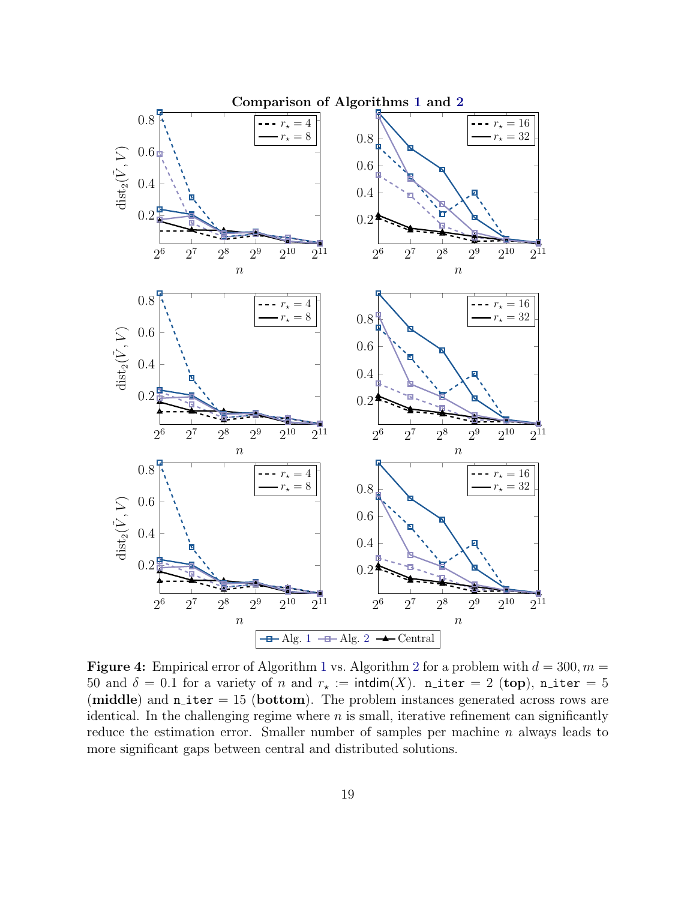**Comparison of Algorithms 1 and 2**

**Figure 4:** Empirical error of Algorithm 1 vs. Algorithm 2 for a problem with $d = 300, m = 50$ and $\delta = 0.1$ for a variety of $n$ and $r_\star := \mathsf{intdim}(X)$. `n_iter` = 2 (**top**), `n_iter` = 5 (**middle**) and `n_iter` = 15 (**bottom**). The problem instances generated across rows are identical. In the challenging regime where $n$ is small, iterative refinement can significantly reduce the estimation error. Smaller number of samples per machine $n$ always leads to more significant gaps between central and distributed solutions.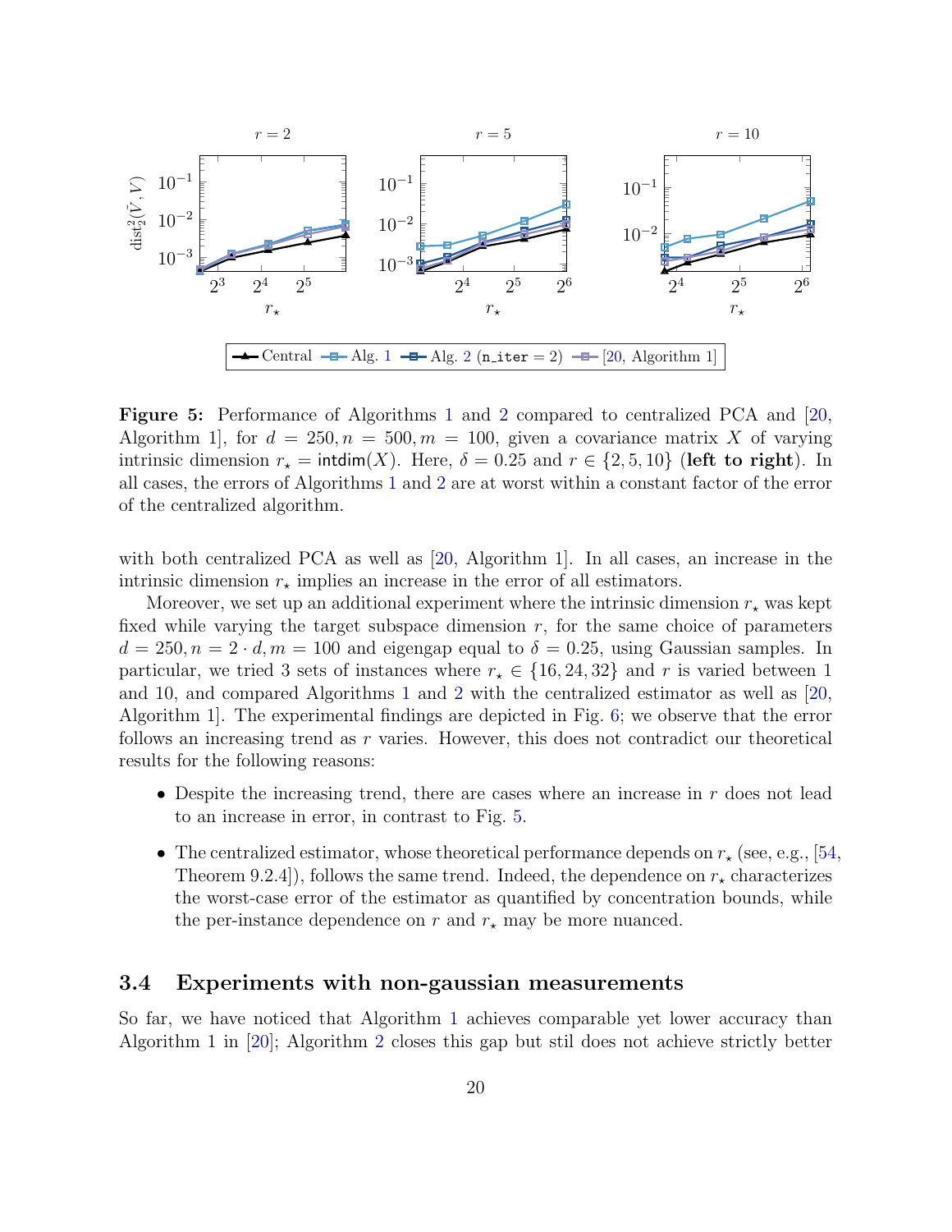**Figure 5:** Performance of Algorithms 1 and 2 compared to centralized PCA and [20, Algorithm 1], for $d = 250, n = 500, m = 100$, given a covariance matrix $X$ of varying intrinsic dimension $r_\star = \mathsf{intdim}(X)$. Here, $\delta = 0.25$ and $r \in \{2, 5, 10\}$ (**left to right**). In all cases, the errors of Algorithms 1 and 2 are at worst within a constant factor of the error of the centralized algorithm.

with both centralized PCA as well as [20, Algorithm 1]. In all cases, an increase in the intrinsic dimension $r_\star$ implies an increase in the error of all estimators.

Moreover, we set up an additional experiment where the intrinsic dimension $r_\star$ was kept fixed while varying the target subspace dimension $r$, for the same choice of parameters $d = 250, n = 2 \cdot d, m = 100$ and eigengap equal to $\delta = 0.25$, using Gaussian samples. In particular, we tried 3 sets of instances where $r_\star \in \{16, 24, 32\}$ and $r$ is varied between 1 and 10, and compared Algorithms 1 and 2 with the centralized estimator as well as [20, Algorithm 1]. The experimental findings are depicted in Fig. 6; we observe that the error follows an increasing trend as $r$ varies. However, this does not contradict our theoretical results for the following reasons:

- Despite the increasing trend, there are cases where an increase in $r$ does not lead to an increase in error, in contrast to Fig. 5.
- The centralized estimator, whose theoretical performance depends on $r_\star$ (see, e.g., [54, Theorem 9.2.4]), follows the same trend. Indeed, the dependence on $r_\star$ characterizes the worst-case error of the estimator as quantified by concentration bounds, while the per-instance dependence on $r$ and $r_\star$ may be more nuanced.

### 3.4 Experiments with non-gaussian measurements

So far, we have noticed that Algorithm 1 achieves comparable yet lower accuracy than Algorithm 1 in [20]; Algorithm 2 closes this gap but stil does not achieve strictly better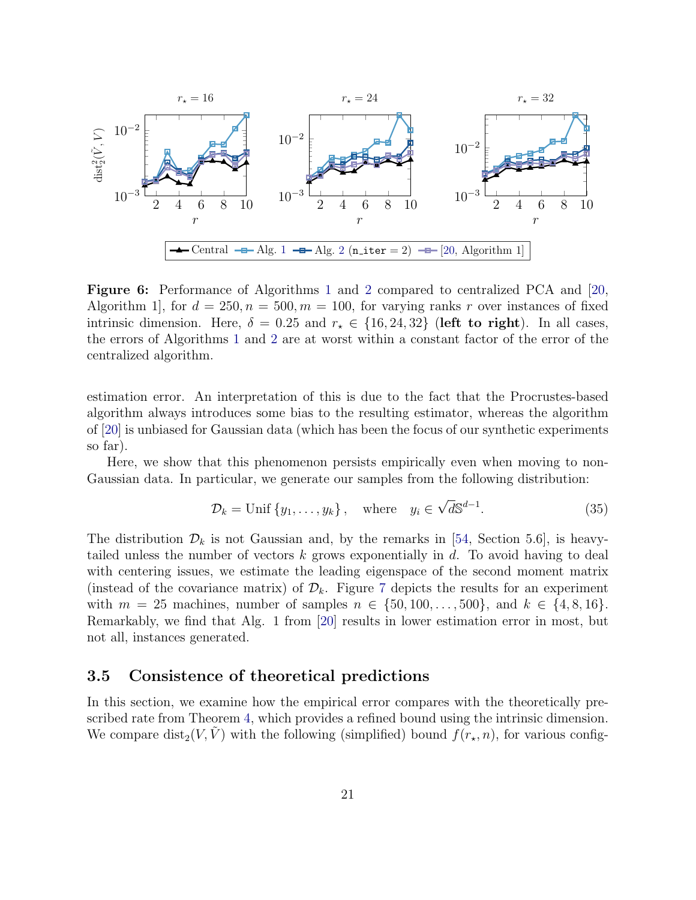**Figure 6:** Performance of Algorithms 1 and 2 compared to centralized PCA and [20, Algorithm 1], for $d = 250, n = 500, m = 100$, for varying ranks $r$ over instances of fixed intrinsic dimension. Here, $\delta = 0.25$ and $r_\star \in \{16, 24, 32\}$ (**left to right**). In all cases, the errors of Algorithms 1 and 2 are at worst within a constant factor of the error of the centralized algorithm.

estimation error. An interpretation of this is due to the fact that the Procrustes-based algorithm always introduces some bias to the resulting estimator, whereas the algorithm of [20] is unbiased for Gaussian data (which has been the focus of our synthetic experiments so far).

Here, we show that this phenomenon persists empirically even when moving to non-Gaussian data. In particular, we generate our samples from the following distribution:

$$\mathcal{D}_k = \mathrm{Unif}\left\{y_1, \dots, y_k\right\}, \quad \text{where} \quad y_i \in \sqrt{d}\mathbb{S}^{d-1}. \tag{35}$$

The distribution $\mathcal{D}_k$ is not Gaussian and, by the remarks in [54, Section 5.6], is heavy-tailed unless the number of vectors $k$ grows exponentially in $d$. To avoid having to deal with centering issues, we estimate the leading eigenspace of the second moment matrix (instead of the covariance matrix) of $\mathcal{D}_k$. Figure 7 depicts the results for an experiment with $m = 25$ machines, number of samples $n \in \{50, 100, \dots, 500\}$, and $k \in \{4, 8, 16\}$. Remarkably, we find that Alg. 1 from [20] results in lower estimation error in most, but not all, instances generated.

### 3.5 Consistence of theoretical predictions

In this section, we examine how the empirical error compares with the theoretically prescribed rate from Theorem 4, which provides a refined bound using the intrinsic dimension. We compare $\mathrm{dist}_2(V, \tilde{V})$ with the following (simplified) bound $f(r_\star, n)$, for various config-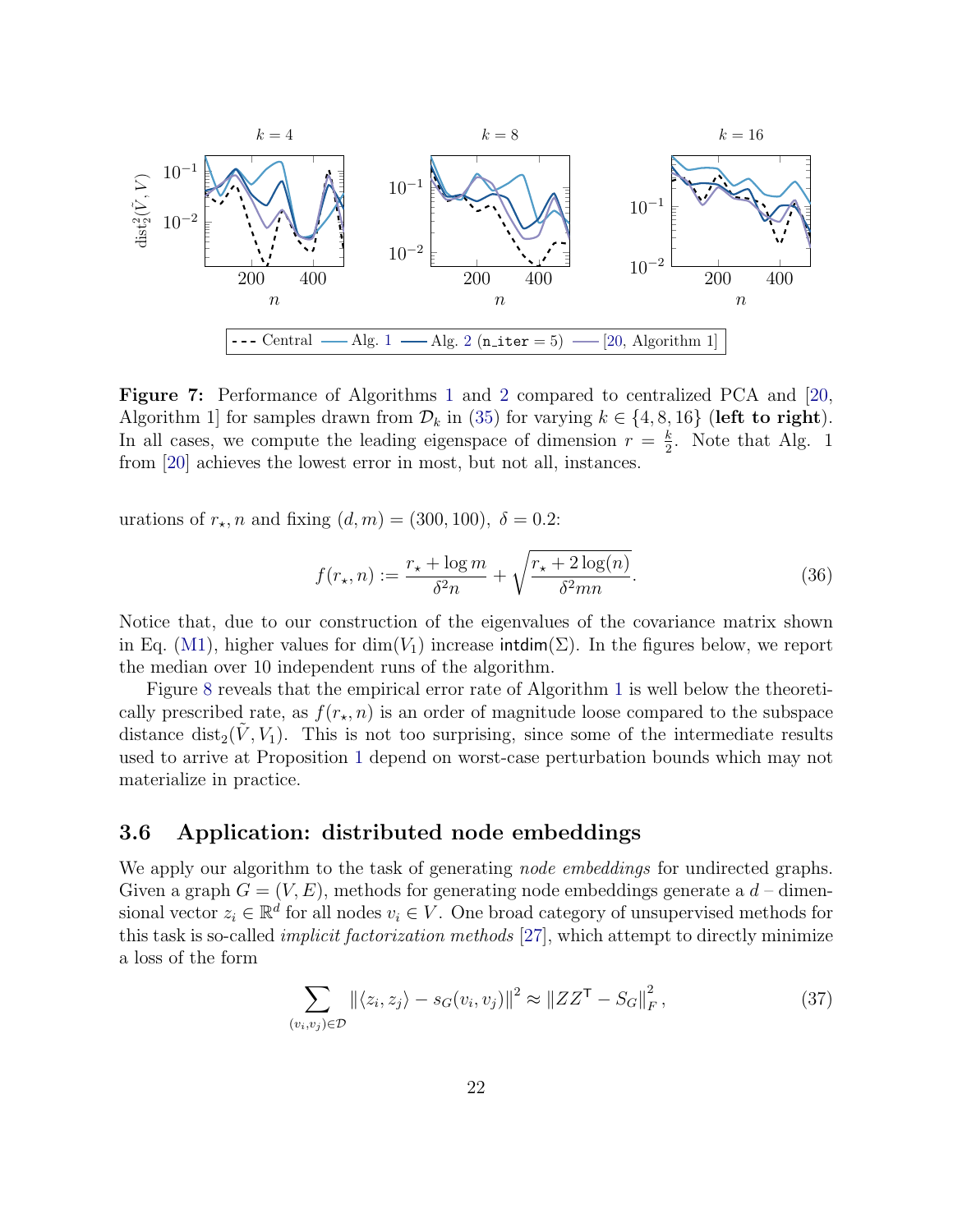Figure 7: Performance of Algorithms 1 and 2 compared to centralized PCA and [20, Algorithm 1] for samples drawn from $\mathcal{D}_k$ in (35) for varying $k \in \{4, 8, 16\}$ (**left to right**). In all cases, we compute the leading eigenspace of dimension $r = \frac{k}{2}$. Note that Alg. 1 from [20] achieves the lowest error in most, but not all, instances.

urations of $r_\star, n$ and fixing $(d, m) = (300, 100)$, $\delta = 0.2$:

$$f(r_\star, n) := \frac{r_\star + \log m}{\delta^2 n} + \sqrt{\frac{r_\star + 2\log(n)}{\delta^2 mn}}. \tag{36}$$

Notice that, due to our construction of the eigenvalues of the covariance matrix shown in Eq. (M1), higher values for $\dim(V_1)$ increase $\mathsf{intdim}(\Sigma)$. In the figures below, we report the median over 10 independent runs of the algorithm.

Figure 8 reveals that the empirical error rate of Algorithm 1 is well below the theoretically prescribed rate, as $f(r_\star, n)$ is an order of magnitude loose compared to the subspace distance $\mathrm{dist}_2(\tilde{V}, V_1)$. This is not too surprising, since some of the intermediate results used to arrive at Proposition 1 depend on worst-case perturbation bounds which may not materialize in practice.

## 3.6 Application: distributed node embeddings

We apply our algorithm to the task of generating *node embeddings* for undirected graphs. Given a graph $G = (V, E)$, methods for generating node embeddings generate a $d$ – dimensional vector $z_i \in \mathbb{R}^d$ for all nodes $v_i \in V$. One broad category of unsupervised methods for this task is so-called *implicit factorization methods* [27], which attempt to directly minimize a loss of the form

$$\sum_{(v_i, v_j) \in \mathcal{D}} \left\| \langle z_i, z_j \rangle - s_G(v_i, v_j) \right\|^2 \approx \left\| ZZ^\mathsf{T} - S_G \right\|_F^2, \tag{37}$$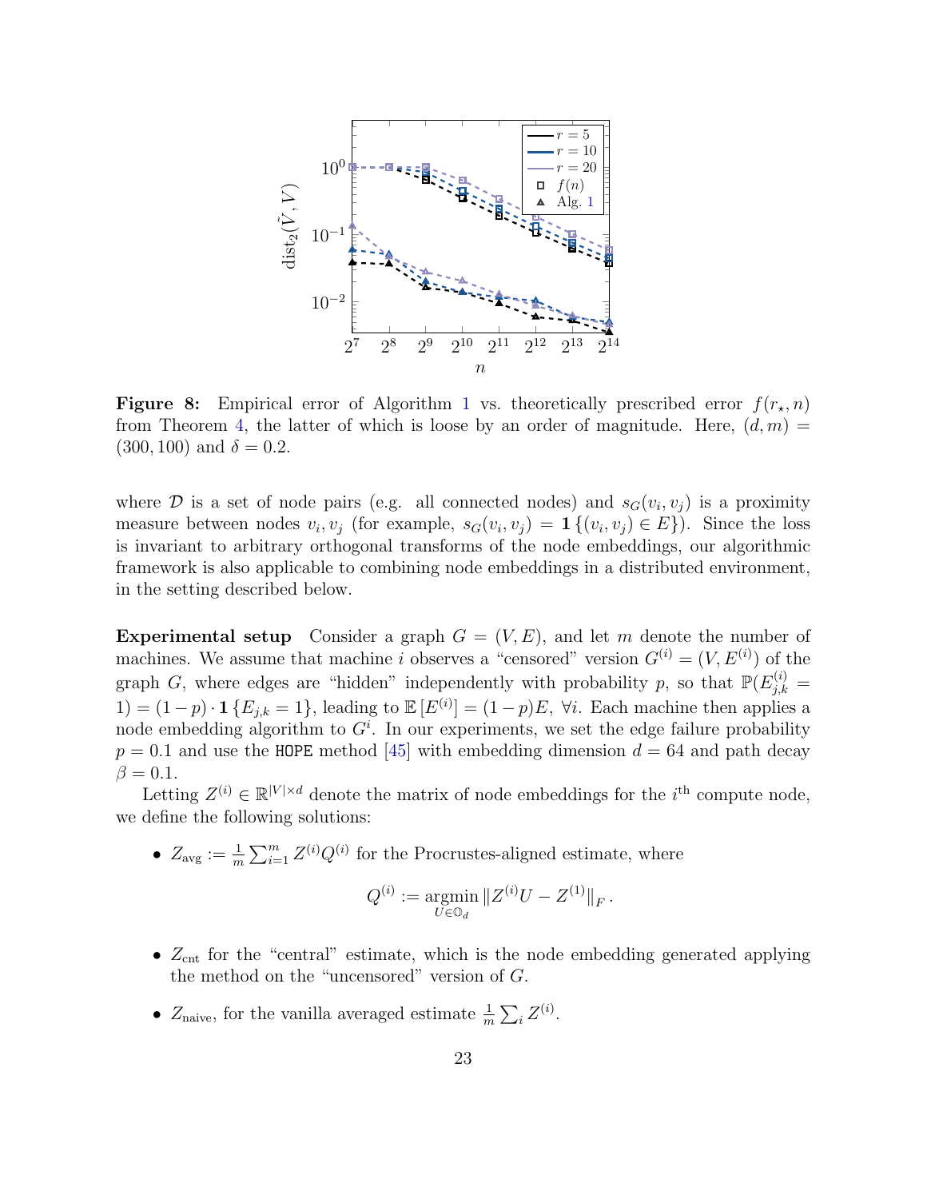**Figure 8:** Empirical error of Algorithm 1 vs. theoretically prescribed error $f(r_\star, n)$ from Theorem 4, the latter of which is loose by an order of magnitude. Here, $(d, m) = (300, 100)$ and $\delta = 0.2$.

where $\mathcal{D}$ is a set of node pairs (e.g. all connected nodes) and $s_G(v_i, v_j)$ is a proximity measure between nodes $v_i, v_j$ (for example, $s_G(v_i, v_j) = \mathbf{1}\{(v_i, v_j) \in E\}$). Since the loss is invariant to arbitrary orthogonal transforms of the node embeddings, our algorithmic framework is also applicable to combining node embeddings in a distributed environment, in the setting described below.

**Experimental setup** Consider a graph $G = (V, E)$, and let $m$ denote the number of machines. We assume that machine $i$ observes a "censored" version $G^{(i)} = (V, E^{(i)})$ of the graph $G$, where edges are "hidden" independently with probability $p$, so that $\mathbb{P}(E^{(i)}_{j,k} = 1) = (1-p) \cdot \mathbf{1}\{E_{j,k} = 1\}$, leading to $\mathbb{E}\left[E^{(i)}\right] = (1-p)E, \ \forall i$. Each machine then applies a node embedding algorithm to $G^i$. In our experiments, we set the edge failure probability $p = 0.1$ and use the HOPE method [45] with embedding dimension $d = 64$ and path decay $\beta = 0.1$.

Letting $Z^{(i)} \in \mathbb{R}^{|V| \times d}$ denote the matrix of node embeddings for the $i^{\text{th}}$ compute node, we define the following solutions:

- $Z_{\text{avg}} := \frac{1}{m} \sum_{i=1}^{m} Z^{(i)} Q^{(i)}$ for the Procrustes-aligned estimate, where

$$Q^{(i)} := \underset{U \in \mathbb{O}_d}{\operatorname{argmin}} \, \|Z^{(i)} U - Z^{(1)}\|_F.$$

- $Z_{\text{cnt}}$ for the "central" estimate, which is the node embedding generated applying the method on the "uncensored" version of $G$.

- $Z_{\text{naive}}$, for the vanilla averaged estimate $\frac{1}{m} \sum_i Z^{(i)}$.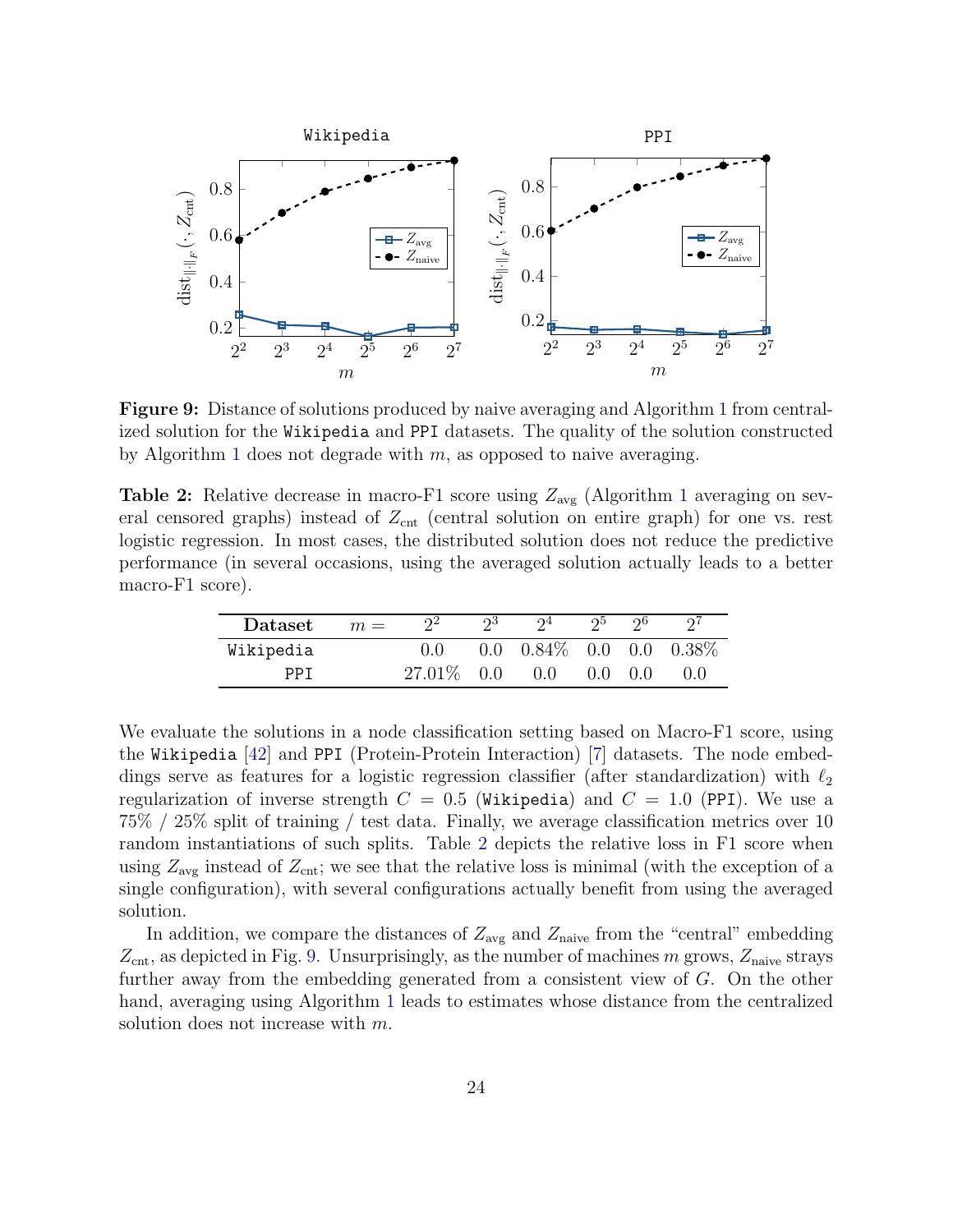**Figure 9:** Distance of solutions produced by naive averaging and Algorithm 1 from centralized solution for the `Wikipedia` and `PPI` datasets. The quality of the solution constructed by Algorithm 1 does not degrade with $m$, as opposed to naive averaging.

**Table 2:** Relative decrease in macro-F1 score using $Z_{\text{avg}}$ (Algorithm 1 averaging on several censored graphs) instead of $Z_{\text{cnt}}$ (central solution on entire graph) for one vs. rest logistic regression. In most cases, the distributed solution does not reduce the predictive performance (in several occasions, using the averaged solution actually leads to a better macro-F1 score).

| **Dataset** | $m =$ | $2^2$ | $2^3$ | $2^4$ | $2^5$ | $2^6$ | $2^7$ |
|---|---|---|---|---|---|---|---|
| `Wikipedia` | | 0.0 | 0.0 | 0.84% | 0.0 | 0.0 | 0.38% |
| `PPI` | | 27.01% | 0.0 | 0.0 | 0.0 | 0.0 | 0.0 |

We evaluate the solutions in a node classification setting based on Macro-F1 score, using the `Wikipedia` [42] and `PPI` (Protein-Protein Interaction) [7] datasets. The node embeddings serve as features for a logistic regression classifier (after standardization) with $\ell_2$ regularization of inverse strength $C = 0.5$ (`Wikipedia`) and $C = 1.0$ (`PPI`). We use a 75% / 25% split of training / test data. Finally, we average classification metrics over 10 random instantiations of such splits. Table 2 depicts the relative loss in F1 score when using $Z_{\text{avg}}$ instead of $Z_{\text{cnt}}$; we see that the relative loss is minimal (with the exception of a single configuration), with several configurations actually benefit from using the averaged solution.

In addition, we compare the distances of $Z_{\text{avg}}$ and $Z_{\text{naive}}$ from the "central" embedding $Z_{\text{cnt}}$, as depicted in Fig. 9. Unsurprisingly, as the number of machines $m$ grows, $Z_{\text{naive}}$ strays further away from the embedding generated from a consistent view of $G$. On the other hand, averaging using Algorithm 1 leads to estimates whose distance from the centralized solution does not increase with $m$.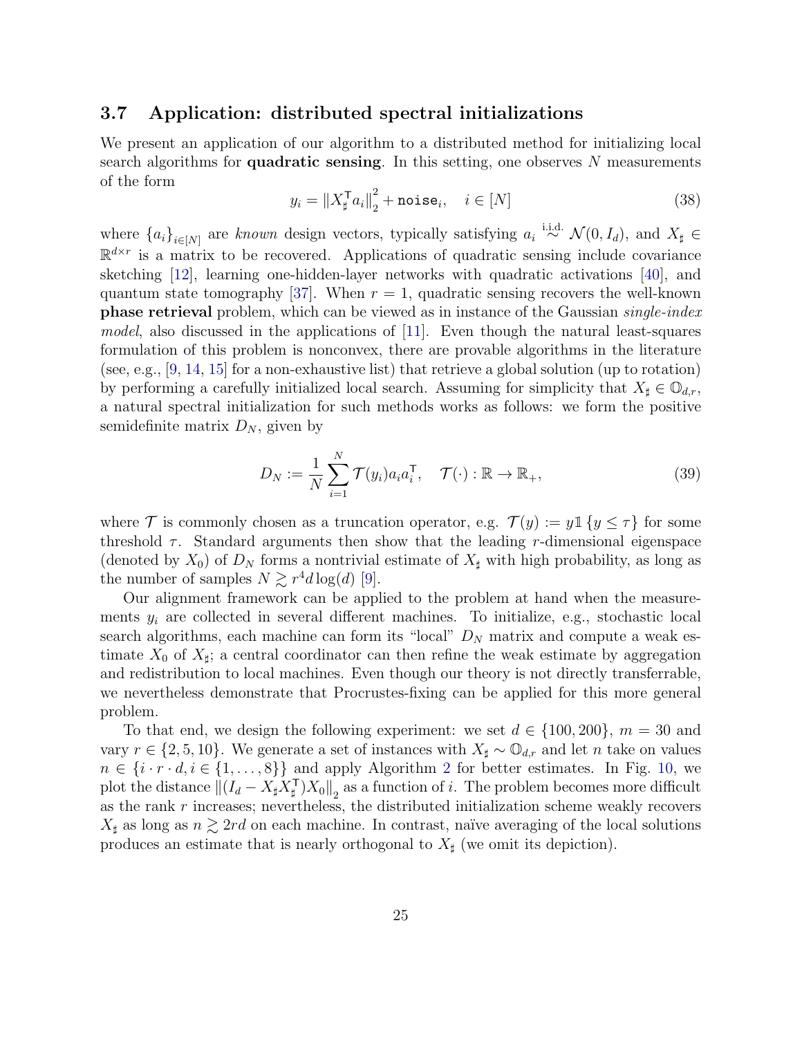### 3.7 Application: distributed spectral initializations

We present an application of our algorithm to a distributed method for initializing local search algorithms for **quadratic sensing**. In this setting, one observes $N$ measurements of the form

$$y_i = \left\| X_\sharp^\mathsf{T} a_i \right\|_2^2 + \texttt{noise}_i, \quad i \in [N] \tag{38}$$

where $\{a_i\}_{i \in [N]}$ are *known* design vectors, typically satisfying $a_i \overset{\text{i.i.d.}}{\sim} \mathcal{N}(0, I_d)$, and $X_\sharp \in \mathbb{R}^{d \times r}$ is a matrix to be recovered. Applications of quadratic sensing include covariance sketching [12], learning one-hidden-layer networks with quadratic activations [40], and quantum state tomography [37]. When $r = 1$, quadratic sensing recovers the well-known **phase retrieval** problem, which can be viewed as in instance of the Gaussian *single-index model*, also discussed in the applications of [11]. Even though the natural least-squares formulation of this problem is nonconvex, there are provable algorithms in the literature (see, e.g., [9, 14, 15] for a non-exhaustive list) that retrieve a global solution (up to rotation) by performing a carefully initialized local search. Assuming for simplicity that $X_\sharp \in \mathbb{O}_{d,r}$, a natural spectral initialization for such methods works as follows: we form the positive semidefinite matrix $D_N$, given by

$$D_N := \frac{1}{N} \sum_{i=1}^{N} \mathcal{T}(y_i) a_i a_i^\mathsf{T}, \quad \mathcal{T}(\cdot) : \mathbb{R} \to \mathbb{R}_+, \tag{39}$$

where $\mathcal{T}$ is commonly chosen as a truncation operator, e.g. $\mathcal{T}(y) := y \mathbb{1}\{y \le \tau\}$ for some threshold $\tau$. Standard arguments then show that the leading $r$-dimensional eigenspace (denoted by $X_0$) of $D_N$ forms a nontrivial estimate of $X_\sharp$ with high probability, as long as the number of samples $N \gtrsim r^4 d \log(d)$ [9].

Our alignment framework can be applied to the problem at hand when the measurements $y_i$ are collected in several different machines. To initialize, e.g., stochastic local search algorithms, each machine can form its "local" $D_N$ matrix and compute a weak estimate $X_0$ of $X_\sharp$; a central coordinator can then refine the weak estimate by aggregation and redistribution to local machines. Even though our theory is not directly transferrable, we nevertheless demonstrate that Procrustes-fixing can be applied for this more general problem.

To that end, we design the following experiment: we set $d \in \{100, 200\}$, $m = 30$ and vary $r \in \{2, 5, 10\}$. We generate a set of instances with $X_\sharp \sim \mathbb{O}_{d,r}$ and let $n$ take on values $n \in \{i \cdot r \cdot d, i \in \{1, \dots, 8\}\}$ and apply Algorithm 2 for better estimates. In Fig. 10, we plot the distance $\left\| (I_d - X_\sharp X_\sharp^\mathsf{T}) X_0 \right\|_2$ as a function of $i$. The problem becomes more difficult as the rank $r$ increases; nevertheless, the distributed initialization scheme weakly recovers $X_\sharp$ as long as $n \gtrsim 2rd$ on each machine. In contrast, naïve averaging of the local solutions produces an estimate that is nearly orthogonal to $X_\sharp$ (we omit its depiction).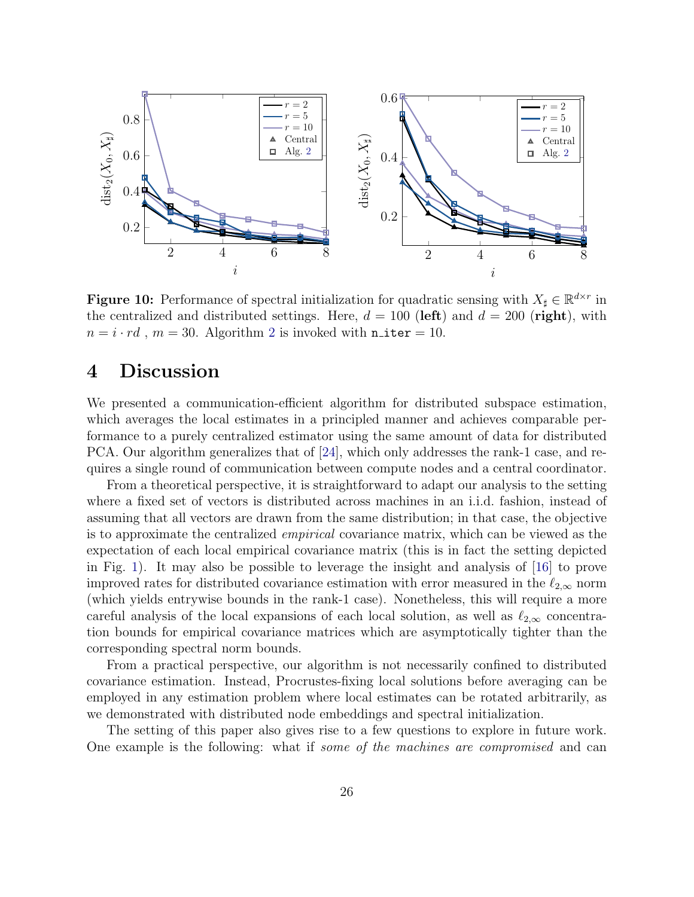**Figure 10:** Performance of spectral initialization for quadratic sensing with $X_\sharp \in \mathbb{R}^{d \times r}$ in the centralized and distributed settings. Here, $d = 100$ (**left**) and $d = 200$ (**right**), with $n = i \cdot rd$ , $m = 30$. Algorithm 2 is invoked with `n_iter` $= 10$.

# 4 Discussion

We presented a communication-efficient algorithm for distributed subspace estimation, which averages the local estimates in a principled manner and achieves comparable performance to a purely centralized estimator using the same amount of data for distributed PCA. Our algorithm generalizes that of [24], which only addresses the rank-1 case, and requires a single round of communication between compute nodes and a central coordinator.

From a theoretical perspective, it is straightforward to adapt our analysis to the setting where a fixed set of vectors is distributed across machines in an i.i.d. fashion, instead of assuming that all vectors are drawn from the same distribution; in that case, the objective is to approximate the centralized *empirical* covariance matrix, which can be viewed as the expectation of each local empirical covariance matrix (this is in fact the setting depicted in Fig. 1). It may also be possible to leverage the insight and analysis of [16] to prove improved rates for distributed covariance estimation with error measured in the $\ell_{2,\infty}$ norm (which yields entrywise bounds in the rank-1 case). Nonetheless, this will require a more careful analysis of the local expansions of each local solution, as well as $\ell_{2,\infty}$ concentration bounds for empirical covariance matrices which are asymptotically tighter than the corresponding spectral norm bounds.

From a practical perspective, our algorithm is not necessarily confined to distributed covariance estimation. Instead, Procrustes-fixing local solutions before averaging can be employed in any estimation problem where local estimates can be rotated arbitrarily, as we demonstrated with distributed node embeddings and spectral initialization.

The setting of this paper also gives rise to a few questions to explore in future work. One example is the following: what if *some of the machines are compromised* and can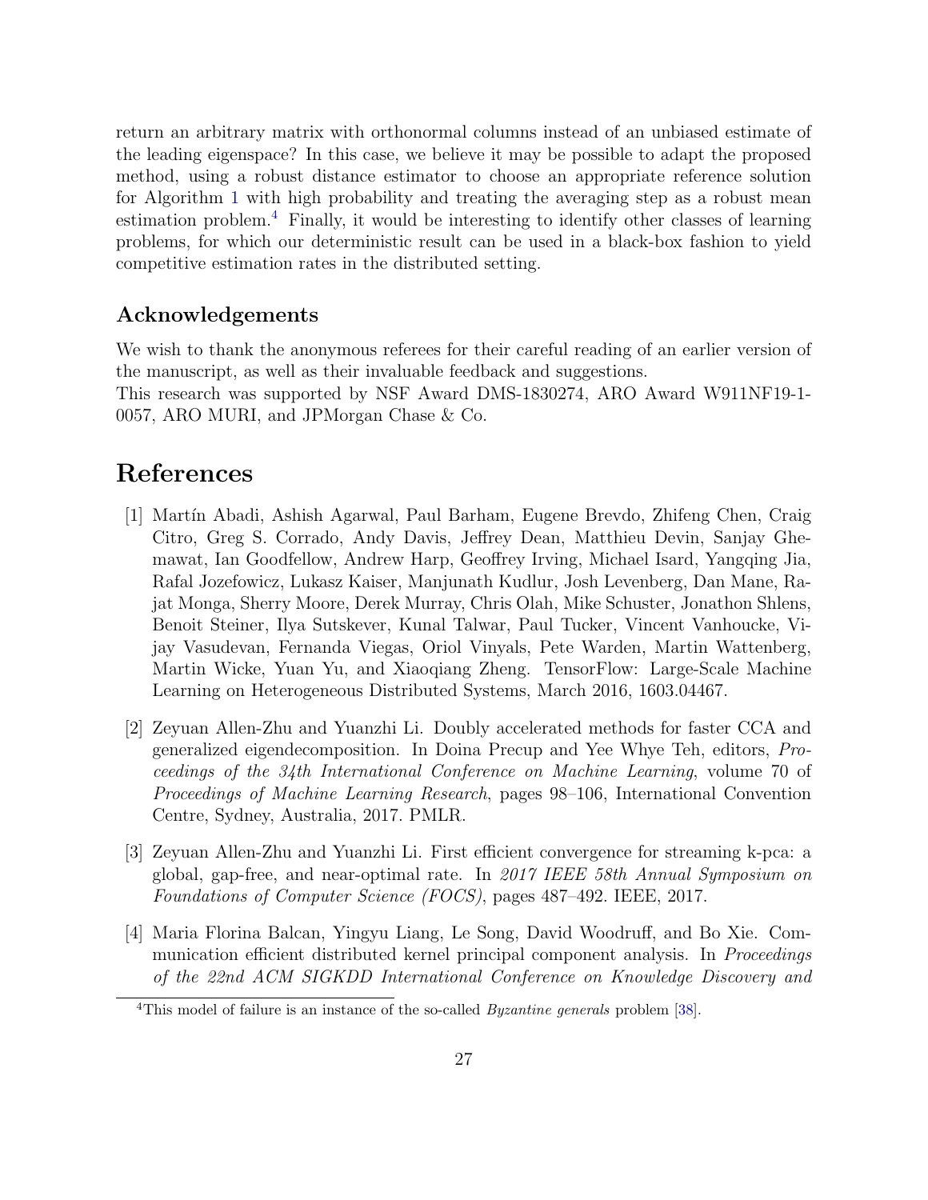return an arbitrary matrix with orthonormal columns instead of an unbiased estimate of the leading eigenspace? In this case, we believe it may be possible to adapt the proposed method, using a robust distance estimator to choose an appropriate reference solution for Algorithm 1 with high probability and treating the averaging step as a robust mean estimation problem.[4] Finally, it would be interesting to identify other classes of learning problems, for which our deterministic result can be used in a black-box fashion to yield competitive estimation rates in the distributed setting.

### Acknowledgements

We wish to thank the anonymous referees for their careful reading of an earlier version of the manuscript, as well as their invaluable feedback and suggestions.
This research was supported by NSF Award DMS-1830274, ARO Award W911NF19-1-0057, ARO MURI, and JPMorgan Chase & Co.

# References

[1] Martín Abadi, Ashish Agarwal, Paul Barham, Eugene Brevdo, Zhifeng Chen, Craig Citro, Greg S. Corrado, Andy Davis, Jeffrey Dean, Matthieu Devin, Sanjay Ghemawat, Ian Goodfellow, Andrew Harp, Geoffrey Irving, Michael Isard, Yangqing Jia, Rafal Jozefowicz, Lukasz Kaiser, Manjunath Kudlur, Josh Levenberg, Dan Mane, Rajat Monga, Sherry Moore, Derek Murray, Chris Olah, Mike Schuster, Jonathon Shlens, Benoit Steiner, Ilya Sutskever, Kunal Talwar, Paul Tucker, Vincent Vanhoucke, Vijay Vasudevan, Fernanda Viegas, Oriol Vinyals, Pete Warden, Martin Wattenberg, Martin Wicke, Yuan Yu, and Xiaoqiang Zheng. TensorFlow: Large-Scale Machine Learning on Heterogeneous Distributed Systems, March 2016, 1603.04467.

[2] Zeyuan Allen-Zhu and Yuanzhi Li. Doubly accelerated methods for faster CCA and generalized eigendecomposition. In Doina Precup and Yee Whye Teh, editors, *Proceedings of the 34th International Conference on Machine Learning*, volume 70 of *Proceedings of Machine Learning Research*, pages 98–106, International Convention Centre, Sydney, Australia, 2017. PMLR.

[3] Zeyuan Allen-Zhu and Yuanzhi Li. First efficient convergence for streaming k-pca: a global, gap-free, and near-optimal rate. In *2017 IEEE 58th Annual Symposium on Foundations of Computer Science (FOCS)*, pages 487–492. IEEE, 2017.

[4] Maria Florina Balcan, Yingyu Liang, Le Song, David Woodruff, and Bo Xie. Communication efficient distributed kernel principal component analysis. In *Proceedings of the 22nd ACM SIGKDD International Conference on Knowledge Discovery and*

[4] This model of failure is an instance of the so-called *Byzantine generals* problem [38].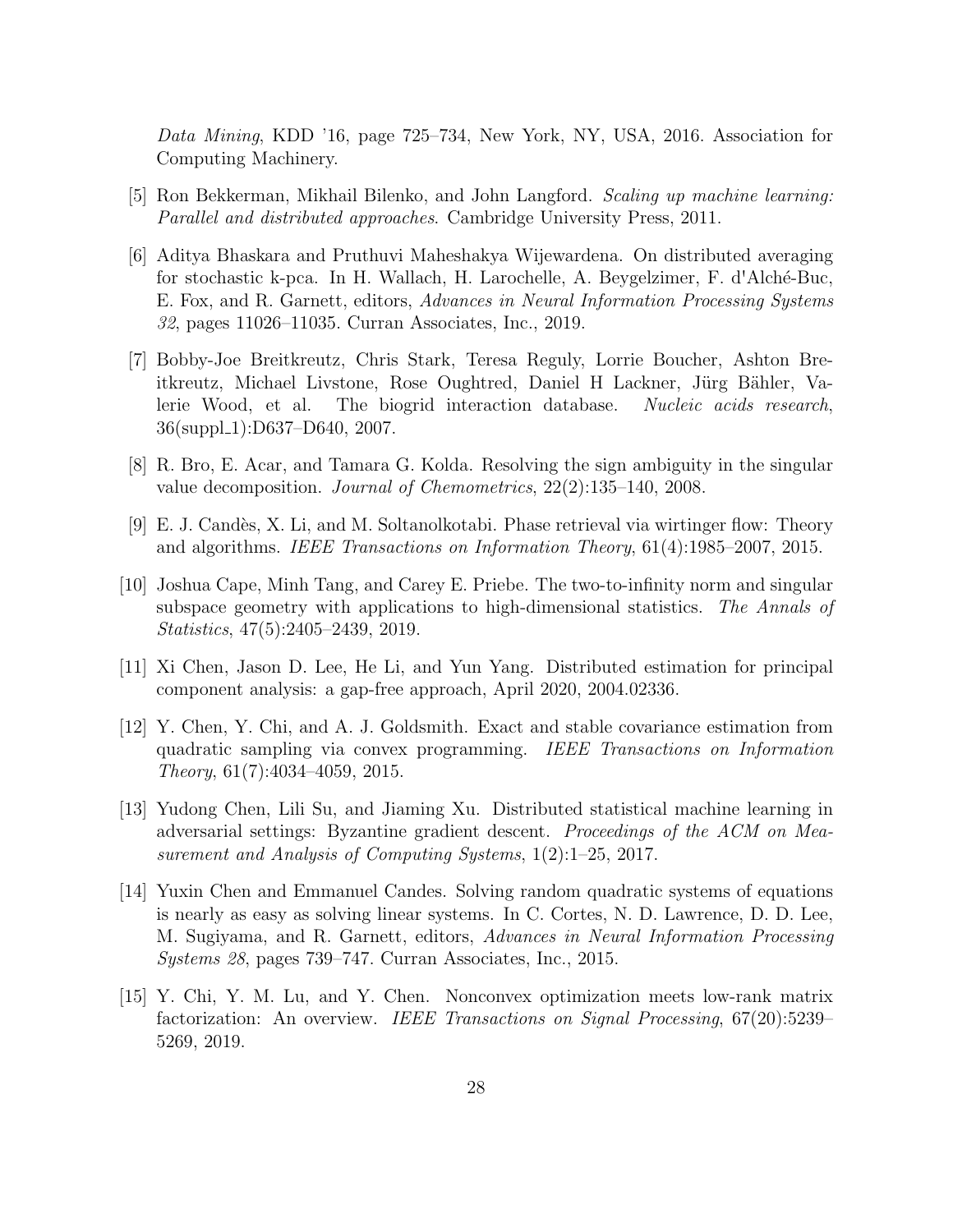*Data Mining*, KDD '16, page 725–734, New York, NY, USA, 2016. Association for Computing Machinery.

[5] Ron Bekkerman, Mikhail Bilenko, and John Langford. *Scaling up machine learning: Parallel and distributed approaches*. Cambridge University Press, 2011.

[6] Aditya Bhaskara and Pruthuvi Maheshakya Wijewardena. On distributed averaging for stochastic k-pca. In H. Wallach, H. Larochelle, A. Beygelzimer, F. d'Alché-Buc, E. Fox, and R. Garnett, editors, *Advances in Neural Information Processing Systems 32*, pages 11026–11035. Curran Associates, Inc., 2019.

[7] Bobby-Joe Breitkreutz, Chris Stark, Teresa Reguly, Lorrie Boucher, Ashton Breitkreutz, Michael Livstone, Rose Oughtred, Daniel H Lackner, Jürg Bähler, Valerie Wood, et al. The biogrid interaction database. *Nucleic acids research*, 36(suppl_1):D637–D640, 2007.

[8] R. Bro, E. Acar, and Tamara G. Kolda. Resolving the sign ambiguity in the singular value decomposition. *Journal of Chemometrics*, 22(2):135–140, 2008.

[9] E. J. Candès, X. Li, and M. Soltanolkotabi. Phase retrieval via wirtinger flow: Theory and algorithms. *IEEE Transactions on Information Theory*, 61(4):1985–2007, 2015.

[10] Joshua Cape, Minh Tang, and Carey E. Priebe. The two-to-infinity norm and singular subspace geometry with applications to high-dimensional statistics. *The Annals of Statistics*, 47(5):2405–2439, 2019.

[11] Xi Chen, Jason D. Lee, He Li, and Yun Yang. Distributed estimation for principal component analysis: a gap-free approach, April 2020, 2004.02336.

[12] Y. Chen, Y. Chi, and A. J. Goldsmith. Exact and stable covariance estimation from quadratic sampling via convex programming. *IEEE Transactions on Information Theory*, 61(7):4034–4059, 2015.

[13] Yudong Chen, Lili Su, and Jiaming Xu. Distributed statistical machine learning in adversarial settings: Byzantine gradient descent. *Proceedings of the ACM on Measurement and Analysis of Computing Systems*, 1(2):1–25, 2017.

[14] Yuxin Chen and Emmanuel Candes. Solving random quadratic systems of equations is nearly as easy as solving linear systems. In C. Cortes, N. D. Lawrence, D. D. Lee, M. Sugiyama, and R. Garnett, editors, *Advances in Neural Information Processing Systems 28*, pages 739–747. Curran Associates, Inc., 2015.

[15] Y. Chi, Y. M. Lu, and Y. Chen. Nonconvex optimization meets low-rank matrix factorization: An overview. *IEEE Transactions on Signal Processing*, 67(20):5239–5269, 2019.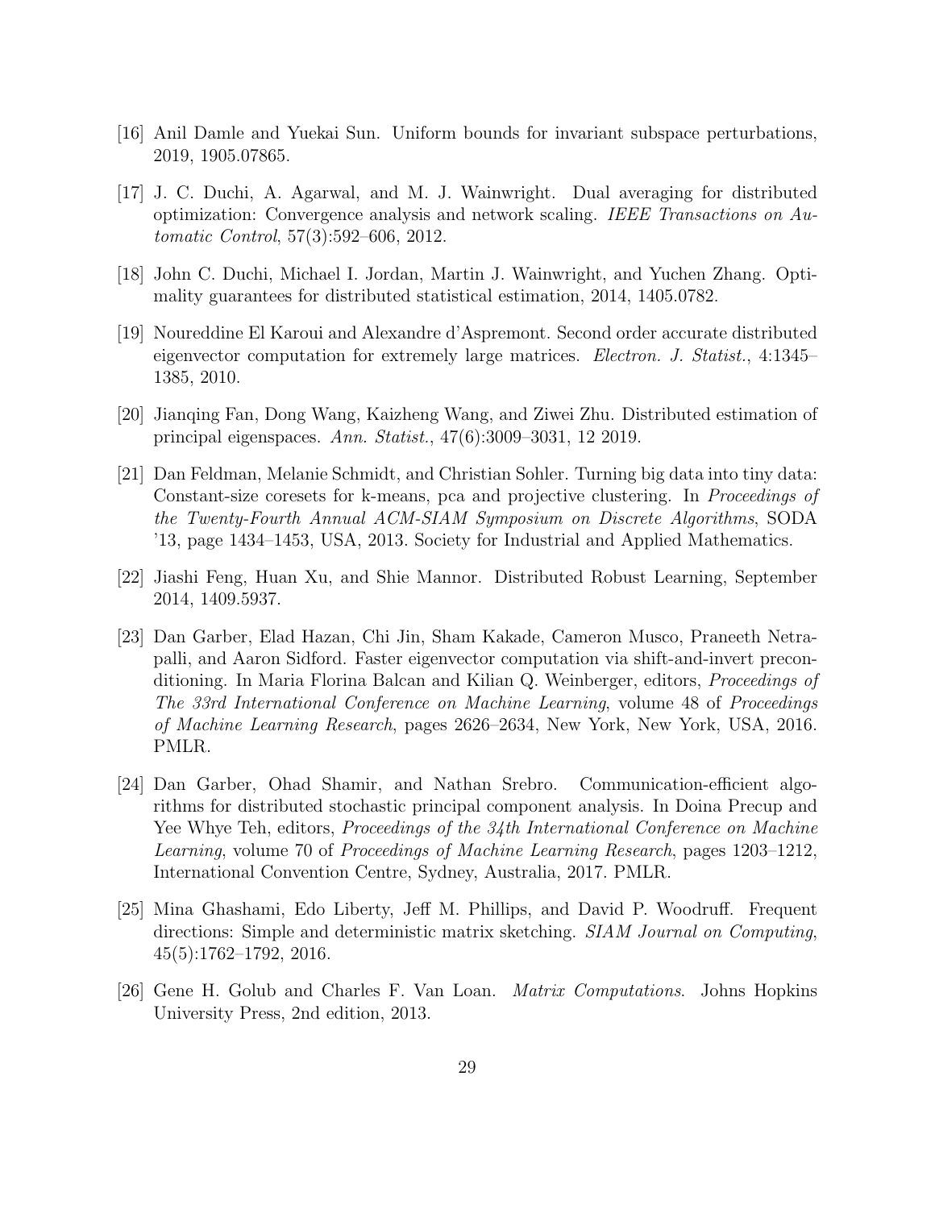[16] Anil Damle and Yuekai Sun. Uniform bounds for invariant subspace perturbations, 2019, 1905.07865.

[17] J. C. Duchi, A. Agarwal, and M. J. Wainwright. Dual averaging for distributed optimization: Convergence analysis and network scaling. *IEEE Transactions on Automatic Control*, 57(3):592–606, 2012.

[18] John C. Duchi, Michael I. Jordan, Martin J. Wainwright, and Yuchen Zhang. Optimality guarantees for distributed statistical estimation, 2014, 1405.0782.

[19] Noureddine El Karoui and Alexandre d'Aspremont. Second order accurate distributed eigenvector computation for extremely large matrices. *Electron. J. Statist.*, 4:1345–1385, 2010.

[20] Jianqing Fan, Dong Wang, Kaizheng Wang, and Ziwei Zhu. Distributed estimation of principal eigenspaces. *Ann. Statist.*, 47(6):3009–3031, 12 2019.

[21] Dan Feldman, Melanie Schmidt, and Christian Sohler. Turning big data into tiny data: Constant-size coresets for k-means, pca and projective clustering. In *Proceedings of the Twenty-Fourth Annual ACM-SIAM Symposium on Discrete Algorithms*, SODA '13, page 1434–1453, USA, 2013. Society for Industrial and Applied Mathematics.

[22] Jiashi Feng, Huan Xu, and Shie Mannor. Distributed Robust Learning, September 2014, 1409.5937.

[23] Dan Garber, Elad Hazan, Chi Jin, Sham Kakade, Cameron Musco, Praneeth Netrapalli, and Aaron Sidford. Faster eigenvector computation via shift-and-invert preconditioning. In Maria Florina Balcan and Kilian Q. Weinberger, editors, *Proceedings of The 33rd International Conference on Machine Learning*, volume 48 of *Proceedings of Machine Learning Research*, pages 2626–2634, New York, New York, USA, 2016. PMLR.

[24] Dan Garber, Ohad Shamir, and Nathan Srebro. Communication-efficient algorithms for distributed stochastic principal component analysis. In Doina Precup and Yee Whye Teh, editors, *Proceedings of the 34th International Conference on Machine Learning*, volume 70 of *Proceedings of Machine Learning Research*, pages 1203–1212, International Convention Centre, Sydney, Australia, 2017. PMLR.

[25] Mina Ghashami, Edo Liberty, Jeff M. Phillips, and David P. Woodruff. Frequent directions: Simple and deterministic matrix sketching. *SIAM Journal on Computing*, 45(5):1762–1792, 2016.

[26] Gene H. Golub and Charles F. Van Loan. *Matrix Computations*. Johns Hopkins University Press, 2nd edition, 2013.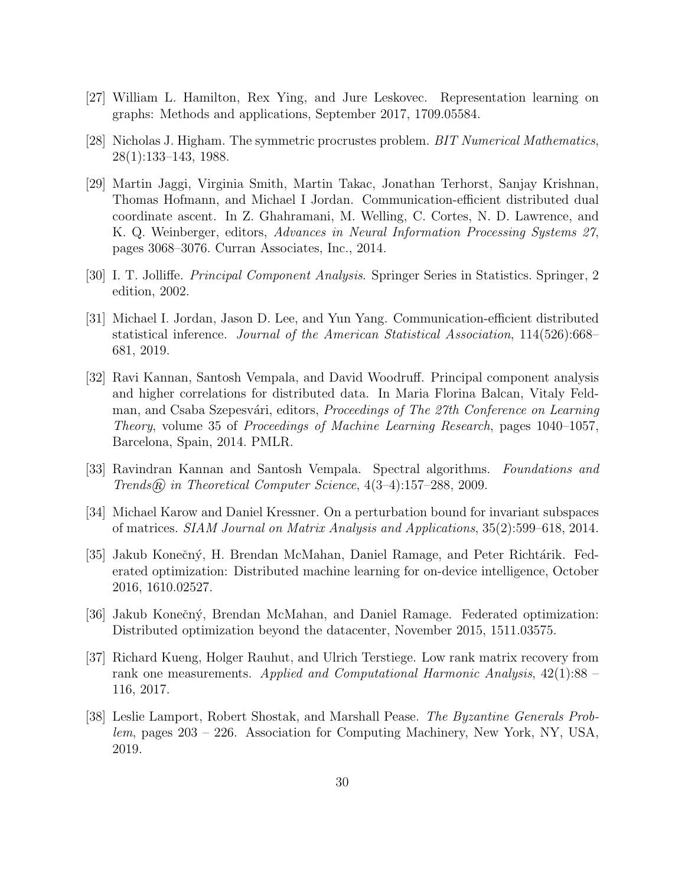[27] William L. Hamilton, Rex Ying, and Jure Leskovec. Representation learning on graphs: Methods and applications, September 2017, 1709.05584.

[28] Nicholas J. Higham. The symmetric procrustes problem. *BIT Numerical Mathematics*, 28(1):133–143, 1988.

[29] Martin Jaggi, Virginia Smith, Martin Takac, Jonathan Terhorst, Sanjay Krishnan, Thomas Hofmann, and Michael I Jordan. Communication-efficient distributed dual coordinate ascent. In Z. Ghahramani, M. Welling, C. Cortes, N. D. Lawrence, and K. Q. Weinberger, editors, *Advances in Neural Information Processing Systems 27*, pages 3068–3076. Curran Associates, Inc., 2014.

[30] I. T. Jolliffe. *Principal Component Analysis*. Springer Series in Statistics. Springer, 2 edition, 2002.

[31] Michael I. Jordan, Jason D. Lee, and Yun Yang. Communication-efficient distributed statistical inference. *Journal of the American Statistical Association*, 114(526):668–681, 2019.

[32] Ravi Kannan, Santosh Vempala, and David Woodruff. Principal component analysis and higher correlations for distributed data. In Maria Florina Balcan, Vitaly Feldman, and Csaba Szepesvári, editors, *Proceedings of The 27th Conference on Learning Theory*, volume 35 of *Proceedings of Machine Learning Research*, pages 1040–1057, Barcelona, Spain, 2014. PMLR.

[33] Ravindran Kannan and Santosh Vempala. Spectral algorithms. *Foundations and Trends® in Theoretical Computer Science*, 4(3–4):157–288, 2009.

[34] Michael Karow and Daniel Kressner. On a perturbation bound for invariant subspaces of matrices. *SIAM Journal on Matrix Analysis and Applications*, 35(2):599–618, 2014.

[35] Jakub Konečný, H. Brendan McMahan, Daniel Ramage, and Peter Richtárik. Federated optimization: Distributed machine learning for on-device intelligence, October 2016, 1610.02527.

[36] Jakub Konečný, Brendan McMahan, and Daniel Ramage. Federated optimization: Distributed optimization beyond the datacenter, November 2015, 1511.03575.

[37] Richard Kueng, Holger Rauhut, and Ulrich Terstiege. Low rank matrix recovery from rank one measurements. *Applied and Computational Harmonic Analysis*, 42(1):88 – 116, 2017.

[38] Leslie Lamport, Robert Shostak, and Marshall Pease. *The Byzantine Generals Problem*, pages 203 – 226. Association for Computing Machinery, New York, NY, USA, 2019.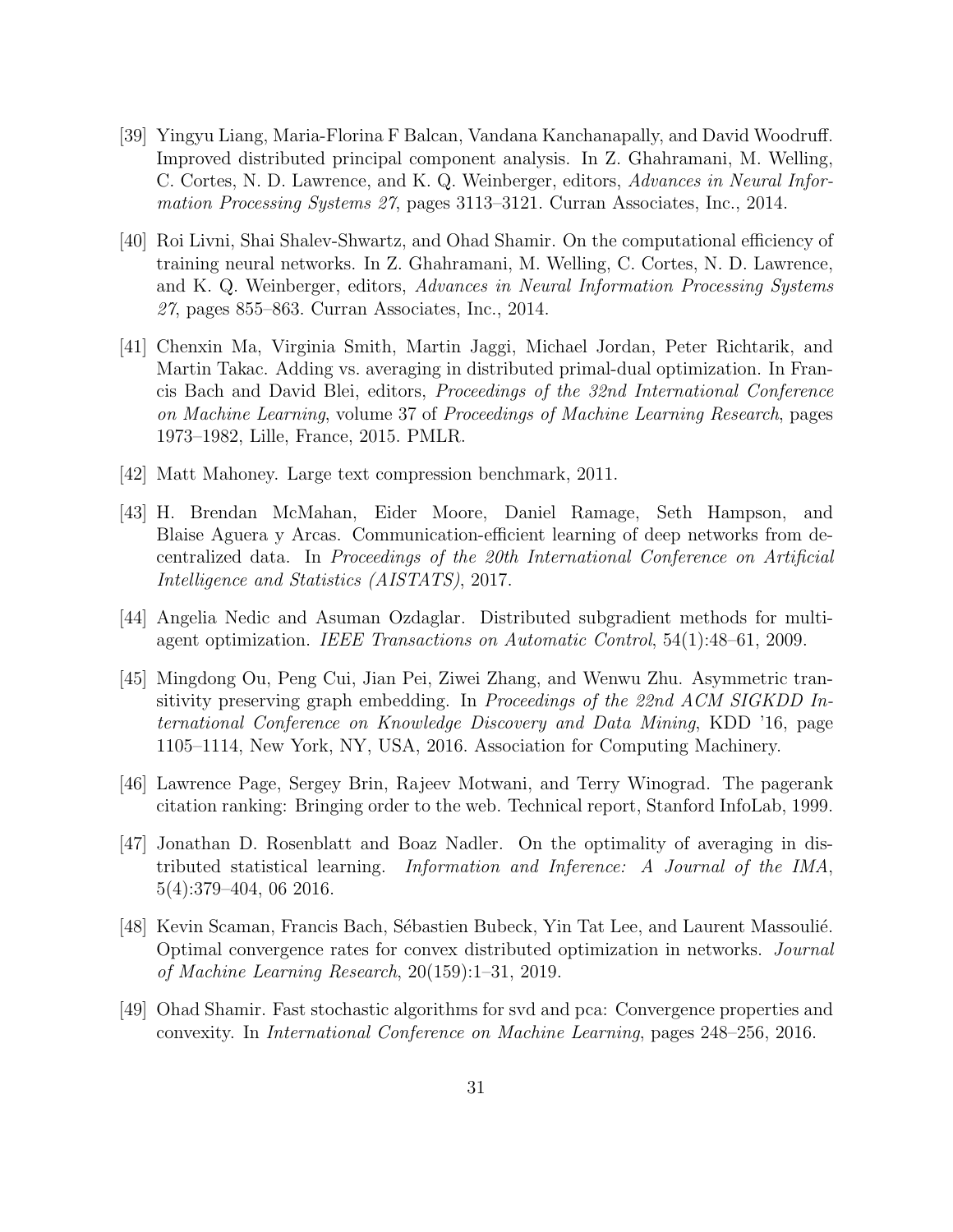[39] Yingyu Liang, Maria-Florina F Balcan, Vandana Kanchanapally, and David Woodruff. Improved distributed principal component analysis. In Z. Ghahramani, M. Welling, C. Cortes, N. D. Lawrence, and K. Q. Weinberger, editors, *Advances in Neural Information Processing Systems 27*, pages 3113–3121. Curran Associates, Inc., 2014.

[40] Roi Livni, Shai Shalev-Shwartz, and Ohad Shamir. On the computational efficiency of training neural networks. In Z. Ghahramani, M. Welling, C. Cortes, N. D. Lawrence, and K. Q. Weinberger, editors, *Advances in Neural Information Processing Systems 27*, pages 855–863. Curran Associates, Inc., 2014.

[41] Chenxin Ma, Virginia Smith, Martin Jaggi, Michael Jordan, Peter Richtarik, and Martin Takac. Adding vs. averaging in distributed primal-dual optimization. In Francis Bach and David Blei, editors, *Proceedings of the 32nd International Conference on Machine Learning*, volume 37 of *Proceedings of Machine Learning Research*, pages 1973–1982, Lille, France, 2015. PMLR.

[42] Matt Mahoney. Large text compression benchmark, 2011.

[43] H. Brendan McMahan, Eider Moore, Daniel Ramage, Seth Hampson, and Blaise Aguera y Arcas. Communication-efficient learning of deep networks from decentralized data. In *Proceedings of the 20th International Conference on Artificial Intelligence and Statistics (AISTATS)*, 2017.

[44] Angelia Nedic and Asuman Ozdaglar. Distributed subgradient methods for multi-agent optimization. *IEEE Transactions on Automatic Control*, 54(1):48–61, 2009.

[45] Mingdong Ou, Peng Cui, Jian Pei, Ziwei Zhang, and Wenwu Zhu. Asymmetric transitivity preserving graph embedding. In *Proceedings of the 22nd ACM SIGKDD International Conference on Knowledge Discovery and Data Mining*, KDD '16, page 1105–1114, New York, NY, USA, 2016. Association for Computing Machinery.

[46] Lawrence Page, Sergey Brin, Rajeev Motwani, and Terry Winograd. The pagerank citation ranking: Bringing order to the web. Technical report, Stanford InfoLab, 1999.

[47] Jonathan D. Rosenblatt and Boaz Nadler. On the optimality of averaging in distributed statistical learning. *Information and Inference: A Journal of the IMA*, 5(4):379–404, 06 2016.

[48] Kevin Scaman, Francis Bach, Sébastien Bubeck, Yin Tat Lee, and Laurent Massoulié. Optimal convergence rates for convex distributed optimization in networks. *Journal of Machine Learning Research*, 20(159):1–31, 2019.

[49] Ohad Shamir. Fast stochastic algorithms for svd and pca: Convergence properties and convexity. In *International Conference on Machine Learning*, pages 248–256, 2016.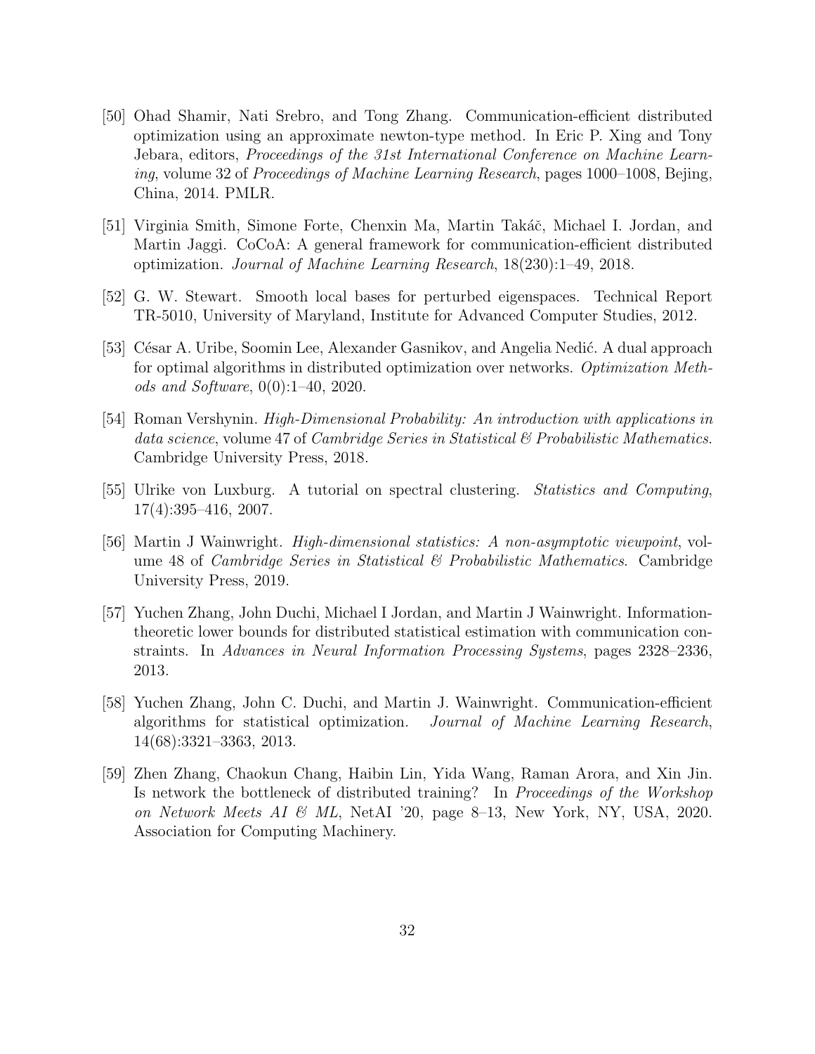[50] Ohad Shamir, Nati Srebro, and Tong Zhang. Communication-efficient distributed optimization using an approximate newton-type method. In Eric P. Xing and Tony Jebara, editors, *Proceedings of the 31st International Conference on Machine Learning*, volume 32 of *Proceedings of Machine Learning Research*, pages 1000–1008, Bejing, China, 2014. PMLR.

[51] Virginia Smith, Simone Forte, Chenxin Ma, Martin Takáč, Michael I. Jordan, and Martin Jaggi. CoCoA: A general framework for communication-efficient distributed optimization. *Journal of Machine Learning Research*, 18(230):1–49, 2018.

[52] G. W. Stewart. Smooth local bases for perturbed eigenspaces. Technical Report TR-5010, University of Maryland, Institute for Advanced Computer Studies, 2012.

[53] César A. Uribe, Soomin Lee, Alexander Gasnikov, and Angelia Nedić. A dual approach for optimal algorithms in distributed optimization over networks. *Optimization Methods and Software*, 0(0):1–40, 2020.

[54] Roman Vershynin. *High-Dimensional Probability: An introduction with applications in data science*, volume 47 of *Cambridge Series in Statistical & Probabilistic Mathematics*. Cambridge University Press, 2018.

[55] Ulrike von Luxburg. A tutorial on spectral clustering. *Statistics and Computing*, 17(4):395–416, 2007.

[56] Martin J Wainwright. *High-dimensional statistics: A non-asymptotic viewpoint*, volume 48 of *Cambridge Series in Statistical & Probabilistic Mathematics*. Cambridge University Press, 2019.

[57] Yuchen Zhang, John Duchi, Michael I Jordan, and Martin J Wainwright. Information-theoretic lower bounds for distributed statistical estimation with communication constraints. In *Advances in Neural Information Processing Systems*, pages 2328–2336, 2013.

[58] Yuchen Zhang, John C. Duchi, and Martin J. Wainwright. Communication-efficient algorithms for statistical optimization. *Journal of Machine Learning Research*, 14(68):3321–3363, 2013.

[59] Zhen Zhang, Chaokun Chang, Haibin Lin, Yida Wang, Raman Arora, and Xin Jin. Is network the bottleneck of distributed training? In *Proceedings of the Workshop on Network Meets AI & ML*, NetAI '20, page 8–13, New York, NY, USA, 2020. Association for Computing Machinery.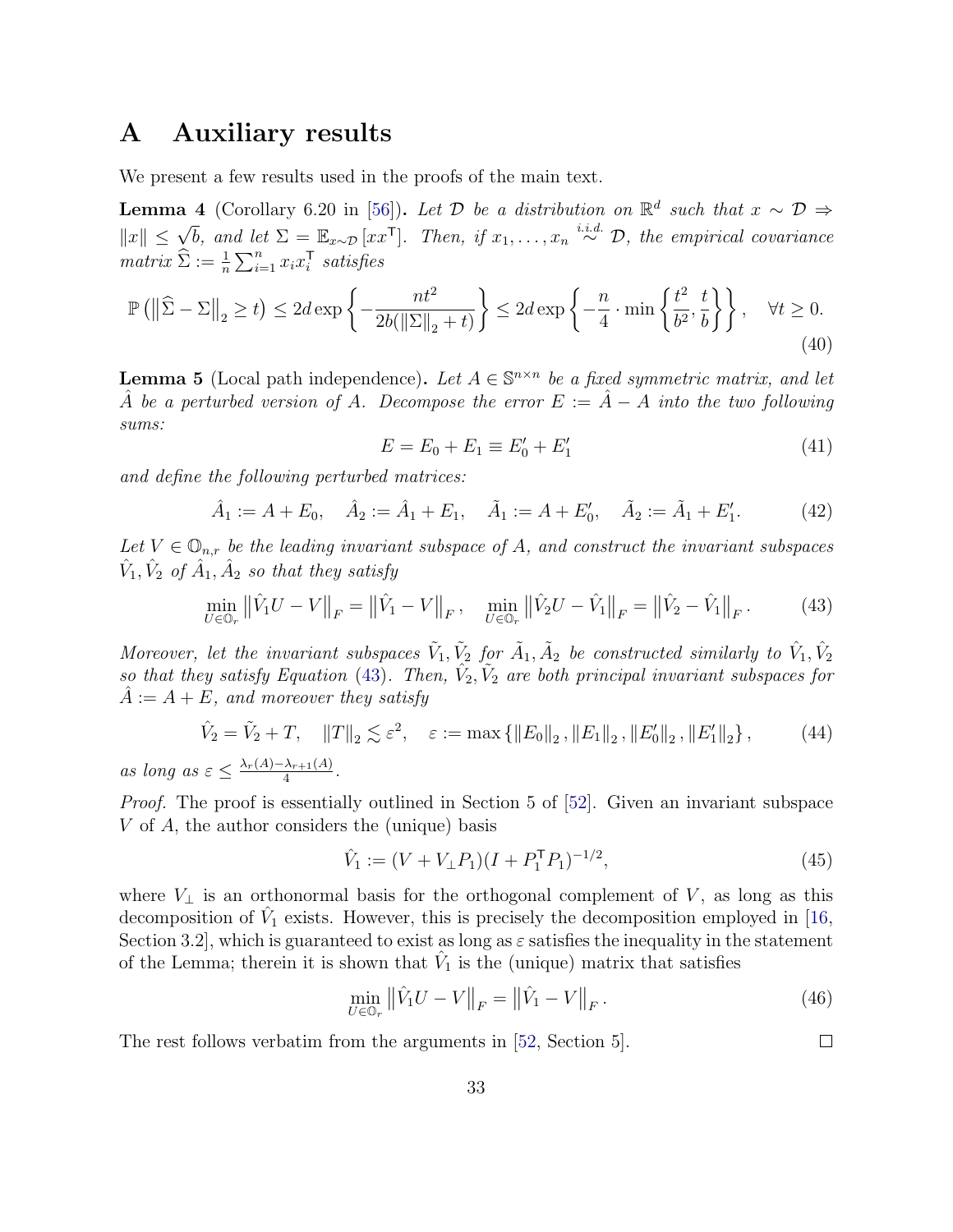# A Auxiliary results

We present a few results used in the proofs of the main text.

**Lemma 4** (Corollary 6.20 in [56])**.** *Let $\mathcal{D}$ be a distribution on $\mathbb{R}^d$ such that $x \sim \mathcal{D} \Rightarrow \|x\| \leq \sqrt{b}$, and let $\Sigma = \mathbb{E}_{x \sim \mathcal{D}}[xx^\mathsf{T}]$. Then, if $x_1, \dots, x_n \overset{i.i.d.}{\sim} \mathcal{D}$, the empirical covariance matrix $\widehat{\Sigma} := \frac{1}{n}\sum_{i=1}^n x_i x_i^\mathsf{T}$ satisfies*

$$\mathbb{P}\left(\left\|\widehat{\Sigma} - \Sigma\right\|_2 \geq t\right) \leq 2d \exp\left\{-\frac{nt^2}{2b(\|\Sigma\|_2 + t)}\right\} \leq 2d \exp\left\{-\frac{n}{4} \cdot \min\left\{\frac{t^2}{b^2}, \frac{t}{b}\right\}\right\}, \quad \forall t \geq 0. \tag{40}$$

**Lemma 5** (Local path independence)**.** *Let $A \in \mathbb{S}^{n \times n}$ be a fixed symmetric matrix, and let $\hat{A}$ be a perturbed version of $A$. Decompose the error $E := \hat{A} - A$ into the two following sums:*

$$E = E_0 + E_1 \equiv E_0' + E_1' \tag{41}$$

*and define the following perturbed matrices:*

$$\hat{A}_1 := A + E_0, \quad \hat{A}_2 := \hat{A}_1 + E_1, \quad \tilde{A}_1 := A + E_0', \quad \tilde{A}_2 := \tilde{A}_1 + E_1'. \tag{42}$$

*Let $V \in \mathbb{O}_{n,r}$ be the leading invariant subspace of $A$, and construct the invariant subspaces $\hat{V}_1, \hat{V}_2$ of $\hat{A}_1, \hat{A}_2$ so that they satisfy*

$$\min_{U \in \mathbb{O}_r} \left\|\hat{V}_1 U - V\right\|_F = \left\|\hat{V}_1 - V\right\|_F, \quad \min_{U \in \mathbb{O}_r} \left\|\hat{V}_2 U - \hat{V}_1\right\|_F = \left\|\hat{V}_2 - \hat{V}_1\right\|_F. \tag{43}$$

*Moreover, let the invariant subspaces $\tilde{V}_1, \tilde{V}_2$ for $\tilde{A}_1, \tilde{A}_2$ be constructed similarly to $\hat{V}_1, \hat{V}_2$ so that they satisfy Equation (43). Then, $\hat{V}_2, \tilde{V}_2$ are both principal invariant subspaces for $\hat{A} := A + E$, and moreover they satisfy*

$$\hat{V}_2 = \tilde{V}_2 + T, \quad \|T\|_2 \lesssim \varepsilon^2, \quad \varepsilon := \max\left\{\|E_0\|_2, \|E_1\|_2, \|E_0'\|_2, \|E_1'\|_2\right\}, \tag{44}$$

*as long as $\varepsilon \leq \frac{\lambda_r(A) - \lambda_{r+1}(A)}{4}$.*

*Proof.* The proof is essentially outlined in Section 5 of [52]. Given an invariant subspace $V$ of $A$, the author considers the (unique) basis

$$\hat{V}_1 := (V + V_\perp P_1)(I + P_1^\mathsf{T} P_1)^{-1/2}, \tag{45}$$

where $V_\perp$ is an orthonormal basis for the orthogonal complement of $V$, as long as this decomposition of $\hat{V}_1$ exists. However, this is precisely the decomposition employed in [16, Section 3.2], which is guaranteed to exist as long as $\varepsilon$ satisfies the inequality in the statement of the Lemma; therein it is shown that $\hat{V}_1$ is the (unique) matrix that satisfies

$$\min_{U \in \mathbb{O}_r} \left\|\hat{V}_1 U - V\right\|_F = \left\|\hat{V}_1 - V\right\|_F. \tag{46}$$

The rest follows verbatim from the arguments in [52, Section 5]. $\square$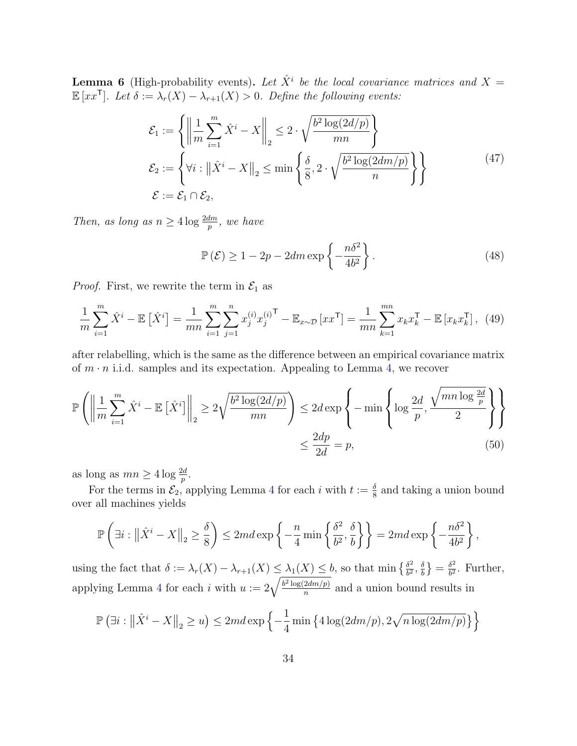**Lemma 6** (High-probability events)**.** *Let $\hat{X}^i$ be the local covariance matrices and $X = \mathbb{E}[xx^\mathsf{T}]$. Let $\delta := \lambda_r(X) - \lambda_{r+1}(X) > 0$. Define the following events:*

$$
\begin{aligned}
\mathcal{E}_1 &:= \left\{ \left\| \frac{1}{m} \sum_{i=1}^{m} \hat{X}^i - X \right\|_2 \leq 2 \cdot \sqrt{\frac{b^2 \log(2d/p)}{mn}} \right\} \\
\mathcal{E}_2 &:= \left\{ \forall i : \left\| \hat{X}^i - X \right\|_2 \leq \min \left\{ \frac{\delta}{8}, 2 \cdot \sqrt{\frac{b^2 \log(2dm/p)}{n}} \right\} \right\} \\
\mathcal{E} &:= \mathcal{E}_1 \cap \mathcal{E}_2,
\end{aligned}
\tag{47}
$$

*Then, as long as $n \geq 4 \log \frac{2dm}{p}$, we have*

$$
\mathbb{P}(\mathcal{E}) \geq 1 - 2p - 2dm \exp\left\{ -\frac{n\delta^2}{4b^2} \right\}. \tag{48}
$$

*Proof.* First, we rewrite the term in $\mathcal{E}_1$ as

$$
\frac{1}{m} \sum_{i=1}^{m} \hat{X}^i - \mathbb{E}\left[\hat{X}^i\right] = \frac{1}{mn} \sum_{i=1}^{m} \sum_{j=1}^{n} x_j^{(i)} {x_j^{(i)}}^\mathsf{T} - \mathbb{E}_{x \sim \mathcal{D}}\left[xx^\mathsf{T}\right] = \frac{1}{mn} \sum_{k=1}^{mn} x_k x_k^\mathsf{T} - \mathbb{E}\left[x_k x_k^\mathsf{T}\right], \tag{49}
$$

after relabelling, which is the same as the difference between an empirical covariance matrix of $m \cdot n$ i.i.d. samples and its expectation. Appealing to Lemma 4, we recover

$$
\begin{aligned}
\mathbb{P}\left( \left\| \frac{1}{m} \sum_{i=1}^{m} \hat{X}^i - \mathbb{E}\left[\hat{X}^i\right] \right\|_2 \geq 2\sqrt{\frac{b^2 \log(2d/p)}{mn}} \right) &\leq 2d \exp\left\{ -\min\left\{ \log \frac{2d}{p}, \frac{\sqrt{mn \log \frac{2d}{p}}}{2} \right\} \right\} \\
&\leq \frac{2dp}{2d} = p,
\end{aligned}
\tag{50}
$$

as long as $mn \geq 4 \log \frac{2d}{p}$.

For the terms in $\mathcal{E}_2$, applying Lemma 4 for each $i$ with $t := \frac{\delta}{8}$ and taking a union bound over all machines yields

$$
\mathbb{P}\left( \exists i : \left\| \hat{X}^i - X \right\|_2 \geq \frac{\delta}{8} \right) \leq 2md \exp\left\{ -\frac{n}{4} \min\left\{ \frac{\delta^2}{b^2}, \frac{\delta}{b} \right\} \right\} = 2md \exp\left\{ -\frac{n\delta^2}{4b^2} \right\},
$$

using the fact that $\delta := \lambda_r(X) - \lambda_{r+1}(X) \leq \lambda_1(X) \leq b$, so that $\min\left\{ \frac{\delta^2}{b^2}, \frac{\delta}{b} \right\} = \frac{\delta^2}{b^2}$. Further, applying Lemma 4 for each $i$ with $u := 2\sqrt{\frac{b^2 \log(2dm/p)}{n}}$ and a union bound results in

$$
\mathbb{P}\left( \exists i : \left\| \hat{X}^i - X \right\|_2 \geq u \right) \leq 2md \exp\left\{ -\frac{1}{4} \min\left\{ 4 \log(2dm/p), 2\sqrt{n \log(2dm/p)} \right\} \right\}
$$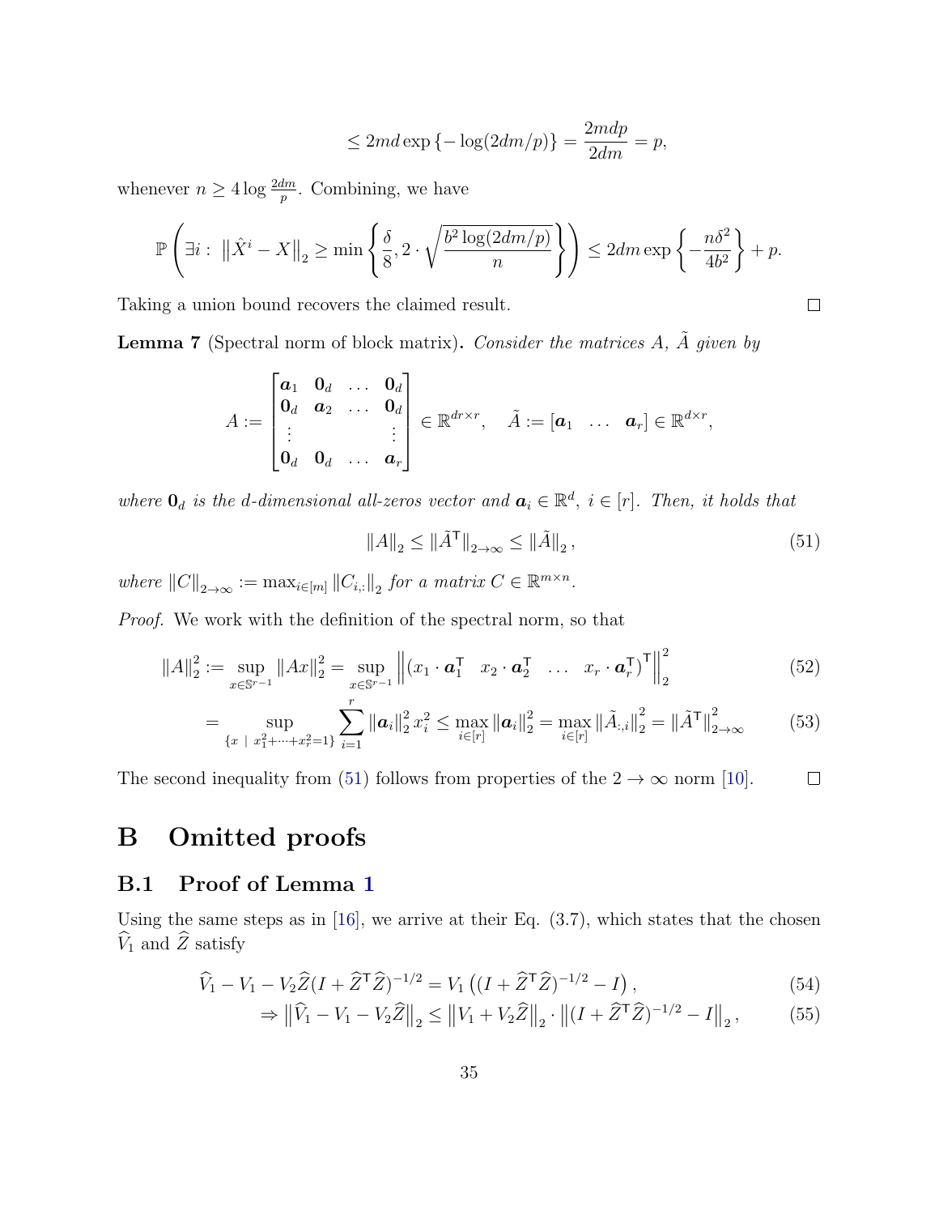$$\leq 2md \exp\{-\log(2dm/p)\} = \frac{2mdp}{2dm} = p,$$

whenever $n \geq 4 \log \frac{2dm}{p}$. Combining, we have

$$\mathbb{P}\left(\exists i: \ \left\|\hat{X}^i - X\right\|_2 \geq \min\left\{\frac{\delta}{8}, 2 \cdot \sqrt{\frac{b^2 \log(2dm/p)}{n}}\right\}\right) \leq 2dm \exp\left\{-\frac{n\delta^2}{4b^2}\right\} + p.$$

Taking a union bound recovers the claimed result. $\square$

**Lemma 7** (Spectral norm of block matrix)**.** *Consider the matrices $A$, $\tilde{A}$ given by*

$$A := \begin{bmatrix} \boldsymbol{a}_1 & \mathbf{0}_d & \dots & \mathbf{0}_d \\ \mathbf{0}_d & \boldsymbol{a}_2 & \dots & \mathbf{0}_d \\ \vdots & & & \vdots \\ \mathbf{0}_d & \mathbf{0}_d & \dots & \boldsymbol{a}_r \end{bmatrix} \in \mathbb{R}^{dr \times r}, \quad \tilde{A} := \begin{bmatrix} \boldsymbol{a}_1 & \dots & \boldsymbol{a}_r \end{bmatrix} \in \mathbb{R}^{d \times r},$$

*where $\mathbf{0}_d$ is the d-dimensional all-zeros vector and $\boldsymbol{a}_i \in \mathbb{R}^d$, $i \in [r]$. Then, it holds that*

$$\|A\|_2 \leq \|\tilde{A}^\mathsf{T}\|_{2\to\infty} \leq \|\tilde{A}\|_2, \tag{51}$$

*where $\|C\|_{2\to\infty} := \max_{i\in[m]} \|C_{i,:}\|_2$ for a matrix $C \in \mathbb{R}^{m\times n}$.*

*Proof.* We work with the definition of the spectral norm, so that

$$\|A\|_2^2 := \sup_{x\in\mathbb{S}^{r-1}} \|Ax\|_2^2 = \sup_{x\in\mathbb{S}^{r-1}} \left\|\begin{pmatrix} x_1 \cdot \boldsymbol{a}_1^\mathsf{T} & x_2 \cdot \boldsymbol{a}_2^\mathsf{T} & \dots & x_r \cdot \boldsymbol{a}_r^\mathsf{T} \end{pmatrix}^\mathsf{T}\right\|_2^2 \tag{52}$$

$$= \sup_{\{x \ | \ x_1^2+\dots+x_r^2=1\}} \sum_{i=1}^r \|\boldsymbol{a}_i\|_2^2 x_i^2 \leq \max_{i\in[r]} \|\boldsymbol{a}_i\|_2^2 = \max_{i\in[r]} \|\tilde{A}_{:,i}\|_2^2 = \|\tilde{A}^\mathsf{T}\|_{2\to\infty}^2 \tag{53}$$

The second inequality from (51) follows from properties of the $2 \to \infty$ norm [10]. $\square$

# B Omitted proofs

## B.1 Proof of Lemma 1

Using the same steps as in [16], we arrive at their Eq. (3.7), which states that the chosen $\widehat{V}_1$ and $\widehat{Z}$ satisfy

$$\widehat{V}_1 - V_1 - V_2\widehat{Z}(I + \widehat{Z}^\mathsf{T}\widehat{Z})^{-1/2} = V_1\left((I + \widehat{Z}^\mathsf{T}\widehat{Z})^{-1/2} - I\right), \tag{54}$$

$$\Rightarrow \left\|\widehat{V}_1 - V_1 - V_2\widehat{Z}\right\|_2 \leq \left\|V_1 + V_2\widehat{Z}\right\|_2 \cdot \left\|(I + \widehat{Z}^\mathsf{T}\widehat{Z})^{-1/2} - I\right\|_2, \tag{55}$$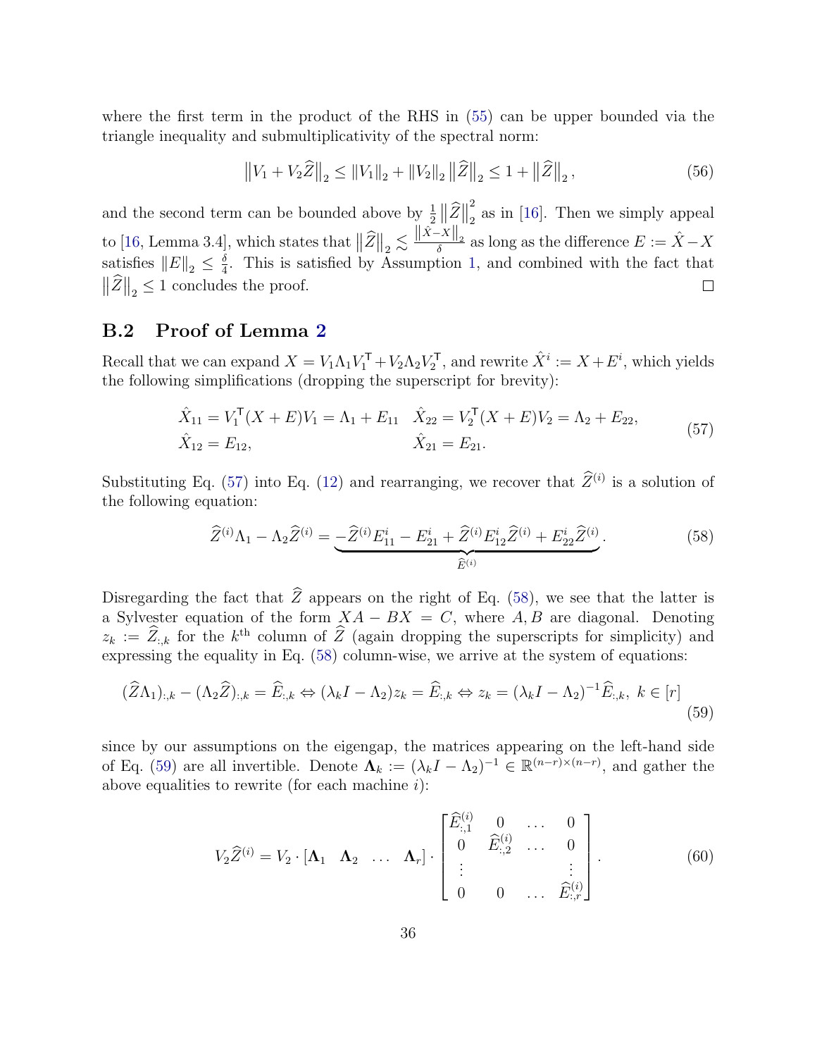where the first term in the product of the RHS in (55) can be upper bounded via the triangle inequality and submultiplicativity of the spectral norm:

$$\left\|V_1 + V_2\widehat{Z}\right\|_2 \leq \|V_1\|_2 + \|V_2\|_2 \left\|\widehat{Z}\right\|_2 \leq 1 + \left\|\widehat{Z}\right\|_2, \tag{56}$$

and the second term can be bounded above by $\frac{1}{2}\left\|\widehat{Z}\right\|_2^2$ as in [16]. Then we simply appeal to [16, Lemma 3.4], which states that $\left\|\widehat{Z}\right\|_2 \lesssim \frac{\left\|\hat{X}-X\right\|_2}{\delta}$ as long as the difference $E := \hat{X} - X$ satisfies $\|E\|_2 \leq \frac{\delta}{4}$. This is satisfied by Assumption 1, and combined with the fact that $\left\|\widehat{Z}\right\|_2 \leq 1$ concludes the proof. $\square$

## B.2 Proof of Lemma 2

Recall that we can expand $X = V_1\Lambda_1 V_1^{\mathsf{T}} + V_2\Lambda_2 V_2^{\mathsf{T}}$, and rewrite $\hat{X}^i := X + E^i$, which yields the following simplifications (dropping the superscript for brevity):

$$\begin{aligned}
\hat{X}_{11} &= V_1^{\mathsf{T}}(X+E)V_1 = \Lambda_1 + E_{11} \quad & \hat{X}_{22} &= V_2^{\mathsf{T}}(X+E)V_2 = \Lambda_2 + E_{22}, \\
\hat{X}_{12} &= E_{12}, & \hat{X}_{21} &= E_{21}.
\end{aligned} \tag{57}$$

Substituting Eq. (57) into Eq. (12) and rearranging, we recover that $\widehat{Z}^{(i)}$ is a solution of the following equation:

$$\widehat{Z}^{(i)}\Lambda_1 - \Lambda_2\widehat{Z}^{(i)} = \underbrace{-\widehat{Z}^{(i)}E_{11}^i - E_{21}^i + \widehat{Z}^{(i)}E_{12}^i\widehat{Z}^{(i)} + E_{22}^i\widehat{Z}^{(i)}}_{\widehat{E}^{(i)}}. \tag{58}$$

Disregarding the fact that $\widehat{Z}$ appears on the right of Eq. (58), we see that the latter is a Sylvester equation of the form $XA - BX = C$, where $A, B$ are diagonal. Denoting $z_k := \widehat{Z}_{:,k}$ for the $k^{\text{th}}$ column of $\widehat{Z}$ (again dropping the superscripts for simplicity) and expressing the equality in Eq. (58) column-wise, we arrive at the system of equations:

$$(\widehat{Z}\Lambda_1)_{:,k} - (\Lambda_2\widehat{Z})_{:,k} = \widehat{E}_{:,k} \Leftrightarrow (\lambda_k I - \Lambda_2)z_k = \widehat{E}_{:,k} \Leftrightarrow z_k = (\lambda_k I - \Lambda_2)^{-1}\widehat{E}_{:,k},\ k \in [r] \tag{59}$$

since by our assumptions on the eigengap, the matrices appearing on the left-hand side of Eq. (59) are all invertible. Denote $\mathbf{\Lambda}_k := (\lambda_k I - \Lambda_2)^{-1} \in \mathbb{R}^{(n-r)\times(n-r)}$, and gather the above equalities to rewrite (for each machine $i$):

$$V_2\widehat{Z}^{(i)} = V_2 \cdot \begin{bmatrix} \mathbf{\Lambda}_1 & \mathbf{\Lambda}_2 & \dots & \mathbf{\Lambda}_r \end{bmatrix} \cdot \begin{bmatrix} \widehat{E}_{:,1}^{(i)} & 0 & \dots & 0 \\ 0 & \widehat{E}_{:,2}^{(i)} & \dots & 0 \\ \vdots & & & \vdots \\ 0 & 0 & \dots & \widehat{E}_{:,r}^{(i)} \end{bmatrix}. \tag{60}$$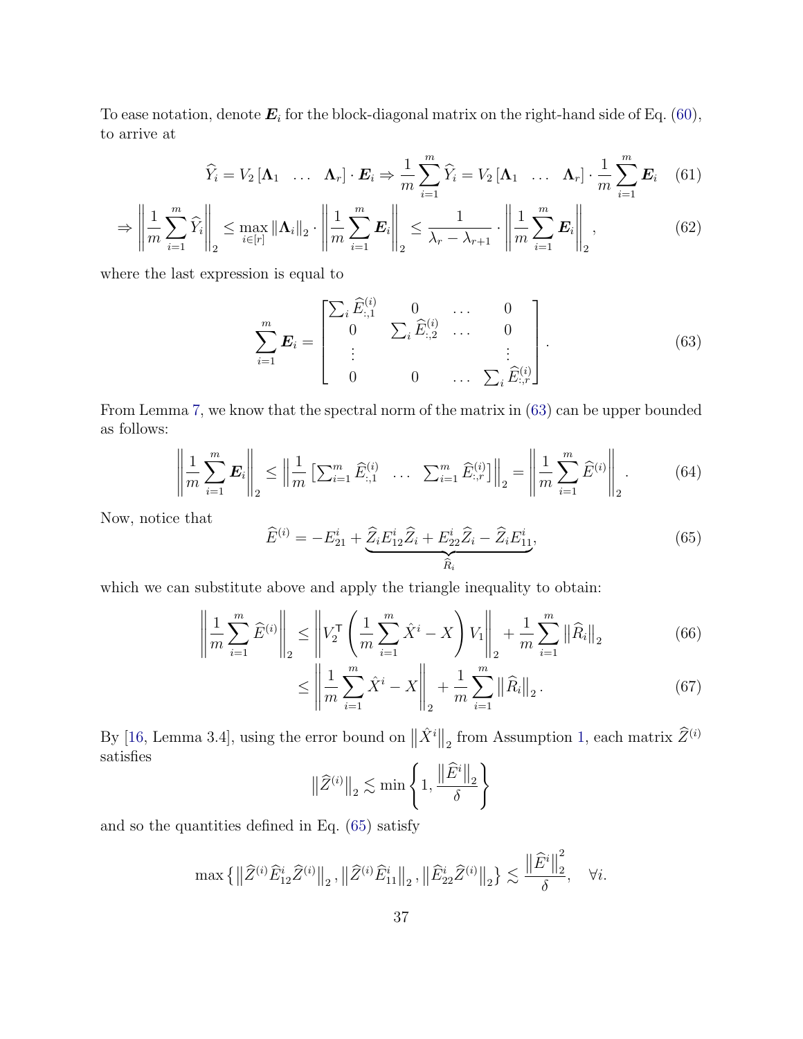To ease notation, denote $\boldsymbol{E}_i$ for the block-diagonal matrix on the right-hand side of Eq. (60), to arrive at

$$
\widehat{Y}_i = V_2 \begin{bmatrix} \boldsymbol{\Lambda}_1 & \dots & \boldsymbol{\Lambda}_r \end{bmatrix} \cdot \boldsymbol{E}_i \Rightarrow \frac{1}{m} \sum_{i=1}^{m} \widehat{Y}_i = V_2 \begin{bmatrix} \boldsymbol{\Lambda}_1 & \dots & \boldsymbol{\Lambda}_r \end{bmatrix} \cdot \frac{1}{m} \sum_{i=1}^{m} \boldsymbol{E}_i \tag{61}
$$

$$
\Rightarrow \left\| \frac{1}{m} \sum_{i=1}^{m} \widehat{Y}_i \right\|_2 \leq \max_{i \in [r]} \|\boldsymbol{\Lambda}_i\|_2 \cdot \left\| \frac{1}{m} \sum_{i=1}^{m} \boldsymbol{E}_i \right\|_2 \leq \frac{1}{\lambda_r - \lambda_{r+1}} \cdot \left\| \frac{1}{m} \sum_{i=1}^{m} \boldsymbol{E}_i \right\|_2, \tag{62}
$$

where the last expression is equal to

$$
\sum_{i=1}^{m} \boldsymbol{E}_i = \begin{bmatrix} \sum_i \widehat{E}^{(i)}_{:,1} & 0 & \dots & 0 \\ 0 & \sum_i \widehat{E}^{(i)}_{:,2} & \dots & 0 \\ \vdots & & & \vdots \\ 0 & 0 & \dots & \sum_i \widehat{E}^{(i)}_{:,r} \end{bmatrix}. \tag{63}
$$

From Lemma 7, we know that the spectral norm of the matrix in (63) can be upper bounded as follows:

$$
\left\| \frac{1}{m} \sum_{i=1}^{m} \boldsymbol{E}_i \right\|_2 \leq \left\| \frac{1}{m} \begin{bmatrix} \sum_{i=1}^{m} \widehat{E}^{(i)}_{:,1} & \dots & \sum_{i=1}^{m} \widehat{E}^{(i)}_{:,r} \end{bmatrix} \right\|_2 = \left\| \frac{1}{m} \sum_{i=1}^{m} \widehat{E}^{(i)} \right\|_2. \tag{64}
$$

Now, notice that

$$
\widehat{E}^{(i)} = -E^i_{21} + \underbrace{\widehat{Z}_i E^i_{12} \widehat{Z}_i + E^i_{22} \widehat{Z}_i - \widehat{Z}_i E^i_{11}}_{\widehat{R}_i}, \tag{65}
$$

which we can substitute above and apply the triangle inequality to obtain:

$$
\begin{aligned}
\left\| \frac{1}{m} \sum_{i=1}^{m} \widehat{E}^{(i)} \right\|_2 &\leq \left\| V_2^{\mathsf{T}} \left( \frac{1}{m} \sum_{i=1}^{m} \hat{X}^i - X \right) V_1 \right\|_2 + \frac{1}{m} \sum_{i=1}^{m} \left\| \widehat{R}_i \right\|_2 & (66) \\
&\leq \left\| \frac{1}{m} \sum_{i=1}^{m} \hat{X}^i - X \right\|_2 + \frac{1}{m} \sum_{i=1}^{m} \left\| \widehat{R}_i \right\|_2. & (67)
\end{aligned}
$$

By [16, Lemma 3.4], using the error bound on $\|\hat{X}^i\|_2$ from Assumption 1, each matrix $\widehat{Z}^{(i)}$ satisfies

$$
\|\widehat{Z}^{(i)}\|_2 \lesssim \min \left\{ 1, \frac{\|\widehat{E}^i\|_2}{\delta} \right\}
$$

and so the quantities defined in Eq. (65) satisfy

$$
\max \left\{ \|\widehat{Z}^{(i)} \widehat{E}^i_{12} \widehat{Z}^{(i)}\|_2, \|\widehat{Z}^{(i)} \widehat{E}^i_{11}\|_2, \|\widehat{E}^i_{22} \widehat{Z}^{(i)}\|_2 \right\} \lesssim \frac{\|\widehat{E}^i\|_2^2}{\delta}, \quad \forall i.
$$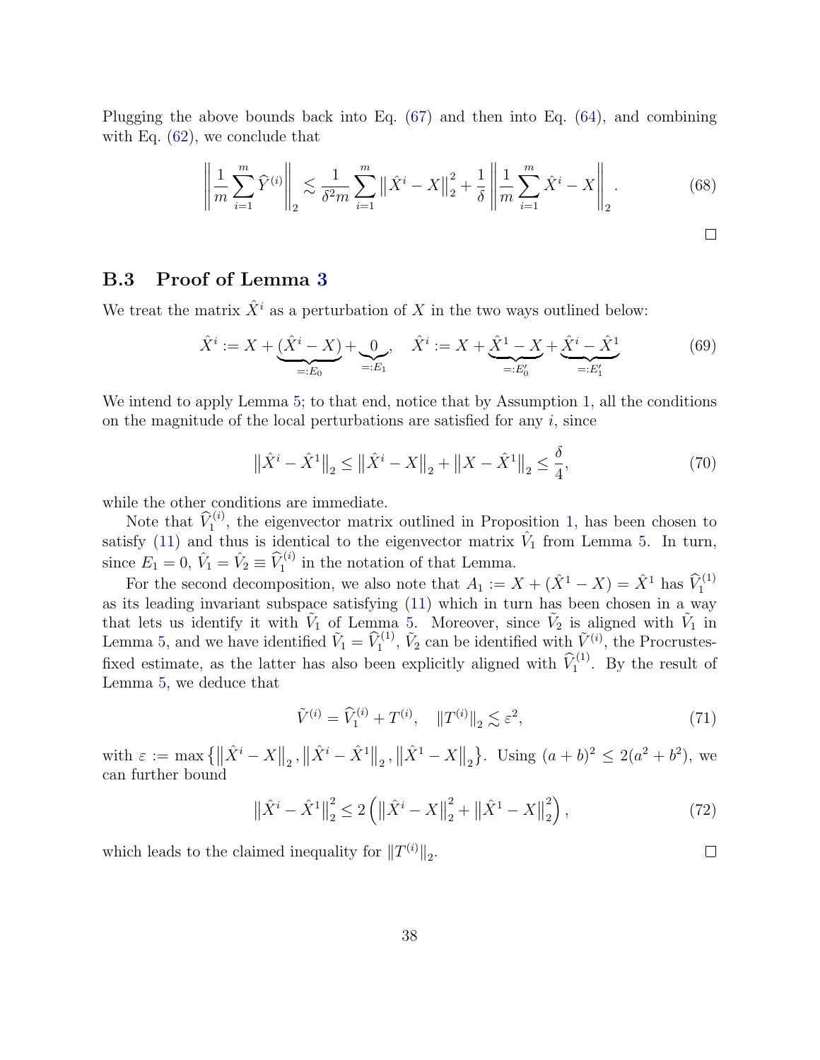Plugging the above bounds back into Eq. (67) and then into Eq. (64), and combining with Eq. (62), we conclude that

$$\left\| \frac{1}{m} \sum_{i=1}^{m} \widehat{Y}^{(i)} \right\|_2 \lesssim \frac{1}{\delta^2 m} \sum_{i=1}^{m} \left\| \hat{X}^i - X \right\|_2^2 + \frac{1}{\delta} \left\| \frac{1}{m} \sum_{i=1}^{m} \hat{X}^i - X \right\|_2 . \tag{68}$$

□

### B.3 Proof of Lemma 3

We treat the matrix $\hat{X}^i$ as a perturbation of $X$ in the two ways outlined below:

$$\hat{X}^i := X + \underbrace{(\hat{X}^i - X)}_{=:E_0} + \underbrace{0}_{=:E_1}, \quad \hat{X}^i := X + \underbrace{\hat{X}^1 - X}_{=:E_0'} + \underbrace{\hat{X}^i - \hat{X}^1}_{=:E_1'} \tag{69}$$

We intend to apply Lemma 5; to that end, notice that by Assumption 1, all the conditions on the magnitude of the local perturbations are satisfied for any $i$, since

$$\left\| \hat{X}^i - \hat{X}^1 \right\|_2 \leq \left\| \hat{X}^i - X \right\|_2 + \left\| X - \hat{X}^1 \right\|_2 \leq \frac{\delta}{4}, \tag{70}$$

while the other conditions are immediate.

Note that $\widehat{V}_1^{(i)}$, the eigenvector matrix outlined in Proposition 1, has been chosen to satisfy (11) and thus is identical to the eigenvector matrix $\hat{V}_1$ from Lemma 5. In turn, since $E_1 = 0$, $\hat{V}_1 = \hat{V}_2 \equiv \widehat{V}_1^{(i)}$ in the notation of that Lemma.

For the second decomposition, we also note that $A_1 := X + (\hat{X}^1 - X) = \hat{X}^1$ has $\widehat{V}_1^{(1)}$ as its leading invariant subspace satisfying (11) which in turn has been chosen in a way that lets us identify it with $\tilde{V}_1$ of Lemma 5. Moreover, since $\tilde{V}_2$ is aligned with $\tilde{V}_1$ in Lemma 5, and we have identified $\tilde{V}_1 = \widehat{V}_1^{(1)}$, $\tilde{V}_2$ can be identified with $\tilde{V}^{(i)}$, the Procrustes-fixed estimate, as the latter has also been explicitly aligned with $\widehat{V}_1^{(1)}$. By the result of Lemma 5, we deduce that

$$\tilde{V}^{(i)} = \widehat{V}_1^{(i)} + T^{(i)}, \quad \|T^{(i)}\|_2 \lesssim \varepsilon^2, \tag{71}$$

with $\varepsilon := \max \left\{ \left\| \hat{X}^i - X \right\|_2, \left\| \hat{X}^i - \hat{X}^1 \right\|_2, \left\| \hat{X}^1 - X \right\|_2 \right\}$. Using $(a+b)^2 \leq 2(a^2 + b^2)$, we can further bound

$$\left\| \hat{X}^i - \hat{X}^1 \right\|_2^2 \leq 2 \left( \left\| \hat{X}^i - X \right\|_2^2 + \left\| \hat{X}^1 - X \right\|_2^2 \right), \tag{72}$$

which leads to the claimed inequality for $\|T^{(i)}\|_2$.

□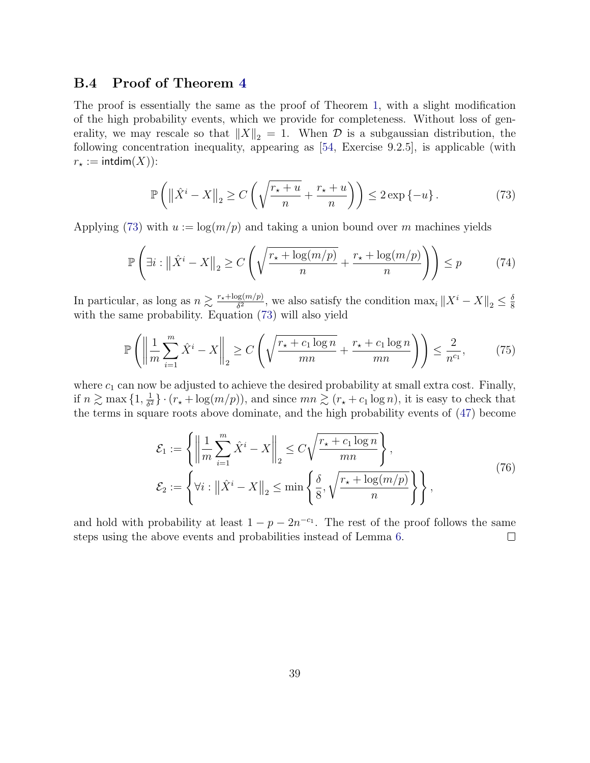### B.4 Proof of Theorem 4

The proof is essentially the same as the proof of Theorem 1, with a slight modification of the high probability events, which we provide for completeness. Without loss of generality, we may rescale so that $\|X\|_2 = 1$. When $\mathcal{D}$ is a subgaussian distribution, the following concentration inequality, appearing as [54, Exercise 9.2.5], is applicable (with $r_\star := \mathsf{intdim}(X)$):

$$\mathbb{P}\left(\left\|\hat{X}^i - X\right\|_2 \geq C\left(\sqrt{\frac{r_\star + u}{n}} + \frac{r_\star + u}{n}\right)\right) \leq 2\exp\left\{-u\right\}. \tag{73}$$

Applying (73) with $u := \log(m/p)$ and taking a union bound over $m$ machines yields

$$\mathbb{P}\left(\exists i : \left\|\hat{X}^i - X\right\|_2 \geq C\left(\sqrt{\frac{r_\star + \log(m/p)}{n}} + \frac{r_\star + \log(m/p)}{n}\right)\right) \leq p \tag{74}$$

In particular, as long as $n \gtrsim \frac{r_\star + \log(m/p)}{\delta^2}$, we also satisfy the condition $\max_i \|X^i - X\|_2 \leq \frac{\delta}{8}$ with the same probability. Equation (73) will also yield

$$\mathbb{P}\left(\left\|\frac{1}{m}\sum_{i=1}^m \hat{X}^i - X\right\|_2 \geq C\left(\sqrt{\frac{r_\star + c_1 \log n}{mn}} + \frac{r_\star + c_1 \log n}{mn}\right)\right) \leq \frac{2}{n^{c_1}}, \tag{75}$$

where $c_1$ can now be adjusted to achieve the desired probability at small extra cost. Finally, if $n \gtrsim \max\{1, \frac{1}{\delta^2}\} \cdot (r_\star + \log(m/p))$, and since $mn \gtrsim (r_\star + c_1 \log n)$, it is easy to check that the terms in square roots above dominate, and the high probability events of (47) become

$$\begin{aligned}
\mathcal{E}_1 &:= \left\{\left\|\frac{1}{m}\sum_{i=1}^m \hat{X}^i - X\right\|_2 \leq C\sqrt{\frac{r_\star + c_1 \log n}{mn}}\right\}, \\
\mathcal{E}_2 &:= \left\{\forall i : \left\|\hat{X}^i - X\right\|_2 \leq \min\left\{\frac{\delta}{8}, \sqrt{\frac{r_\star + \log(m/p)}{n}}\right\}\right\},
\end{aligned} \tag{76}$$

and hold with probability at least $1 - p - 2n^{-c_1}$. The rest of the proof follows the same steps using the above events and probabilities instead of Lemma 6. $\square$